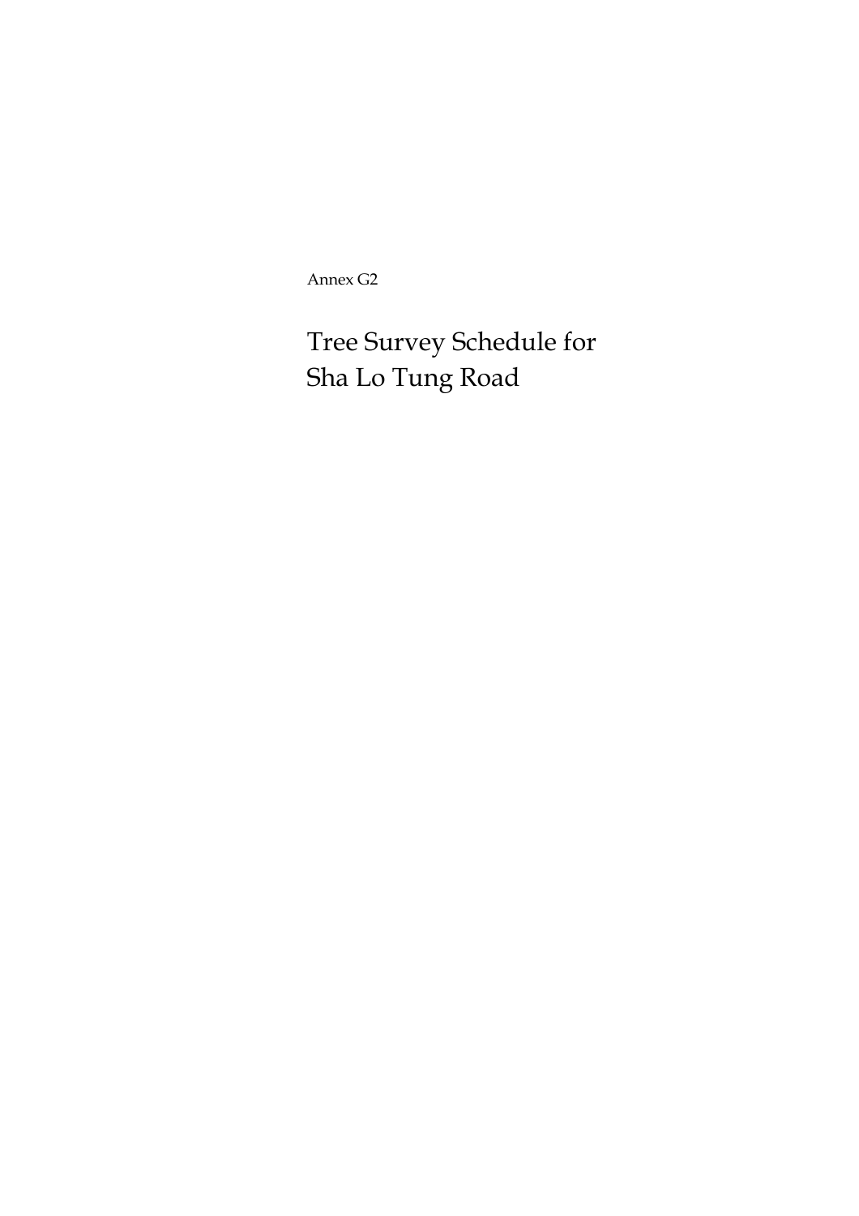Annex G2

# Tree Survey Schedule for Sha Lo Tung Road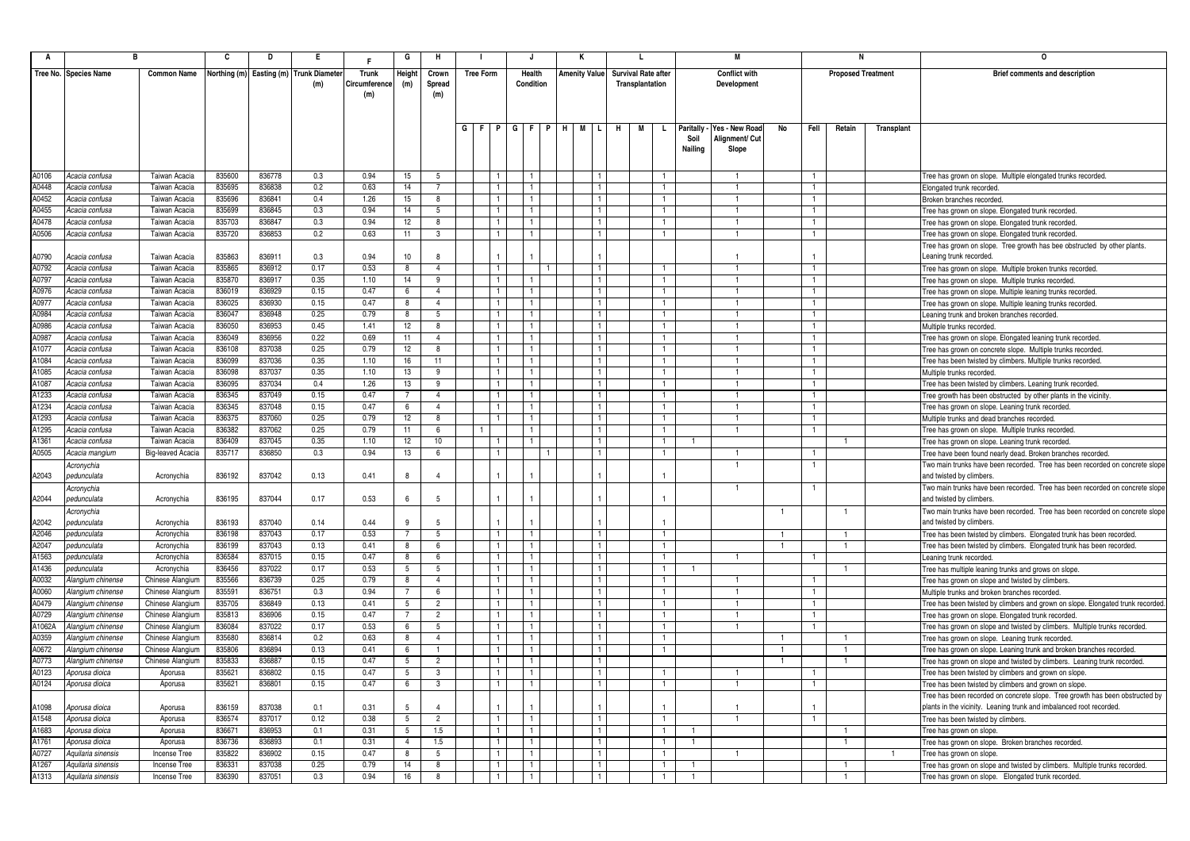| A | B | | C | D | E | F | G | H | I | | | J | | | K | | | L | | | M | | | N | | | O |
|---|---|---|---|---|---|---|---|---|---|---|---|---|---|---|---|---|---|---|---|---|---|---|---|---|---|---|---|
| Tree No. | Species Name | Common Name | Northing (m) | Easting (m) | Trunk Diameter (m) | Trunk Circumference (m) | Height (m) | Crown Spread (m) | Tree Form | | | Health Condition | | | Amenity Value | | | Survival Rate after Transplantation | | | Conflict with Development | | | Proposed Treatment | | | Brief comments and description |
| | | | | | | | | | G | F | P | G | F | P | H | M | L | H | M | L | Paritally - Soil Nailing | Yes - New Road Alignment/ Cut Slope | No | Fell | Retain | Transplant | |
| A0106 | *Acacia confusa* | Taiwan Acacia | 835600 | 836778 | 0.3 | 0.94 | 15 | 5 | | | 1 | 1 | | | | | 1 | | | 1 | | 1 | | 1 | | | Tree has grown on slope. Multiple elongated trunks recorded. |
| A0448 | *Acacia confusa* | Taiwan Acacia | 835695 | 836838 | 0.2 | 0.63 | 14 | 7 | | | 1 | 1 | | | | | 1 | | | 1 | | 1 | | 1 | | | Elongated trunk recorded. |
| A0452 | *Acacia confusa* | Taiwan Acacia | 835696 | 836841 | 0.4 | 1.26 | 15 | 8 | | | 1 | 1 | | | | | 1 | | | 1 | | 1 | | 1 | | | Broken branches recorded. |
| A0455 | *Acacia confusa* | Taiwan Acacia | 835699 | 836845 | 0.3 | 0.94 | 14 | 5 | | | 1 | 1 | | | | | 1 | | | 1 | | 1 | | 1 | | | Tree has grown on slope. Elongated trunk recorded. |
| A0478 | *Acacia confusa* | Taiwan Acacia | 835703 | 836847 | 0.3 | 0.94 | 12 | 8 | | | 1 | 1 | | | | | 1 | | | 1 | | 1 | | 1 | | | Tree has grown on slope. Elongated trunk recorded. |
| A0506 | *Acacia confusa* | Taiwan Acacia | 835720 | 836853 | 0.2 | 0.63 | 11 | 3 | | | 1 | 1 | | | | | 1 | | | 1 | | 1 | | 1 | | | Tree has grown on slope. Elongated trunk recorded. |
| A0790 | *Acacia confusa* | Taiwan Acacia | 835863 | 836911 | 0.3 | 0.94 | 10 | 8 | | | 1 | 1 | | | | | 1 | | | | | 1 | | 1 | | | Tree has grown on slope. Tree growth has bee obstructed by other plants. Leaning trunk recorded. |
| A0792 | *Acacia confusa* | Taiwan Acacia | 835865 | 836912 | 0.17 | 0.53 | 8 | 4 | | | 1 | | 1 | | | | 1 | | | 1 | | 1 | | 1 | | | Tree has grown on slope. Multiple broken trunks recorded. |
| A0797 | *Acacia confusa* | Taiwan Acacia | 835870 | 836917 | 0.35 | 1.10 | 14 | 9 | | | 1 | 1 | | | | | 1 | | | 1 | | 1 | | 1 | | | Tree has grown on slope. Multiple trunks recorded. |
| A0976 | *Acacia confusa* | Taiwan Acacia | 836019 | 836929 | 0.15 | 0.47 | 6 | 4 | | | 1 | 1 | | | | | 1 | | | 1 | | 1 | | 1 | | | Tree has grown on slope. Multiple leaning trunks recorded. |
| A0977 | *Acacia confusa* | Taiwan Acacia | 836025 | 836930 | 0.15 | 0.47 | 8 | 4 | | | 1 | 1 | | | | | 1 | | | 1 | | 1 | | 1 | | | Tree has grown on slope. Multiple leaning trunks recorded. |
| A0984 | *Acacia confusa* | Taiwan Acacia | 836047 | 836948 | 0.25 | 0.79 | 8 | 5 | | | 1 | 1 | | | | | 1 | | | 1 | | 1 | | 1 | | | Leaning trunk and broken branches recorded. |
| A0986 | *Acacia confusa* | Taiwan Acacia | 836050 | 836953 | 0.45 | 1.41 | 12 | 8 | | | 1 | 1 | | | | | 1 | | | 1 | | 1 | | 1 | | | Multiple trunks recorded. |
| A0987 | *Acacia confusa* | Taiwan Acacia | 836049 | 836956 | 0.22 | 0.69 | 11 | 4 | | | 1 | 1 | | | | | 1 | | | 1 | | 1 | | 1 | | | Tree has grown on slope. Elongated leaning trunk recorded. |
| A1077 | *Acacia confusa* | Taiwan Acacia | 836108 | 837038 | 0.25 | 0.79 | 12 | 8 | | | 1 | 1 | | | | | 1 | | | 1 | | 1 | | 1 | | | Tree has grown on concrete slope. Multiple trunks recorded. |
| A1084 | *Acacia confusa* | Taiwan Acacia | 836099 | 837036 | 0.35 | 1.10 | 16 | 11 | | | 1 | 1 | | | | | 1 | | | 1 | | 1 | | 1 | | | Tree has been twisted by climbers. Multiple trunks recorded. |
| A1085 | *Acacia confusa* | Taiwan Acacia | 836098 | 837037 | 0.35 | 1.10 | 13 | 9 | | | 1 | 1 | | | | | 1 | | | 1 | | 1 | | 1 | | | Multiple trunks recorded. |
| A1087 | *Acacia confusa* | Taiwan Acacia | 836095 | 837034 | 0.4 | 1.26 | 13 | 9 | | | 1 | 1 | | | | | 1 | | | 1 | | 1 | | 1 | | | Tree has been twisted by climbers. Leaning trunk recorded. |
| A1233 | *Acacia confusa* | Taiwan Acacia | 836345 | 837049 | 0.15 | 0.47 | 7 | 4 | | | 1 | 1 | | | | | 1 | | | 1 | | 1 | | 1 | | | Tree growth has been obstructed by other plants in the vicinity. |
| A1234 | *Acacia confusa* | Taiwan Acacia | 836345 | 837048 | 0.15 | 0.47 | 6 | 4 | | | 1 | 1 | | | | | 1 | | | 1 | | 1 | | 1 | | | Tree has grown on slope. Leaning trunk recorded. |
| A1293 | *Acacia confusa* | Taiwan Acacia | 836375 | 837060 | 0.25 | 0.79 | 12 | 8 | | | 1 | 1 | | | | | 1 | | | 1 | | 1 | | 1 | | | Multiple trunks and dead branches recorded. |
| A1295 | *Acacia confusa* | Taiwan Acacia | 836382 | 837062 | 0.25 | 0.79 | 11 | 6 | 1 | | | 1 | | | | | 1 | | | 1 | | 1 | | 1 | | | Tree has grown on slope. Multiple trunks recorded. |
| A1361 | *Acacia confusa* | Taiwan Acacia | 836409 | 837045 | 0.35 | 1.10 | 12 | 10 | | | 1 | 1 | | | | | 1 | | | 1 | 1 | | | | 1 | | Tree has grown on slope. Leaning trunk recorded. |
| A0505 | *Acacia mangium* | Big-leaved Acacia | 835717 | 836850 | 0.3 | 0.94 | 13 | 6 | | | 1 | | 1 | | | | 1 | | | 1 | | 1 | | 1 | | | Tree have been found nearly dead. Broken branches recorded. |
| A2043 | *Acronychia pedunculata* | Acronychia | 836192 | 837042 | 0.13 | 0.41 | 8 | 4 | | | 1 | 1 | | | | | 1 | | | 1 | | 1 | | 1 | | | Two main trunks have been recorded. Tree has been recorded on concrete slope and twisted by climbers. |
| A2044 | *Acronychia pedunculata* | Acronychia | 836195 | 837044 | 0.17 | 0.53 | 6 | 5 | | | 1 | 1 | | | | | 1 | | | 1 | | 1 | | 1 | | | Two main trunks have been recorded. Tree has been recorded on concrete slope and twisted by climbers. |
| A2042 | *Acronychia pedunculata* | Acronychia | 836193 | 837040 | 0.14 | 0.44 | 9 | 5 | | | 1 | 1 | | | | | 1 | | | 1 | | | 1 | | 1 | | Two main trunks have been recorded. Tree has been recorded on concrete slope and twisted by climbers. |
| A2046 | *pedunculata* | Acronychia | 836198 | 837043 | 0.17 | 0.53 | 7 | 5 | | | 1 | 1 | | | | | 1 | | | 1 | | | 1 | | 1 | | Tree has been twisted by climbers. Elongated trunk has been recorded. |
| A2047 | *pedunculata* | Acronychia | 836199 | 837043 | 0.13 | 0.41 | 8 | 6 | | | 1 | 1 | | | | | 1 | | | 1 | | | 1 | | 1 | | Tree has been twisted by climbers. Elongated trunk has been recorded. |
| A1563 | *pedunculata* | Acronychia | 836584 | 837015 | 0.15 | 0.47 | 8 | 6 | | | 1 | 1 | | | | | 1 | | | 1 | | 1 | | 1 | | | Leaning trunk recorded. |
| A1436 | *pedunculata* | Acronychia | 836456 | 837022 | 0.17 | 0.53 | 5 | 5 | | | 1 | 1 | | | | | 1 | | | 1 | 1 | | | | 1 | | Tree has multiple leaning trunks and grows on slope. |
| A0032 | *Alangium chinense* | Chinese Alangium | 835566 | 836739 | 0.25 | 0.79 | 8 | 4 | | | 1 | 1 | | | | | 1 | | | 1 | | 1 | | 1 | | | Tree has grown on slope and twisted by climbers. |
| A0060 | *Alangium chinense* | Chinese Alangium | 835591 | 836751 | 0.3 | 0.94 | 7 | 6 | | | 1 | 1 | | | | | 1 | | | 1 | | 1 | | 1 | | | Multiple trunks and broken branches recorded. |
| A0479 | *Alangium chinense* | Chinese Alangium | 835705 | 836849 | 0.13 | 0.41 | 5 | 2 | | | 1 | 1 | | | | | 1 | | | 1 | | 1 | | 1 | | | Tree has been twisted by climbers and grown on slope. Elongated trunk recorded. |
| A0729 | *Alangium chinense* | Chinese Alangium | 835813 | 836906 | 0.15 | 0.47 | 7 | 2 | | | 1 | 1 | | | | | 1 | | | 1 | | 1 | | 1 | | | Tree has grown on slope. Elongated trunk recorded. |
| A1062A | *Alangium chinense* | Chinese Alangium | 836084 | 837022 | 0.17 | 0.53 | 6 | 5 | | | 1 | 1 | | | | | 1 | | | 1 | | 1 | | 1 | | | Tree has grown on slope and twisted by climbers. Multiple trunks recorded. |
| A0359 | *Alangium chinense* | Chinese Alangium | 835680 | 836814 | 0.2 | 0.63 | 8 | 4 | | | 1 | 1 | | | | | 1 | | | 1 | | | 1 | | 1 | | Tree has grown on slope. Leaning trunk recorded. |
| A0672 | *Alangium chinense* | Chinese Alangium | 835806 | 836894 | 0.13 | 0.41 | 6 | 1 | | | 1 | 1 | | | | | 1 | | | 1 | | | 1 | | 1 | | Tree has grown on slope. Leaning trunk and broken branches recorded. |
| A0773 | *Alangium chinense* | Chinese Alangium | 835833 | 836887 | 0.15 | 0.47 | 5 | 2 | | | 1 | 1 | | | | | 1 | | | | | | 1 | | 1 | | Tree has grown on slope and twisted by climbers. Leaning trunk recorded. |
| A0123 | *Aporusa dioica* | Aporusa | 835621 | 836802 | 0.15 | 0.47 | 5 | 3 | | | 1 | 1 | | | | | 1 | | | 1 | | 1 | | 1 | | | Tree has been twisted by climbers and grown on slope. |
| A0124 | *Aporusa dioica* | Aporusa | 835621 | 836801 | 0.15 | 0.47 | 6 | 3 | | | 1 | 1 | | | | | 1 | | | 1 | | 1 | | 1 | | | Tree has been twisted by climbers and grown on slope. |
| A1098 | *Aporusa dioica* | Aporusa | 836159 | 837038 | 0.1 | 0.31 | 5 | 4 | | | 1 | 1 | | | | | 1 | | | 1 | | 1 | | 1 | | | Tree has been recorded on concrete slope. Tree growth has been obstructed by plants in the vicinity. Leaning trunk and imbalanced root recorded. |
| A1548 | *Aporusa dioica* | Aporusa | 836574 | 837017 | 0.12 | 0.38 | 5 | 2 | | | 1 | 1 | | | | | 1 | | | 1 | | 1 | | 1 | | | Tree has been twisted by climbers. |
| A1683 | *Aporusa dioica* | Aporusa | 836671 | 836953 | 0.1 | 0.31 | 5 | 1.5 | | | 1 | 1 | | | | | 1 | | | 1 | 1 | | | | 1 | | Tree has grown on slope. |
| A1761 | *Aporusa dioica* | Aporusa | 836736 | 836893 | 0.1 | 0.31 | 4 | 1.5 | | | 1 | 1 | | | | | 1 | | | 1 | 1 | | | | 1 | | Tree has grown on slope. Broken branches recorded. |
| A0727 | *Aquilaria sinensis* | Incense Tree | 835822 | 836902 | 0.15 | 0.47 | 8 | 5 | | | 1 | 1 | | | | | 1 | | | 1 | | 1 | | | | 1 | Tree has grown on slope. |
| A1267 | *Aquilaria sinensis* | Incense Tree | 836331 | 837038 | 0.25 | 0.79 | 14 | 8 | | | 1 | 1 | | | | | 1 | | | 1 | 1 | | | | 1 | | Tree has grown on slope and twisted by climbers. Multiple trunks recorded. |
| A1313 | *Aquilaria sinensis* | Incense Tree | 836390 | 837051 | 0.3 | 0.94 | 16 | 8 | | | 1 | 1 | | | | | 1 | | | 1 | 1 | | | | 1 | | Tree has grown on slope. Elongated trunk recorded. |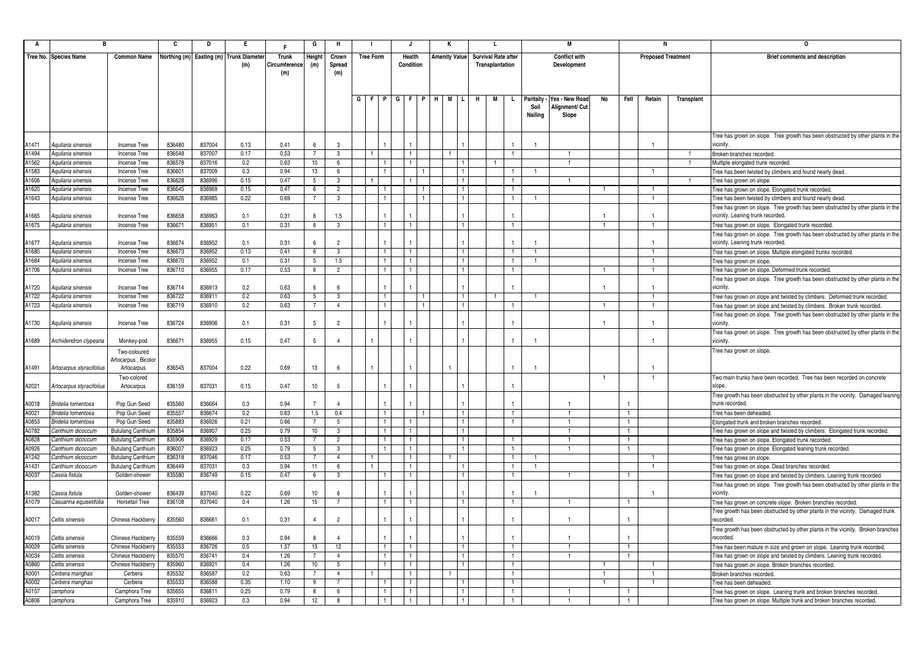| A | B | | C | D | E | F | G | H | I | | | J | | | K | | | L | | | M | | | N | | | O |
|---|---|---|---|---|---|---|---|---|---|---|---|---|---|---|---|---|---|---|---|---|---|---|---|---|---|---|---|
| Tree No. | Species Name | Common Name | Northing (m) | Easting (m) | Trunk Diameter (m) | Trunk Circumference (m) | Height (m) | Crown Spread (m) | Tree Form | | | Health Condition | | | Amenity Value | | | Survival Rate after Transplantation | | | Conflict with Development | | | Proposed Treatment | | | Brief comments and description |
| | | | | | | | | | G | F | P | G | F | P | H | M | L | H | M | L | Paritally - Soil Nailing | Yes - New Road Alignment/ Cut Slope | No | Fell | Retain | Transplant | |
| A1471 | *Aquilaria sinensis* | Incense Tree | 836480 | 837004 | 0.13 | 0.41 | 6 | 3 | | | 1 | 1 | | | | | 1 | | | 1 | 1 | | | | 1 | | Tree has grown on slope. Tree growth has been obstructed by other plants in the vicinity. |
| A1494 | *Aquilaria sinensis* | Incense Tree | 836548 | 837007 | 0.17 | 0.53 | 7 | 3 | | 1 | | 1 | | | | 1 | | | | 1 | | 1 | | | | 1 | Broken branches recorded. |
| A1562 | *Aquilaria sinensis* | Incense Tree | 836578 | 837016 | 0.2 | 0.63 | 10 | 6 | | | 1 | 1 | | | | | 1 | | 1 | | | 1 | | | | 1 | Multiple elongated trunk recorded. |
| A1583 | *Aquilaria sinensis* | Incense Tree | 836601 | 837009 | 0.3 | 0.94 | 13 | 6 | | | 1 | | 1 | | | | 1 | | | 1 | 1 | | | | 1 | | Tree has been twisted by climbers and found nearly dead. |
| A1606 | *Aquilaria sinensis* | Incense Tree | 836628 | 836996 | 0.15 | 0.47 | 5 | 3 | | 1 | | 1 | | | | | 1 | | | 1 | | 1 | | | | 1 | Tree has grown on slope. |
| A1620 | *Aquilaria sinensis* | Incense Tree | 836645 | 836969 | 0.15 | 0.47 | 6 | 2 | | | 1 | | 1 | | | | 1 | | | 1 | | | 1 | | 1 | | Tree has grown on slope. Elongated trunk recorded. |
| A1643 | *Aquilaria sinensis* | Incense Tree | 836626 | 836985 | 0.22 | 0.69 | 7 | 3 | | | 1 | | 1 | | | | 1 | | | 1 | 1 | | | | 1 | | Tree has been twisted by climbers and found nearly dead. |
| A1665 | *Aquilaria sinensis* | Incense Tree | 836658 | 836963 | 0.1 | 0.31 | 6 | 1.5 | | | 1 | 1 | | | | | 1 | | | 1 | | | 1 | | 1 | | Tree has grown on slope. Tree growth has been obstructed by other plants in the vicinity. Leaning trunk recorded. |
| A1675 | *Aquilaria sinensis* | Incense Tree | 836671 | 836951 | 0.1 | 0.31 | 6 | 3 | | | 1 | 1 | | | | | 1 | | | 1 | | | 1 | | 1 | | Tree has grown on slope. Elongated trunk recorded. |
| A1677 | *Aquilaria sinensis* | Incense Tree | 836674 | 836952 | 0.1 | 0.31 | 6 | 2 | | | 1 | 1 | | | | | 1 | | | 1 | 1 | | | | 1 | | Tree has grown on slope. Tree growth has been obstructed by other plants in the vicinity. Leaning trunk recorded. |
| A1680 | *Aquilaria sinensis* | Incense Tree | 836673 | 836952 | 0.13 | 0.41 | 6 | 3 | | | 1 | 1 | | | | | 1 | | | 1 | 1 | | | | 1 | | Tree has grown on slope. Multiple elongated trunks recorded. |
| A1684 | *Aquilaria sinensis* | Incense Tree | 836670 | 836952 | 0.1 | 0.31 | 5 | 1.5 | | | 1 | 1 | | | | | 1 | | | 1 | 1 | | | | 1 | | Tree has grown on slope. |
| A1706 | *Aquilaria sinensis* | Incense Tree | 836710 | 836955 | 0.17 | 0.53 | 6 | 2 | | | 1 | 1 | | | | | 1 | | | 1 | | | 1 | | 1 | | Tree has grown on slope. Deformed trunk recorded. |
| A1720 | *Aquilaria sinensis* | Incense Tree | 836714 | 836913 | 0.2 | 0.63 | 6 | 6 | | | 1 | 1 | | | | | 1 | | | 1 | | | 1 | | 1 | | Tree has grown on slope. Tree growth has been obstructed by other plants in the vicinity. |
| A1722 | *Aquilaria sinensis* | Incense Tree | 836722 | 836911 | 0.2 | 0.63 | 5 | 3 | | | 1 | | 1 | | | | 1 | | 1 | | 1 | | | | 1 | | Tree has grown on slope and twisted by climbers. Deformed trunk recorded. |
| A1723 | *Aquilaria sinensis* | Incense Tree | 836719 | 836910 | 0.2 | 0.63 | 7 | 4 | | | 1 | | 1 | | | | 1 | | | 1 | | | 1 | | 1 | | Tree has grown on slope and twisted by climbers. Broken trunk recorded. |
| A1730 | *Aquilaria sinensis* | Incense Tree | 836724 | 836906 | 0.1 | 0.31 | 5 | 2 | | | 1 | 1 | | | | | 1 | | | 1 | | | 1 | | 1 | | Tree has grown on slope. Tree growth has been obstructed by other plants in the vicinity. |
| A1689 | *Archidendron clypearia* | Monkey-pod | 836671 | 836955 | 0.15 | 0.47 | 5 | 4 | | 1 | | 1 | | | | | 1 | | | 1 | 1 | | | | 1 | | Tree has grown on slope. Tree growth has been obstructed by other plants in the vicinity. |
| A1491 | *Artocarpus styracifolius* | Two-coloured Artocarpus , Bicolor Artocarpus | 836545 | 837004 | 0.22 | 0.69 | 13 | 6 | | 1 | | 1 | | | | 1 | | | | 1 | 1 | | | | 1 | | Tree has grown on slope. |
| A2021 | *Artocarpus styracifolius* | Two-colored Artocarpus | 836159 | 837031 | 0.15 | 0.47 | 10 | 5 | | | 1 | 1 | | | | | 1 | | | 1 | | | 1 | | 1 | | Two main trunks have been recorded. Tree has been recorded on concrete slope. |
| A0018 | *Bridelia tomentosa* | Pop Gun Seed | 835560 | 836664 | 0.3 | 0.94 | 7 | 4 | | | 1 | 1 | | | | | 1 | | | 1 | | 1 | | 1 | | | Tree growth has been obstructed by other plants in the vicinity. Damaged leaning trunk recorded. |
| A0021 | *Bridelia tomentosa* | Pop Gun Seed | 835557 | 836674 | 0.2 | 0.63 | 1.5 | 0.4 | | | 1 | | 1 | | | | 1 | | | 1 | | 1 | | 1 | | | Tree has been deheaded. |
| A0853 | *Bridelia tomentosa* | Pop Gun Seed | 835883 | 836926 | 0.21 | 0.66 | 7 | 5 | | | 1 | 1 | | | | | 1 | | | 1 | | 1 | | 1 | | | Elongated trunk and broken branches recorded. |
| A0782 | *Canthium dicoccum* | Butulang Canthium | 835854 | 836907 | 0.25 | 0.79 | 10 | 3 | | | 1 | 1 | | | | | 1 | | | | | 1 | | 1 | | | Tree has grown on slope and twisted by climbers. Elongated trunk recorded. |
| A0828 | *Canthium dicoccum* | Butulang Canthium | 835906 | 836929 | 0.17 | 0.53 | 7 | 2 | | | 1 | 1 | | | | | 1 | | | 1 | | 1 | | 1 | | | Tree has grown on slope. Elongated trunk recorded. |
| A0926 | *Canthium dicoccum* | Butulang Canthium | 836007 | 836923 | 0.25 | 0.79 | 5 | 3 | | | 1 | 1 | | | | | 1 | | | | | 1 | | 1 | | | Tree has grown on slope. Elongated leaning trunk recorded. |
| A1242 | *Canthium dicoccum* | Butulang Canthium | 836318 | 837046 | 0.17 | 0.53 | 7 | 4 | | 1 | | 1 | | | | 1 | | | | 1 | 1 | | | | 1 | | Tree has grows on slope. |
| A1431 | *Canthium dicoccum* | Butulang Canthium | 836449 | 837031 | 0.3 | 0.94 | 11 | 6 | | 1 | | 1 | | | | | 1 | | | 1 | 1 | | | | 1 | | Tree has grown on slope. Dead branches recorded. |
| A0037 | *Cassia fistula* | Golden-shower | 835580 | 836749 | 0.15 | 0.47 | 6 | 3 | | | 1 | 1 | | | | | 1 | | | 1 | | 1 | | 1 | | | Tree has grown on slope and twisted by climbers. Leaning trunk recorded. |
| A1382 | *Cassia fistula* | Golden-shower | 836439 | 837040 | 0.22 | 0.69 | 10 | 6 | | | 1 | 1 | | | | | 1 | | | 1 | 1 | | | | 1 | | Tree has grown on slope. Tree growth has been obstructed by other plants in the vicinity. |
| A1079 | *Casuarina equisetifolia* | Horsetail Tree | 836108 | 837040 | 0.4 | 1.26 | 15 | 7 | | | 1 | 1 | | | | | 1 | | | 1 | | 1 | | 1 | | | Tree has grown on concrete slope. Broken branches recorded. |
| A0017 | *Celtis sinensis* | Chinese Hackberry | 835560 | 836661 | 0.1 | 0.31 | 4 | 2 | | | 1 | 1 | | | | | 1 | | | 1 | | 1 | | 1 | | | Tree growth has been obstructed by other plants in the vicinity. Damaged trunk recorded. |
| A0019 | *Celtis sinensis* | Chinese Hackberry | 835559 | 836666 | 0.3 | 0.94 | 8 | 4 | | | 1 | 1 | | | | | 1 | | | 1 | | 1 | | 1 | | | Tree growth has been obstructed by other plants in the vicinity. Broken branches recorded. |
| A0029 | *Celtis sinensis* | Chinese Hackberry | 835553 | 836726 | 0.5 | 1.57 | 13 | 12 | | | 1 | 1 | | | | | 1 | | | 1 | | 1 | | 1 | | | Tree has been mature in size and grown on slope. Leaning trunk recorded. |
| A0034 | *Celtis sinensis* | Chinese Hackberry | 835570 | 836741 | 0.4 | 1.26 | 7 | 4 | | | 1 | 1 | | | | | 1 | | | 1 | | 1 | | 1 | | | Tree has grown on slope and twisted by climbers. Leaning trunk recorded. |
| A0860 | *Celtis sinensis* | Chinese Hackberry | 835960 | 836921 | 0.4 | 1.26 | 10 | 5 | | | 1 | 1 | | | | | 1 | | | 1 | | | 1 | | 1 | | Tree has grown on slope. Broken branches recorded. |
| A0001 | *Cerbera manghas* | Cerbera | 835532 | 836587 | 0.2 | 0.63 | 7 | 4 | | 1 | | 1 | | | | 1 | | | | 1 | | | 1 | | 1 | | Broken branches recorded. |
| A0002 | *Cerbera manghas* | Cerbera | 835533 | 836588 | 0.35 | 1.10 | 9 | 7 | | | 1 | 1 | | | | | 1 | | | 1 | | | 1 | | 1 | | Tree has been deheaded. |
| A0157 | *camphora* | Camphora Tree | 835655 | 836811 | 0.25 | 0.79 | 8 | 6 | | | 1 | 1 | | | | | 1 | | | 1 | | 1 | | 1 | | | Tree has grown on slope. Leaning trunk and broken branches recorded. |
| A0806 | *camphora* | Camphora Tree | 835910 | 836923 | 0.3 | 0.94 | 12 | 8 | | | 1 | 1 | | | | | 1 | | | 1 | | 1 | | 1 | | | Tree has grown on slope. Multiple trunk and broken branches recorded. |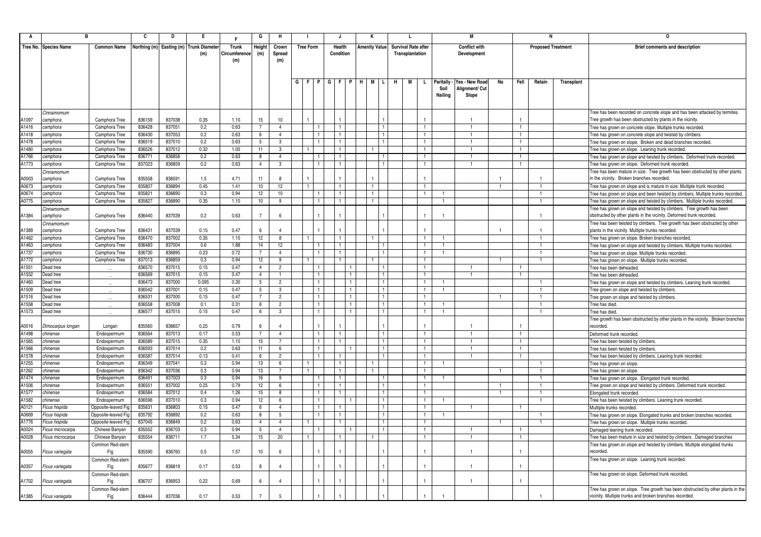| A | B | | C | D | E | F | G | H | I | | | J | | | K | | | L | | | M | | | N | | | O |
|---|---|---|---|---|---|---|---|---|---|---|---|---|---|---|---|---|---|---|---|---|---|---|---|---|---|---|---|
| Tree No. | Species Name | Common Name | Northing (m) | Easting (m) | Trunk Diameter (m) | Trunk Circumference (m) | Height (m) | Crown Spread (m) | Tree Form | | | Health Condition | | | Amenity Value | | | Survival Rate after Transplantation | | | Conflict with Development | | | Proposed Treatment | | | Brief comments and description |
| | | | | | | | | | G | F | P | G | F | P | H | M | L | H | M | L | Paritally - Soil Nailing | Yes - New Road Alignment/ Cut Slope | No | Fell | Retain | Transplant | |
| A1097 | Cinnamomum camphora | Camphora Tree | 836159 | 837038 | 0.35 | 1.10 | 15 | 10 | | 1 | | 1 | | | | | 1 | | | 1 | | 1 | | 1 | | | Tree has been recorded on concrete slope and has been attacked by termites. Tree growth has been obstructed by plants in the vicinity. |
| A1416 | camphora | Camphora Tree | 836428 | 837051 | 0.2 | 0.63 | 7 | 4 | | | 1 | 1 | | | | | 1 | | | 1 | | 1 | | 1 | | | Tree has grown on concrete slope. Multiple trunks recorded. |
| A1418 | camphora | Camphora Tree | 836430 | 837053 | 0.2 | 0.63 | 6 | 4 | | | 1 | 1 | | | | | 1 | | | 1 | | 1 | | 1 | | | Tree has grown on concrete slope and twisted by climbers. |
| A1478 | camphora | Camphora Tree | 836519 | 837010 | 0.2 | 0.63 | 5 | 3 | | | 1 | 1 | | | | | 1 | | | 1 | | 1 | | 1 | | | Tree has grown on slope. Broken and dead branches recorded. |
| A1480 | camphora | Camphora Tree | 836526 | 837012 | 0.32 | 1.00 | 11 | 3 | | 1 | | 1 | | | | 1 | | | | 1 | | 1 | | 1 | | | Tree has grown on slope. Leaning trunk recorded. |
| A1766 | camphora | Camphora Tree | 836771 | 836856 | 0.2 | 0.63 | 8 | 4 | | | 1 | 1 | | | | | 1 | | | 1 | | 1 | | 1 | | | Tree has grown on slope and twisted by climbers. Deformed trunk recorded. |
| A1773 | camphora | Camphora Tree | 837023 | 836859 | 0.2 | 0.63 | 4 | 3 | | | 1 | 1 | | | | | 1 | | | 1 | | 1 | | 1 | | | Tree has grown on slope. Deformed trunk recorded. |
| A0003 | Cinnamomum camphora | Camphora Tree | 835558 | 836591 | 1.5 | 4.71 | 11 | 8 | | 1 | | 1 | | | | 1 | | | | 1 | | | 1 | | 1 | | Tree has been mature in size. Tree growth has been obstructed by other plants in the vicinity. Broken branches recorded. |
| A0673 | camphora | Camphora Tree | 835807 | 836894 | 0.45 | 1.41 | 10 | 12 | | 1 | | 1 | | | | 1 | | | | 1 | | | 1 | | 1 | | Tree has grown on slope and is mature in size. Multiple trunk recorded. |
| A0674 | camphora | Camphora Tree | 835821 | 836890 | 0.3 | 0.94 | 12 | 10 | | | 1 | 1 | | | | 1 | | | | 1 | 1 | | | | 1 | | Tree has grown on slope and been twisted by climbers. Multiple trunks recorded. |
| A0775 | camphora | Camphora Tree | 835827 | 836890 | 0.35 | 1.10 | 10 | 9 | | | 1 | 1 | | | | 1 | | | | | 1 | | | | 1 | | Tree has grown on slope and twisted by climbers. Multiple trunks recorded. |
| A1384 | Cinnamomum camphora | Camphora Tree | 836440 | 837039 | 0.2 | 0.63 | 7 | 6 | | | 1 | 1 | | | | | 1 | | | 1 | 1 | | | | 1 | | Tree has grown on slope and twisted by climbers. Tree growth has been obstructed by other plants in the vicinity. Deformed trunk recorded. |
| A1389 | Cinnamomum camphora | Camphora Tree | 836431 | 837039 | 0.15 | 0.47 | 6 | 4 | | | 1 | 1 | | | | | 1 | | | 1 | | | 1 | | 1 | | Tree has been twisted by climbers. Tree growth has been obstructed by other plants in the vicinity. Multiple trunks recorded. |
| A1462 | camphora | Camphora Tree | 836470 | 837002 | 0.35 | 1.10 | 12 | 8 | | 1 | | 1 | | | | 1 | | | | 1 | 1 | | | | 1 | | Tree has grown on slope. Broken branches recorded. |
| A1463 | camphora | Camphora Tree | 836483 | 837004 | 0.6 | 1.88 | 14 | 12 | | | 1 | 1 | | | | | 1 | | | 1 | 1 | | | | 1 | | Tree has grown on slope and twisted by climbers. Multiple trunks recorded. |
| A1737 | camphora | Camphora Tree | 836730 | 836895 | 0.23 | 0.72 | 7 | 4 | | | 1 | 1 | | | | | 1 | | | 1 | 1 | | | | 1 | | Tree has grown on slope. Multiple trunks recorded. |
| A1772 | camphora | Camphora Tree | 837013 | 836859 | 0.3 | 0.94 | 12 | 9 | | 1 | | 1 | | | | 1 | | | | 1 | | | 1 | | 1 | | Tree has grown on slope. Multiple trunks recorded. |
| A1551 | Dead tree | _ | 836570 | 837015 | 0.15 | 0.47 | 4 | 2 | | | 1 | | | 1 | | | 1 | | | 1 | | 1 | | 1 | | | Tree has been deheaded. |
| A1552 | Dead tree | _ | 836569 | 837015 | 0.15 | 0.47 | 4 | 1 | | | 1 | | | 1 | | | 1 | | | 1 | | 1 | | 1 | | | Tree has been deheaded. |
| A1460 | Dead tree | _ | 836473 | 837000 | 0.095 | 0.30 | 5 | 2 | | | 1 | | | 1 | | | 1 | | | 1 | 1 | | | | 1 | | Tree has grown on slope and twisted by climbers. Leaning trunk recorded. |
| A1509 | Dead tree | _ | 836542 | 837001 | 0.15 | 0.47 | 5 | 3 | | | 1 | | | 1 | | | 1 | | | 1 | 1 | | | | 1 | | Tree grown on slope and twisted by climbers. |
| A1516 | Dead tree | _ | 836531 | 837000 | 0.15 | 0.47 | 7 | 2 | | | 1 | | | 1 | | | 1 | | | 1 | | | 1 | | 1 | | Tree grown on slope and twisted by climbers. |
| A1558 | Dead tree | _ | 836558 | 837008 | 0.1 | 0.31 | 6 | 2 | | | 1 | | | 1 | | | 1 | | | 1 | 1 | | | | 1 | | Tree has died. |
| A1573 | Dead tree | _ | 836577 | 837015 | 0.15 | 0.47 | 6 | 3 | | | 1 | | | 1 | | | 1 | | | 1 | 1 | | | | 1 | | Tree has died. |
| A0016 | Dimocarpus longan | Longan | 835560 | 836657 | 0.25 | 0.79 | 6 | 4 | | | 1 | 1 | | | | | 1 | | | 1 | | 1 | | 1 | | | Tree growth has been obstructed by other plants in the vicinity. Broken branches recorded. |
| A1498 | chinense | Endospermum | 836564 | 837013 | 0.17 | 0.53 | 7 | 4 | | | 1 | 1 | | | | | 1 | | | 1 | | 1 | | 1 | | | Deformed trunk recorded. |
| A1565 | chinense | Endospermum | 836589 | 837015 | 0.35 | 1.10 | 15 | 7 | | | 1 | 1 | | | | | 1 | | | 1 | | 1 | | 1 | | | Tree has been twisted by climbers. |
| A1566 | chinense | Endospermum | 836593 | 837014 | 0.2 | 0.63 | 11 | 6 | | | 1 | | | 1 | | | 1 | | | 1 | | 1 | | 1 | | | Tree has been twisted by climbers. |
| A1578 | chinense | Endospermum | 836587 | 837014 | 0.13 | 0.41 | 6 | 2 | | | 1 | 1 | | | | | 1 | | | 1 | | 1 | | 1 | | | Tree has been twisted by climbers. Leaning trunk recorded. |
| A1255 | chinense | Endospermum | 836349 | 837041 | 0.3 | 0.94 | 13 | 6 | | 1 | | 1 | | | | 1 | | | | 1 | 1 | | | | 1 | | Tree has grown on slope. |
| A1262 | chinense | Endospermum | 836342 | 837036 | 0.3 | 0.94 | 13 | 7 | | 1 | | 1 | | | | 1 | | | | 1 | | | 1 | | 1 | | Tree has grown on slope. |
| A1474 | chinense | Endospermum | 836491 | 837003 | 0.3 | 0.94 | 16 | 9 | | | 1 | 1 | | | | | 1 | | | 1 | 1 | | | | 1 | | Tree has grown on slope. Elongated trunk recorded. |
| A1506 | chinense | Endospermum | 836551 | 837002 | 0.25 | 0.79 | 12 | 6 | | | 1 | 1 | | | | | 1 | | | 1 | | | 1 | | 1 | | Tree grown on slope and twisted by climbers. Deformed trunk recorded. |
| A1577 | chinense | Endospermum | 836584 | 837012 | 0.4 | 1.26 | 15 | 8 | | | 1 | 1 | | | | | 1 | | | 1 | | | 1 | | 1 | | Elongated trunk recorded. |
| A1582 | chinense | Endospermum | 836596 | 837010 | 0.3 | 0.94 | 12 | 6 | | | 1 | | | 1 | | | 1 | | | 1 | 1 | | | | 1 | | Tree has been twisted by climbers. Leaning trunk recorded. |
| A0121 | Ficus hispida | Opposite-leaved Fig | 835631 | 836803 | 0.15 | 0.47 | 6 | 4 | | | 1 | 1 | | | | | 1 | | | 1 | | 1 | | 1 | | | Multiple trunks recorded. |
| A0669 | Ficus hispida | Opposite-leaved Fig | 835792 | 836892 | 0.2 | 0.63 | 8 | 5 | | | 1 | 1 | | | | | 1 | | | 1 | 1 | | | | 1 | | Tree has grown on slope. Elongated trunks and broken branches recorded. |
| A1776 | Ficus hispida | Opposite-leaved Fig | 837045 | 836849 | 0.2 | 0.63 | 4 | 4 | | 1 | | 1 | | | | | 1 | | | 1 | | | 1 | | 1 | | Tree has grown on slope. Multiple trunks recorded. |
| A0024 | Ficus microcarpa | Chinese Banyan | 835552 | 836703 | 0.3 | 0.94 | 5 | 4 | | | 1 | | | 1 | | | 1 | | | 1 | | 1 | | 1 | | | Damaged leaning trunk recorded. |
| A0028 | Ficus microcarpa | Chinese Banyan | 835554 | 836711 | 1.7 | 5.34 | 15 | 20 | | 1 | | 1 | | | | 1 | | | | 1 | | 1 | | 1 | | | Tree has been mature in size and twisted by climbers. Damaged branches |
| A0055 | Ficus variegata | Common Red-stem Fig | 835590 | 836760 | 0.5 | 1.57 | 10 | 6 | | | 1 | 1 | | | | | 1 | | | 1 | | 1 | | 1 | | | Tree has grown on slope and twisted by climbers. Multiple elongated trunks recorded. |
| A0357 | Ficus variegata | Common Red-stem Fig | 835677 | 836819 | 0.17 | 0.53 | 8 | 4 | | | 1 | 1 | | | | | 1 | | | 1 | | 1 | | 1 | | | Tree has grown on slope. Leaning trunk recorded. |
| A1702 | Ficus variegata | Common Red-stem Fig | 836707 | 836953 | 0.22 | 0.69 | 6 | 4 | | | 1 | 1 | | | | | 1 | | | 1 | | 1 | | 1 | | | Tree has grown on slope. Deformed trunk recorded. |
| A1385 | Ficus variegata | Common Red-stem Fig | 836444 | 837036 | 0.17 | 0.53 | 7 | 5 | | | 1 | 1 | | | | | 1 | | | 1 | 1 | | | | 1 | | Tree has grown on slope. Tree growth has been obstructed by other plants in the vicinity. Multiple trunks and broken branches recorded. |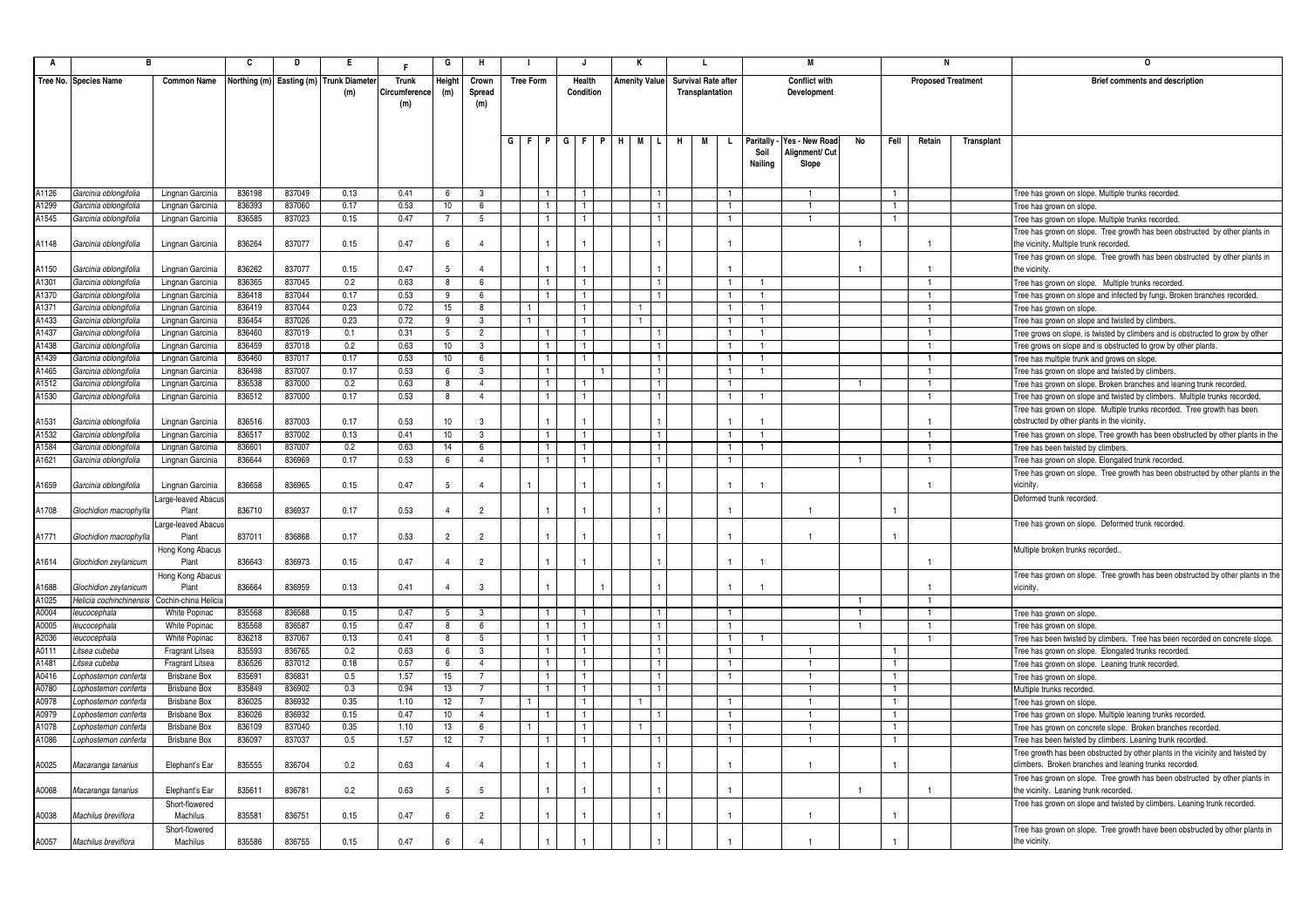| A | B | | C | D | E | F | G | H | I | | | J | | | K | | | L | | | M | | | N | | | O |
|---|---|---|---|---|---|---|---|---|---|---|---|---|---|---|---|---|---|---|---|---|---|---|---|---|---|---|---|
| Tree No. | Species Name | Common Name | Northing (m) | Easting (m) | Trunk Diameter (m) | Trunk Circumference (m) | Height (m) | Crown Spread (m) | Tree Form | | | Health Condition | | | Amenity Value | | | Survival Rate after Transplantation | | | Conflict with Development | | | Proposed Treatment | | | Brief comments and description |
| | | | | | | | | | G | F | P | G | F | P | H | M | L | H | M | L | Paritally - Soil Nailing | Yes - New Road Alignment/ Cut Slope | No | Fell | Retain | Transplant | |
| A1126 | *Garcinia oblongifolia* | Lingnan Garcinia | 836198 | 837049 | 0.13 | 0.41 | 6 | 3 | | | 1 | | 1 | | | | 1 | | | 1 | | 1 | | 1 | | | Tree has grown on slope. Multiple trunks recorded. |
| A1299 | *Garcinia oblongifolia* | Lingnan Garcinia | 836393 | 837060 | 0.17 | 0.53 | 10 | 6 | | | 1 | | 1 | | | | 1 | | | 1 | | 1 | | 1 | | | Tree has grown on slope. |
| A1545 | *Garcinia oblongifolia* | Lingnan Garcinia | 836585 | 837023 | 0.15 | 0.47 | 7 | 5 | | | 1 | | 1 | | | | 1 | | | 1 | | 1 | | 1 | | | Tree has grown on slope. Multiple trunks recorded. |
| A1148 | *Garcinia oblongifolia* | Lingnan Garcinia | 836264 | 837077 | 0.15 | 0.47 | 6 | 4 | | | 1 | | 1 | | | | 1 | | | 1 | | | 1 | | 1 | | Tree has grown on slope. Tree growth has been obstructed by other plants in the vicinity. Multiple trunk recorded. |
| A1150 | *Garcinia oblongifolia* | Lingnan Garcinia | 836262 | 837077 | 0.15 | 0.47 | 5 | 4 | | | 1 | | 1 | | | | 1 | | | 1 | | | 1 | | 1 | | Tree has grown on slope. Tree growth has been obstructed by other plants in the vicinity. |
| A1301 | *Garcinia oblongifolia* | Lingnan Garcinia | 836365 | 837045 | 0.2 | 0.63 | 8 | 6 | | | 1 | | 1 | | | | 1 | | | 1 | 1 | | | | 1 | | Tree has grown on slope. Multiple trunks recorded. |
| A1370 | *Garcinia oblongifolia* | Lingnan Garcinia | 836418 | 837044 | 0.17 | 0.53 | 9 | 6 | | | 1 | | 1 | | | | 1 | | | 1 | 1 | | | | 1 | | Tree has grown on slope and infected by fungi. Broken branches recorded. |
| A1371 | *Garcinia oblongifolia* | Lingnan Garcinia | 836419 | 837044 | 0.23 | 0.72 | 15 | 8 | | 1 | | | 1 | | | 1 | | | | 1 | 1 | | | | 1 | | Tree has grown on slope. |
| A1433 | *Garcinia oblongifolia* | Lingnan Garcinia | 836454 | 837026 | 0.23 | 0.72 | 9 | 3 | | 1 | | | 1 | | | 1 | | | | 1 | 1 | | | | 1 | | Tree has grown on slope and twisted by climbers. |
| A1437 | *Garcinia oblongifolia* | Lingnan Garcinia | 836460 | 837019 | 0.1 | 0.31 | 5 | 2 | | | 1 | | 1 | | | | 1 | | | 1 | 1 | | | | 1 | | Tree grows on slope, is twisted by climbers and is obstructed to grow by other |
| A1438 | *Garcinia oblongifolia* | Lingnan Garcinia | 836459 | 837018 | 0.2 | 0.63 | 10 | 3 | | | 1 | | 1 | | | | 1 | | | 1 | 1 | | | | 1 | | Tree grows on slope and is obstructed to grow by other plants. |
| A1439 | *Garcinia oblongifolia* | Lingnan Garcinia | 836460 | 837017 | 0.17 | 0.53 | 10 | 6 | | | 1 | | 1 | | | | 1 | | | 1 | 1 | | | | 1 | | Tree has multiple trunk and grows on slope. |
| A1465 | *Garcinia oblongifolia* | Lingnan Garcinia | 836498 | 837007 | 0.17 | 0.53 | 6 | 3 | | | 1 | | | 1 | | | 1 | | | 1 | 1 | | | | 1 | | Tree has grown on slope and twisted by climbers. |
| A1512 | *Garcinia oblongifolia* | Lingnan Garcinia | 836538 | 837000 | 0.2 | 0.63 | 8 | 4 | | | 1 | | 1 | | | | 1 | | | 1 | | | 1 | | 1 | | Tree has grown on slope. Broken branches and leaning trunk recorded. |
| A1530 | *Garcinia oblongifolia* | Lingnan Garcinia | 836512 | 837000 | 0.17 | 0.53 | 8 | 4 | | | 1 | | 1 | | | | 1 | | | 1 | 1 | | | | 1 | | Tree has grown on slope and twisted by climbers. Multiple trunks recorded. |
| A1531 | *Garcinia oblongifolia* | Lingnan Garcinia | 836516 | 837003 | 0.17 | 0.53 | 10 | 3 | | | 1 | | 1 | | | | 1 | | | 1 | 1 | | | | 1 | | Tree has grown on slope. Multiple trunks recorded. Tree growth has been obstructed by other plants in the vicinity. |
| A1532 | *Garcinia oblongifolia* | Lingnan Garcinia | 836517 | 837002 | 0.13 | 0.41 | 10 | 3 | | | 1 | | 1 | | | | 1 | | | 1 | 1 | | | | 1 | | Tree has grown on slope. Tree growth has been obstructed by other plants in the |
| A1584 | *Garcinia oblongifolia* | Lingnan Garcinia | 836601 | 837007 | 0.2 | 0.63 | 14 | 6 | | | 1 | | 1 | | | | 1 | | | 1 | 1 | | | | 1 | | Tree has been twisted by climbers. |
| A1621 | *Garcinia oblongifolia* | Lingnan Garcinia | 836644 | 836969 | 0.17 | 0.53 | 6 | 4 | | | 1 | | 1 | | | | 1 | | | 1 | | | 1 | | 1 | | Tree has grown on slope. Elongated trunk recorded. |
| A1659 | *Garcinia oblongifolia* | Lingnan Garcinia | 836658 | 836965 | 0.15 | 0.47 | 5 | 4 | | 1 | | | 1 | | | | 1 | | | 1 | 1 | | | | 1 | | Tree has grown on slope. Tree growth has been obstructed by other plants in the vicinity. |
| A1708 | *Glochidion macrophylla* | Large-leaved Abacus Plant | 836710 | 836937 | 0.17 | 0.53 | 4 | 2 | | | 1 | | 1 | | | | 1 | | | 1 | | 1 | | 1 | | | Deformed trunk recorded. |
| A1771 | *Glochidion macrophylla* | Large-leaved Abacus Plant | 837011 | 836868 | 0.17 | 0.53 | 2 | 2 | | | 1 | | 1 | | | | 1 | | | 1 | | 1 | | 1 | | | Tree has grown on slope. Deformed trunk recorded. |
| A1614 | *Glochidion zeylanicum* | Hong Kong Abacus Plant | 836643 | 836973 | 0.15 | 0.47 | 4 | 2 | | | 1 | | 1 | | | | 1 | | | 1 | 1 | | | | 1 | | Multiple broken trunks recorded.. |
| A1688 | *Glochidion zeylanicum* | Hong Kong Abacus Plant | 836664 | 836959 | 0.13 | 0.41 | 4 | 3 | | | 1 | | | 1 | | | 1 | | | 1 | 1 | | | | 1 | | Tree has grown on slope. Tree growth has been obstructed by other plants in the vicinity. |
| A1025 | *Helicia cochinchinensis* | Cochin-china Helicia | | | | | | | | | | | | | | | | | | | | | 1 | | 1 | | |
| A0004 | *leucocephala* | White Popinac | 835568 | 836588 | 0.15 | 0.47 | 5 | 3 | | | 1 | | 1 | | | | 1 | | | 1 | | | 1 | | 1 | | Tree has grown on slope. |
| A0005 | *leucocephala* | White Popinac | 835568 | 836587 | 0.15 | 0.47 | 8 | 6 | | | 1 | | 1 | | | | 1 | | | 1 | | | 1 | | 1 | | Tree has grown on slope. |
| A2036 | *leucocephala* | White Popinac | 836218 | 837067 | 0.13 | 0.41 | 8 | 5 | | | 1 | | 1 | | | | 1 | | | 1 | 1 | | | | 1 | | Tree has been twisted by climbers. Tree has been recorded on concrete slope. |
| A0111 | *Litsea cubeba* | Fragrant Litsea | 835593 | 836765 | 0.2 | 0.63 | 6 | 3 | | | 1 | | 1 | | | | 1 | | | 1 | | 1 | | 1 | | | Tree has grown on slope. Elongated trunks recorded. |
| A1481 | *Litsea cubeba* | Fragrant Litsea | 836526 | 837012 | 0.18 | 0.57 | 6 | 4 | | | 1 | | 1 | | | | 1 | | | 1 | | 1 | | 1 | | | Tree has grown on slope. Leaning trunk recorded. |
| A0416 | *Lophostemon conferta* | Brisbane Box | 835691 | 836831 | 0.5 | 1.57 | 15 | 7 | | | 1 | | 1 | | | | 1 | | | 1 | | 1 | | 1 | | | Tree has grown on slope. |
| A0780 | *Lophostemon conferta* | Brisbane Box | 835849 | 836902 | 0.3 | 0.94 | 13 | 7 | | | 1 | | 1 | | | | 1 | | | | | 1 | | 1 | | | Multiple trunks recorded. |
| A0978 | *Lophostemon conferta* | Brisbane Box | 836025 | 836932 | 0.35 | 1.10 | 12 | 7 | | 1 | | | 1 | | | 1 | | | | 1 | | 1 | | 1 | | | Tree has grown on slope. |
| A0979 | *Lophostemon conferta* | Brisbane Box | 836026 | 836932 | 0.15 | 0.47 | 10 | 4 | | | 1 | | 1 | | | | 1 | | | 1 | | 1 | | 1 | | | Tree has grown on slope. Multiple leaning trunks recorded. |
| A1078 | *Lophostemon conferta* | Brisbane Box | 836109 | 837040 | 0.35 | 1.10 | 13 | 6 | | 1 | | | 1 | | | 1 | | | | 1 | | 1 | | 1 | | | Tree has grown on concrete slope. Broken branches recorded. |
| A1086 | *Lophostemon conferta* | Brisbane Box | 836097 | 837037 | 0.5 | 1.57 | 12 | 7 | | | 1 | | 1 | | | | 1 | | | 1 | | 1 | | 1 | | | Tree has been twisted by climbers. Leaning trunk recorded. |
| A0025 | *Macaranga tanarius* | Elephant's Ear | 835555 | 836704 | 0.2 | 0.63 | 4 | 4 | | | 1 | | 1 | | | | 1 | | | 1 | | 1 | | 1 | | | Tree growth has been obstructed by other plants in the vicinity and twisted by climbers. Broken branches and leaning trunks recorded. |
| A0068 | *Macaranga tanarius* | Elephant's Ear | 835611 | 836781 | 0.2 | 0.63 | 5 | 5 | | | 1 | | 1 | | | | 1 | | | 1 | | | 1 | | 1 | | Tree has grown on slope. Tree growth has been obstructed by other plants in the vicinity. Leaning trunk recorded. |
| A0038 | *Machilus breviflora* | Short-flowered Machilus | 835581 | 836751 | 0.15 | 0.47 | 6 | 2 | | | 1 | | 1 | | | | 1 | | | 1 | | 1 | | 1 | | | Tree has grown on slope and twisted by climbers. Leaning trunk recorded. |
| A0057 | *Machilus breviflora* | Short-flowered Machilus | 835586 | 836755 | 0.15 | 0.47 | 6 | 4 | | | 1 | | 1 | | | | 1 | | | 1 | | 1 | | 1 | | | Tree has grown on slope. Tree growth have been obstructed by other plants in the vicinity. |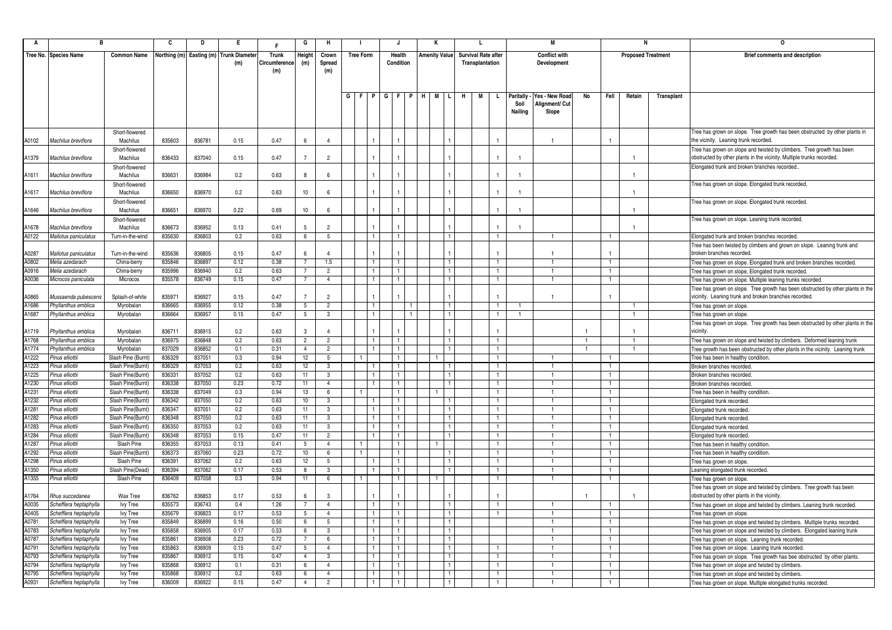| A | B | | C | D | E | F | G | H | I | | | J | | | K | | | L | | | M | | | N | | | O |
|---|---|---|---|---|---|---|---|---|---|---|---|---|---|---|---|---|---|---|---|---|---|---|---|---|---|---|---|
| Tree No. | Species Name | Common Name | Northing (m) | Easting (m) | Trunk Diameter (m) | Trunk Circumference (m) | Height (m) | Crown Spread (m) | Tree Form | | | Health Condition | | | Amenity Value | | | Survival Rate after Transplantation | | | Conflict with Development | | | Proposed Treatment | | | Brief comments and description |
| | | | | | | | | | G | F | P | G | F | P | H | M | L | H | M | L | Paritally - Soil Nailing | Yes - New Road Alignment/ Cut Slope | No | Fell | Retain | Transplant | |
| A0102 | *Machilus breviflora* | Short-flowered Machilus | 835603 | 836781 | 0.15 | 0.47 | 6 | 4 | | | 1 | | 1 | | | | 1 | | | 1 | | 1 | | 1 | | | Tree has grown on slope. Tree growth has been obstructed by other plants in the vicinity. Leaning trunk recorded. |
| A1379 | *Machilus breviflora* | Short-flowered Machilus | 836433 | 837040 | 0.15 | 0.47 | 7 | 2 | | | 1 | | 1 | | | | 1 | | | 1 | 1 | | | | 1 | | Tree has grown on slope and twisted by climbers. Tree growth has been obstructed by other plants in the vicinity. Multiple trunks recorded. |
| A1611 | *Machilus breviflora* | Short-flowered Machilus | 836631 | 836984 | 0.2 | 0.63 | 8 | 6 | | | 1 | | 1 | | | | 1 | | | 1 | 1 | | | | 1 | | Elongated trunk and broken branches recorded.. |
| A1617 | *Machilus breviflora* | Short-flowered Machilus | 836650 | 836970 | 0.2 | 0.63 | 10 | 6 | | | 1 | | 1 | | | | 1 | | | 1 | 1 | | | | 1 | | Tree has grown on slope. Elongated trunk recorded. |
| A1646 | *Machilus breviflora* | Short-flowered Machilus | 836651 | 836970 | 0.22 | 0.69 | 10 | 6 | | | 1 | | 1 | | | | 1 | | | 1 | 1 | | | | 1 | | Tree has grown on slope. Elongated trunk recorded. |
| A1678 | *Machilus breviflora* | Short-flowered Machilus | 836673 | 836952 | 0.13 | 0.41 | 5 | 2 | | | 1 | | 1 | | | | 1 | | | 1 | 1 | | | | 1 | | Tree has grown on slope. Leaning trunk recorded. |
| A0122 | *Mallotus paniculatus* | Turn-in-the-wind | 835630 | 836803 | 0.2 | 0.63 | 6 | 5 | | | 1 | | 1 | | | | 1 | | | 1 | | 1 | | 1 | | | Elongated trunk and broken branches recorded. |
| A0287 | *Mallotus paniculatus* | Turn-in-the-wind | 835636 | 836805 | 0.15 | 0.47 | 6 | 4 | | | 1 | | 1 | | | | 1 | | | 1 | | 1 | | 1 | | | Tree has been twisted by climbers and grown on slope. Leaning trunk and broken branches recorded. |
| A0802 | *Melia azedarach* | China-berry | 835846 | 836897 | 0.12 | 0.38 | 7 | 1.5 | | | 1 | | 1 | | | | 1 | | | 1 | | 1 | | 1 | | | Tree has grown on slope. Elongated trunk and broken branches recorded. |
| A0916 | *Melia azedarach* | China-berry | 835996 | 836940 | 0.2 | 0.63 | 7 | 2 | | | 1 | | 1 | | | | 1 | | | 1 | | 1 | | 1 | | | Tree has grown on slope. Elongated trunk recorded. |
| A0036 | *Microcos paniculata* | Microcos | 835578 | 836749 | 0.15 | 0.47 | 7 | 4 | | | 1 | | 1 | | | | 1 | | | 1 | | 1 | | 1 | | | Tree has grown on slope. Multiple leaning trunks recorded. |
| A0865 | *Mussaenda pubescens* | Splash-of-white | 835971 | 836927 | 0.15 | 0.47 | 7 | 2 | | | 1 | | 1 | | | | 1 | | | 1 | | 1 | | 1 | | | Tree has grown on slope. Tree growth has been obstructed by other plants in the vicinity. Leaning trunk and broken branches recorded. |
| A1686 | *Phyllanthus emblica* | Myrobalan | 836665 | 836955 | 0.12 | 0.38 | 5 | 2 | | | 1 | | | 1 | | | 1 | | | 1 | 1 | | | | 1 | | Tree has grown on slope. |
| A1687 | *Phyllanthus emblica* | Myrobalan | 836664 | 836957 | 0.15 | 0.47 | 5 | 3 | | | 1 | | | 1 | | | 1 | | | 1 | 1 | | | | 1 | | Tree has grown on slope. |
| A1719 | *Phyllanthus emblica* | Myrobalan | 836711 | 836915 | 0.2 | 0.63 | 3 | 4 | | | 1 | | 1 | | | | 1 | | | 1 | | | 1 | | 1 | | Tree has grown on slope. Tree growth has been obstructed by other plants in the vicinity. |
| A1768 | *Phyllanthus emblica* | Myrobalan | 836975 | 836848 | 0.2 | 0.63 | 2 | 2 | | | 1 | | 1 | | | | 1 | | | 1 | | | 1 | | 1 | | Tree has grown on slope and twisted by climbers. Deformed leaning trunk |
| A1774 | *Phyllanthus emblica* | Myrobalan | 837029 | 836852 | 0.1 | 0.31 | 4 | 2 | | | 1 | | 1 | | | | 1 | | | 1 | | | 1 | | 1 | | Tree growth has been obstructed by other plants in the vicinity. Leaning trunk |
| A1222 | *Pinus elliottii* | Slash Pine (Burnt) | 836329 | 837051 | 0.3 | 0.94 | 12 | 5 | 1 | | | | 1 | | | 1 | | | | 1 | | 1 | | 1 | | | Tree has been in healthy condition. |
| A1223 | *Pinus elliottii* | Slash Pine(Burnt) | 836329 | 837053 | 0.2 | 0.63 | 12 | 3 | | | 1 | | 1 | | | | 1 | | | 1 | | 1 | | 1 | | | Broken branches recorded. |
| A1225 | *Pinus elliottii* | Slash Pine(Burnt) | 836331 | 837052 | 0.2 | 0.63 | 11 | 3 | | | 1 | | 1 | | | | 1 | | | 1 | | 1 | | 1 | | | Broken branches recorded. |
| A1230 | *Pinus elliottii* | Slash Pine(Burnt) | 836338 | 837050 | 0.23 | 0.72 | 11 | 4 | | | 1 | | 1 | | | | 1 | | | 1 | | 1 | | 1 | | | Broken branches recorded. |
| A1231 | *Pinus elliottii* | Slash Pine(Burnt) | 836338 | 837049 | 0.3 | 0.94 | 13 | 6 | 1 | | | | 1 | | | 1 | | | | 1 | | 1 | | 1 | | | Tree has been in healthy condition. |
| A1232 | *Pinus elliottii* | Slash Pine(Burnt) | 836342 | 837050 | 0.2 | 0.63 | 10 | 3 | | | 1 | | 1 | | | | 1 | | | 1 | | 1 | | 1 | | | Elongated trunk recorded. |
| A1281 | *Pinus elliottii* | Slash Pine(Burnt) | 836347 | 837051 | 0.2 | 0.63 | 11 | 3 | | | 1 | | 1 | | | | 1 | | | 1 | | 1 | | 1 | | | Elongated trunk recorded. |
| A1282 | *Pinus elliottii* | Slash Pine(Burnt) | 836348 | 837050 | 0.2 | 0.63 | 11 | 3 | | | 1 | | 1 | | | | 1 | | | 1 | | 1 | | 1 | | | Elongated trunk recorded. |
| A1283 | *Pinus elliottii* | Slash Pine(Burnt) | 836350 | 837053 | 0.2 | 0.63 | 11 | 3 | | | 1 | | 1 | | | | 1 | | | 1 | | 1 | | 1 | | | Elongated trunk recorded. |
| A1284 | *Pinus elliottii* | Slash Pine(Burnt) | 836348 | 837053 | 0.15 | 0.47 | 11 | 2 | | | 1 | | 1 | | | | 1 | | | 1 | | 1 | | 1 | | | Elongated trunk recorded. |
| A1287 | *Pinus elliottii* | Slash Pine | 836355 | 837053 | 0.13 | 0.41 | 5 | 4 | 1 | | | | 1 | | | 1 | | | | 1 | | 1 | | 1 | | | Tree has been in healthy condition. |
| A1292 | *Pinus elliottii* | Slash Pine(Burnt) | 836373 | 837060 | 0.23 | 0.72 | 10 | 6 | 1 | | | | 1 | | | | 1 | | | 1 | | 1 | | 1 | | | Tree has been in healthy condition. |
| A1298 | *Pinus elliottii* | Slash Pine | 836391 | 837062 | 0.2 | 0.63 | 12 | 5 | | | 1 | | 1 | | | | 1 | | | 1 | | 1 | | 1 | | | Tree has grown on slope. |
| A1350 | *Pinus elliottii* | Slash Pine(Dead) | 836394 | 837062 | 0.17 | 0.53 | 8 | 3 | | | 1 | | 1 | | | | 1 | | | 1 | | 1 | | 1 | | | Leaning elongated trunk recorded. |
| A1355 | *Pinus elliottii* | Slash Pine | 836409 | 837058 | 0.3 | 0.94 | 11 | 6 | 1 | | | | 1 | | | 1 | | | | 1 | | 1 | | 1 | | | Tree has grown on slope. |
| A1764 | *Rhus succedanea* | Wax Tree | 836762 | 836853 | 0.17 | 0.53 | 6 | 3 | | | 1 | | 1 | | | | 1 | | | 1 | | | 1 | | 1 | | Tree has grown on slope and twisted by climbers. Tree growth has been obstructed by other plants in the vicinity. |
| A0035 | *Schefflera heptaphylla* | Ivy Tree | 835573 | 836743 | 0.4 | 1.26 | 7 | 4 | | | 1 | | 1 | | | | 1 | | | 1 | | 1 | | 1 | | | Tree has grown on slope and twisted by climbers. Leaning trunk recorded. |
| A0405 | *Schefflera heptaphylla* | Ivy Tree | 835679 | 836823 | 0.17 | 0.53 | 5 | 4 | | | 1 | | 1 | | | | 1 | | | 1 | | 1 | | 1 | | | Tree has grown on slope. |
| A0781 | *Schefflera heptaphylla* | Ivy Tree | 835849 | 836899 | 0.16 | 0.50 | 6 | 5 | | | 1 | | 1 | | | | 1 | | | | | 1 | | 1 | | | Tree has grown on slope and twisted by climbers. Multiple trunks recorded. |
| A0783 | *Schefflera heptaphylla* | Ivy Tree | 835858 | 836905 | 0.17 | 0.53 | 6 | 3 | | | 1 | | 1 | | | | 1 | | | | | 1 | | 1 | | | Tree has grown on slope and twisted by climbers. Elongated leaning trunk |
| A0787 | *Schefflera heptaphylla* | Ivy Tree | 835861 | 836908 | 0.23 | 0.72 | 7 | 6 | | | 1 | | 1 | | | | 1 | | | | | 1 | | 1 | | | Tree has grown on slope. Leaning trunk recorded. |
| A0791 | *Schefflera heptaphylla* | Ivy Tree | 835863 | 836909 | 0.15 | 0.47 | 5 | 4 | | | 1 | | 1 | | | | 1 | | | 1 | | 1 | | 1 | | | Tree has grown on slope. Leaning trunk recorded. |
| A0793 | *Schefflera heptaphylla* | Ivy Tree | 835867 | 836912 | 0.15 | 0.47 | 4 | 3 | | | 1 | | 1 | | | | 1 | | | 1 | | 1 | | 1 | | | Tree has grown on slope. Tree growth has bee obstructed by other plants. |
| A0794 | *Schefflera heptaphylla* | Ivy Tree | 835868 | 836912 | 0.1 | 0.31 | 6 | 4 | | | 1 | | 1 | | | | 1 | | | 1 | | 1 | | 1 | | | Tree has grown on slope and twisted by climbers. |
| A0795 | *Schefflera heptaphylla* | Ivy Tree | 835868 | 836912 | 0.2 | 0.63 | 6 | 4 | | | 1 | | 1 | | | | 1 | | | 1 | | 1 | | 1 | | | Tree has grown on slope and twisted by climbers. |
| A0931 | *Schefflera heptaphylla* | Ivy Tree | 836009 | 836922 | 0.15 | 0.47 | 4 | 2 | | | 1 | | 1 | | | | 1 | | | 1 | | 1 | | 1 | | | Tree has grown on slope. Multiple elongated trunks recorded. |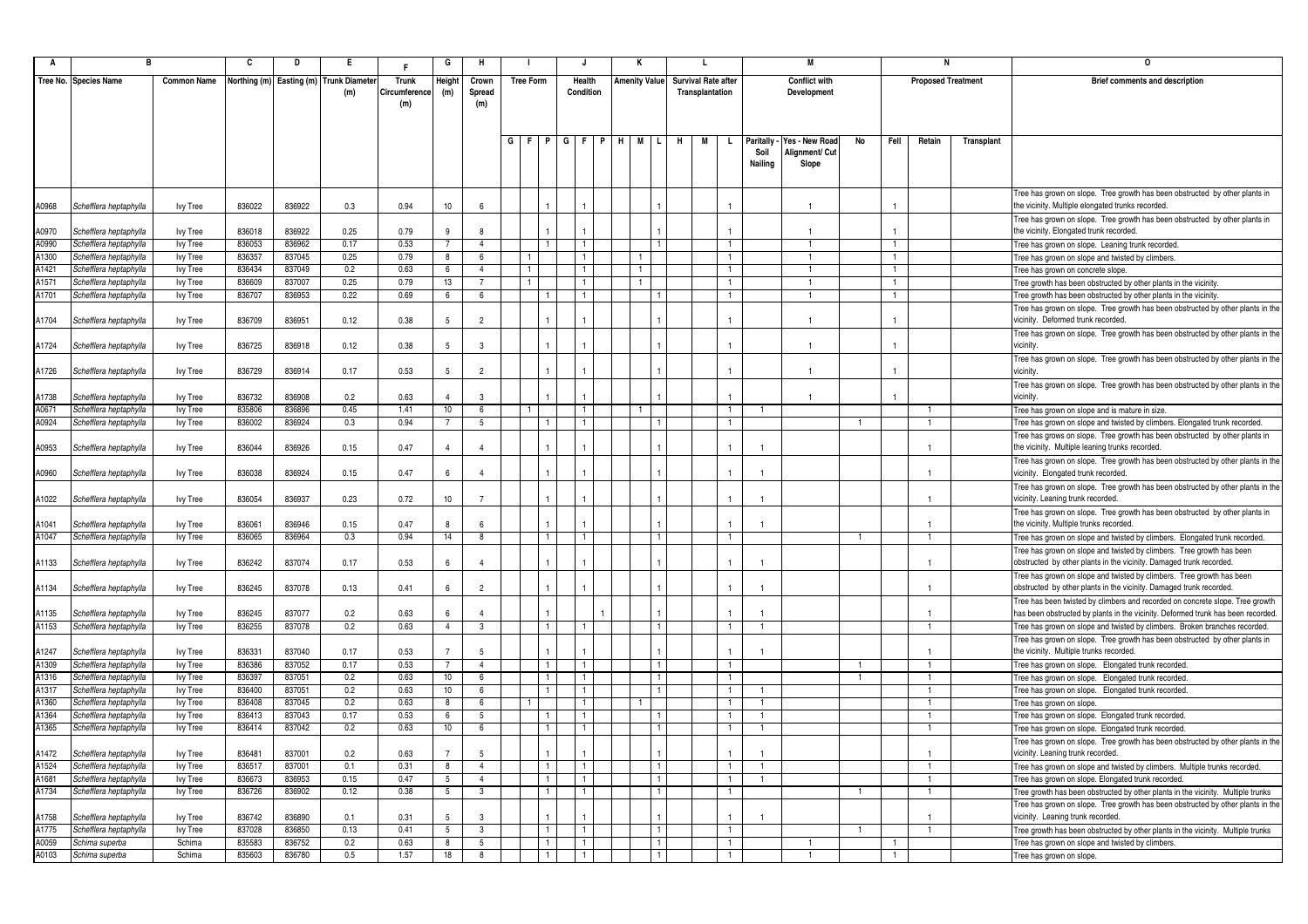| A | B | | C | D | E | F | G | H | I | | | J | | | K | | | L | | | M | | | N | | | O |
|---|---|---|---|---|---|---|---|---|---|---|---|---|---|---|---|---|---|---|---|---|---|---|---|---|---|---|---|
| Tree No. | Species Name | Common Name | Northing (m) | Easting (m) | Trunk Diameter (m) | Trunk Circumference (m) | Height (m) | Crown Spread (m) | Tree Form | | | Health Condition | | | Amenity Value | | | Survival Rate after Transplantation | | | Conflict with Development | | | Proposed Treatment | | | Brief comments and description |
| | | | | | | | | | G | F | P | G | F | P | H | M | L | H | M | L | Paritally - Soil Nailing | Yes - New Road Alignment/ Cut Slope | No | Fell | Retain | Transplant | |
| A0968 | Schefflera heptaphylla | Ivy Tree | 836022 | 836922 | 0.3 | 0.94 | 10 | 6 | | | 1 | | 1 | | | | 1 | | | 1 | | 1 | | 1 | | | Tree has grown on slope. Tree growth has been obstructed by other plants in the vicinity. Multiple elongated trunks recorded. |
| A0970 | Schefflera heptaphylla | Ivy Tree | 836018 | 836922 | 0.25 | 0.79 | 9 | 8 | | | 1 | | 1 | | | | 1 | | | 1 | | 1 | | 1 | | | Tree has grown on slope. Tree growth has been obstructed by other plants in the vicinity. Elongated trunk recorded. |
| A0990 | Schefflera heptaphylla | Ivy Tree | 836053 | 836962 | 0.17 | 0.53 | 7 | 4 | | | 1 | | 1 | | | | 1 | | | 1 | | 1 | | 1 | | | Tree has grown on slope. Leaning trunk recorded. |
| A1300 | Schefflera heptaphylla | Ivy Tree | 836357 | 837045 | 0.25 | 0.79 | 8 | 6 | | 1 | | | 1 | | | 1 | | | | 1 | | 1 | | 1 | | | Tree has grown on slope and twisted by climbers. |
| A1421 | Schefflera heptaphylla | Ivy Tree | 836434 | 837049 | 0.2 | 0.63 | 6 | 4 | | 1 | | | 1 | | | 1 | | | | 1 | | 1 | | 1 | | | Tree has grown on concrete slope. |
| A1571 | Schefflera heptaphylla | Ivy Tree | 836609 | 837007 | 0.25 | 0.79 | 13 | 7 | | 1 | | | 1 | | | 1 | | | | 1 | | 1 | | 1 | | | Tree growth has been obstructed by other plants in the vicinity. |
| A1701 | Schefflera heptaphylla | Ivy Tree | 836707 | 836953 | 0.22 | 0.69 | 6 | 6 | | | 1 | | 1 | | | | 1 | | | 1 | | 1 | | 1 | | | Tree growth has been obstructed by other plants in the vicinity. |
| A1704 | Schefflera heptaphylla | Ivy Tree | 836709 | 836951 | 0.12 | 0.38 | 5 | 2 | | | 1 | | 1 | | | | 1 | | | 1 | | 1 | | 1 | | | Tree has grown on slope. Tree growth has been obstructed by other plants in the vicinity. Deformed trunk recorded. |
| A1724 | Schefflera heptaphylla | Ivy Tree | 836725 | 836918 | 0.12 | 0.38 | 5 | 3 | | | 1 | | 1 | | | | 1 | | | 1 | | 1 | | 1 | | | Tree has grown on slope. Tree growth has been obstructed by other plants in the vicinity. |
| A1726 | Schefflera heptaphylla | Ivy Tree | 836729 | 836914 | 0.17 | 0.53 | 5 | 2 | | | 1 | | 1 | | | | 1 | | | 1 | | 1 | | 1 | | | Tree has grown on slope. Tree growth has been obstructed by other plants in the vicinity. |
| A1738 | Schefflera heptaphylla | Ivy Tree | 836732 | 836908 | 0.2 | 0.63 | 4 | 3 | | | 1 | | 1 | | | | 1 | | | 1 | | 1 | | 1 | | | Tree has grown on slope. Tree growth has been obstructed by other plants in the vicinity. |
| A0671 | Schefflera heptaphylla | Ivy Tree | 835806 | 836896 | 0.45 | 1.41 | 10 | 6 | | 1 | | | 1 | | | 1 | | | | 1 | 1 | | | | 1 | | Tree has grown on slope and is mature in size. |
| A0924 | Schefflera heptaphylla | Ivy Tree | 836002 | 836924 | 0.3 | 0.94 | 7 | 5 | | | 1 | | 1 | | | | 1 | | | 1 | | | 1 | | 1 | | Tree has grown on slope and twisted by climbers. Elongated trunk recorded. |
| A0953 | Schefflera heptaphylla | Ivy Tree | 836044 | 836926 | 0.15 | 0.47 | 4 | 4 | | | 1 | | 1 | | | | 1 | | | 1 | 1 | | | | 1 | | Tree has grows on slope. Tree growth has been obstructed by other plants in the vicinity. Multiple leaning trunks recorded. |
| A0960 | Schefflera heptaphylla | Ivy Tree | 836038 | 836924 | 0.15 | 0.47 | 6 | 4 | | | 1 | | 1 | | | | 1 | | | 1 | 1 | | | | 1 | | Tree has grown on slope. Tree growth has been obstructed by other plants in the vicinity. Elongated trunk recorded. |
| A1022 | Schefflera heptaphylla | Ivy Tree | 836054 | 836937 | 0.23 | 0.72 | 10 | 7 | | | 1 | | 1 | | | | 1 | | | 1 | 1 | | | | 1 | | Tree has grown on slope. Tree growth has been obstructed by other plants in the vicinity. Leaning trunk recorded. |
| A1041 | Schefflera heptaphylla | Ivy Tree | 836061 | 836946 | 0.15 | 0.47 | 8 | 6 | | | 1 | | 1 | | | | 1 | | | 1 | 1 | | | | 1 | | Tree has grown on slope. Tree growth has been obstructed by other plants in the vicinity. Multiple trunks recorded. |
| A1047 | Schefflera heptaphylla | Ivy Tree | 836065 | 836964 | 0.3 | 0.94 | 14 | 8 | | | 1 | | 1 | | | | 1 | | | 1 | | | 1 | | 1 | | Tree has grown on slope and twisted by climbers. Elongated trunk recorded. |
| A1133 | Schefflera heptaphylla | Ivy Tree | 836242 | 837074 | 0.17 | 0.53 | 6 | 4 | | | 1 | | 1 | | | | 1 | | | 1 | 1 | | | | 1 | | Tree has grown on slope and twisted by climbers. Tree growth has been obstructed by other plants in the vicinity. Damaged trunk recorded. |
| A1134 | Schefflera heptaphylla | Ivy Tree | 836245 | 837078 | 0.13 | 0.41 | 6 | 2 | | | 1 | | 1 | | | | 1 | | | 1 | 1 | | | | 1 | | Tree has grown on slope and twisted by climbers. Tree growth has been obstructed by other plants in the vicinity. Damaged trunk recorded. |
| A1135 | Schefflera heptaphylla | Ivy Tree | 836245 | 837077 | 0.2 | 0.63 | 6 | 4 | | | 1 | | | 1 | | | 1 | | | 1 | 1 | | | | 1 | | Tree has been twisted by climbers and recorded on concrete slope. Tree growth has been obstructed by plants in the vicinity. Deformed trunk has been recorded. |
| A1153 | Schefflera heptaphylla | Ivy Tree | 836255 | 837078 | 0.2 | 0.63 | 4 | 3 | | | 1 | | 1 | | | | 1 | | | 1 | 1 | | | | 1 | | Tree has grown on slope and twisted by climbers. Broken branches recorded. |
| A1247 | Schefflera heptaphylla | Ivy Tree | 836331 | 837040 | 0.17 | 0.53 | 7 | 5 | | | 1 | | 1 | | | | 1 | | | 1 | 1 | | | | 1 | | Tree has grown on slope. Tree growth has been obstructed by other plants in the vicinity. Multiple trunks recorded. |
| A1309 | Schefflera heptaphylla | Ivy Tree | 836386 | 837052 | 0.17 | 0.53 | 7 | 4 | | | 1 | | 1 | | | | 1 | | | 1 | | | 1 | | 1 | | Tree has grown on slope. Elongated trunk recorded. |
| A1316 | Schefflera heptaphylla | Ivy Tree | 836397 | 837051 | 0.2 | 0.63 | 10 | 6 | | | 1 | | 1 | | | | 1 | | | 1 | | | 1 | | 1 | | Tree has grown on slope. Elongated trunk recorded. |
| A1317 | Schefflera heptaphylla | Ivy Tree | 836400 | 837051 | 0.2 | 0.63 | 10 | 6 | | | 1 | | 1 | | | | 1 | | | 1 | 1 | | | | 1 | | Tree has grown on slope. Elongated trunk recorded. |
| A1360 | Schefflera heptaphylla | Ivy Tree | 836408 | 837045 | 0.2 | 0.63 | 8 | 6 | | 1 | | | 1 | | | 1 | | | | 1 | 1 | | | | 1 | | Tree has grown on slope. |
| A1364 | Schefflera heptaphylla | Ivy Tree | 836413 | 837043 | 0.17 | 0.53 | 6 | 5 | | | 1 | | 1 | | | | 1 | | | 1 | 1 | | | | 1 | | Tree has grown on slope. Elongated trunk recorded. |
| A1365 | Schefflera heptaphylla | Ivy Tree | 836414 | 837042 | 0.2 | 0.63 | 10 | 6 | | | 1 | | 1 | | | | 1 | | | 1 | 1 | | | | 1 | | Tree has grown on slope. Elongated trunk recorded. |
| A1472 | Schefflera heptaphylla | Ivy Tree | 836481 | 837001 | 0.2 | 0.63 | 7 | 5 | | | 1 | | 1 | | | | 1 | | | 1 | 1 | | | | 1 | | Tree has grown on slope. Tree growth has been obstructed by other plants in the vicinity. Leaning trunk recorded. |
| A1524 | Schefflera heptaphylla | Ivy Tree | 836517 | 837001 | 0.1 | 0.31 | 8 | 4 | | | 1 | | 1 | | | | 1 | | | 1 | 1 | | | | 1 | | Tree has grown on slope and twisted by climbers. Multiple trunks recorded. |
| A1681 | Schefflera heptaphylla | Ivy Tree | 836673 | 836953 | 0.15 | 0.47 | 5 | 4 | | | 1 | | 1 | | | | 1 | | | 1 | 1 | | | | 1 | | Tree has grown on slope. Elongated trunk recorded. |
| A1734 | Schefflera heptaphylla | Ivy Tree | 836726 | 836902 | 0.12 | 0.38 | 5 | 3 | | | 1 | | 1 | | | | 1 | | | 1 | | | 1 | | 1 | | Tree growth has been obstructed by other plants in the vicinity. Multiple trunks |
| A1758 | Schefflera heptaphylla | Ivy Tree | 836742 | 836890 | 0.1 | 0.31 | 5 | 3 | | | 1 | | 1 | | | | 1 | | | 1 | 1 | | | | 1 | | Tree has grown on slope. Tree growth has been obstructed by other plants in the vicinity. Leaning trunk recorded. |
| A1775 | Schefflera heptaphylla | Ivy Tree | 837028 | 836850 | 0.13 | 0.41 | 5 | 3 | | | 1 | | 1 | | | | 1 | | | 1 | | | 1 | | 1 | | Tree growth has been obstructed by other plants in the vicinity. Multiple trunks |
| A0059 | Schima superba | Schima | 835583 | 836752 | 0.2 | 0.63 | 8 | 5 | | | 1 | | 1 | | | | 1 | | | 1 | | 1 | | 1 | | | Tree has grown on slope and twisted by climbers. |
| A0103 | Schima superba | Schima | 835603 | 836780 | 0.5 | 1.57 | 18 | 8 | | | 1 | | 1 | | | | 1 | | | 1 | | 1 | | 1 | | | Tree has grown on slope. |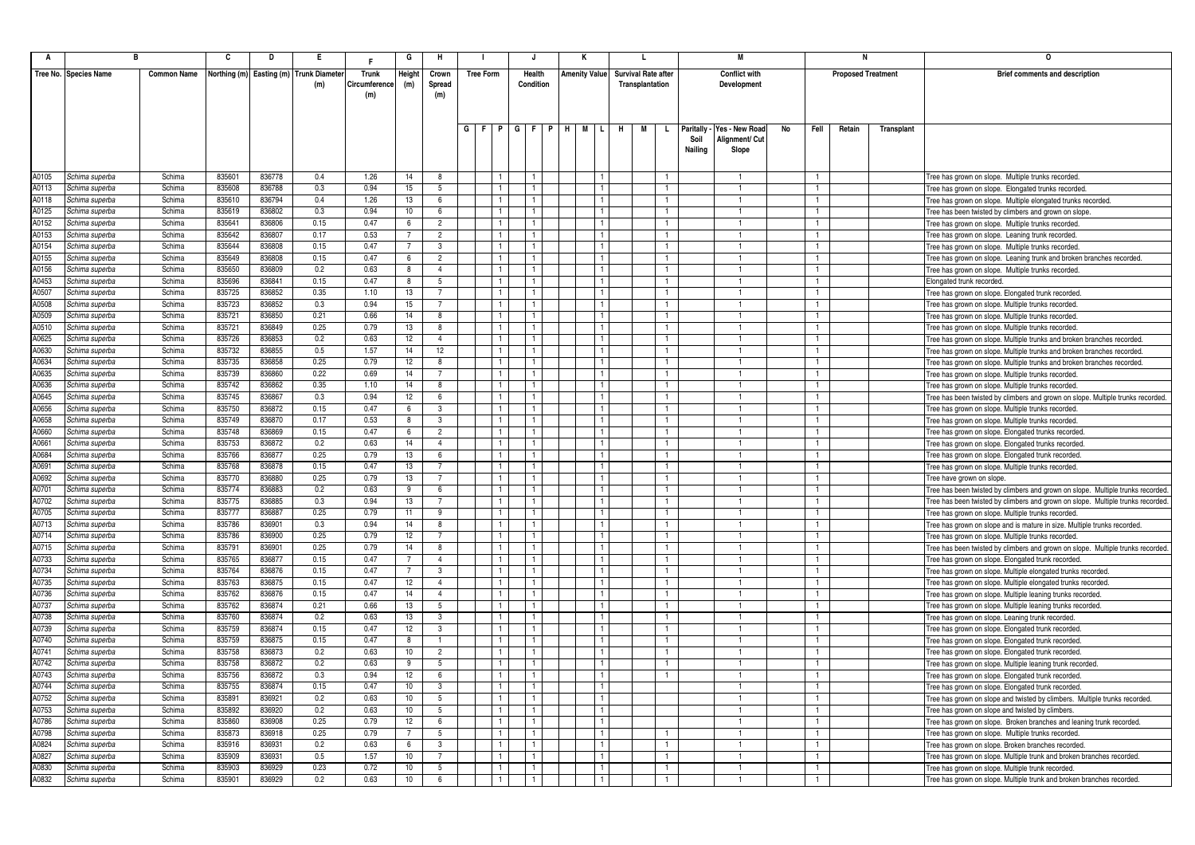| A | B | | C | D | E | F | G | H | I | | | J | | | K | | | L | | | M | | | N | | | O |
|---|---|---|---|---|---|---|---|---|---|---|---|---|---|---|---|---|---|---|---|---|---|---|---|---|---|---|---|
| Tree No. | Species Name | Common Name | Northing (m) | Easting (m) | Trunk Diameter (m) | Trunk Circumference (m) | Height (m) | Crown Spread (m) | Tree Form | | | Health Condition | | | Amenity Value | | | Survival Rate after Transplantation | | | Conflict with Development | | | Proposed Treatment | | | Brief comments and description |
| | | | | | | | | | G | F | P | G | F | P | H | M | L | H | M | L | Paritally - Soil Nailing | Yes - New Road Alignment/ Cut Slope | No | Fell | Retain | Transplant | |
| A0105 | Schima superba | Schima | 835601 | 836778 | 0.4 | 1.26 | 14 | 8 | | | 1 | | 1 | | | | 1 | | | 1 | | 1 | | 1 | | | Tree has grown on slope. Multiple trunks recorded. |
| A0113 | Schima superba | Schima | 835608 | 836788 | 0.3 | 0.94 | 15 | 5 | | | 1 | | 1 | | | | 1 | | | 1 | | 1 | | 1 | | | Tree has grown on slope. Elongated trunks recorded. |
| A0118 | Schima superba | Schima | 835610 | 836794 | 0.4 | 1.26 | 13 | 6 | | | 1 | | 1 | | | | 1 | | | 1 | | 1 | | 1 | | | Tree has grown on slope. Multiple elongated trunks recorded. |
| A0125 | Schima superba | Schima | 835619 | 836802 | 0.3 | 0.94 | 10 | 6 | | | 1 | | 1 | | | | 1 | | | 1 | | 1 | | 1 | | | Tree has been twisted by climbers and grown on slope. |
| A0152 | Schima superba | Schima | 835641 | 836806 | 0.15 | 0.47 | 6 | 2 | | | 1 | | 1 | | | | 1 | | | 1 | | 1 | | 1 | | | Tree has grown on slope. Multiple trunks recorded. |
| A0153 | Schima superba | Schima | 835642 | 836807 | 0.17 | 0.53 | 7 | 2 | | | 1 | | 1 | | | | 1 | | | 1 | | 1 | | 1 | | | Tree has grown on slope. Leaning trunk recorded. |
| A0154 | Schima superba | Schima | 835644 | 836808 | 0.15 | 0.47 | 7 | 3 | | | 1 | | 1 | | | | 1 | | | 1 | | 1 | | 1 | | | Tree has grown on slope. Multiple trunks recorded. |
| A0155 | Schima superba | Schima | 835649 | 836808 | 0.15 | 0.47 | 6 | 2 | | | 1 | | 1 | | | | 1 | | | 1 | | 1 | | 1 | | | Tree has grown on slope. Leaning trunk and broken branches recorded. |
| A0156 | Schima superba | Schima | 835650 | 836809 | 0.2 | 0.63 | 8 | 4 | | | 1 | | 1 | | | | 1 | | | 1 | | 1 | | 1 | | | Tree has grown on slope. Multiple trunks recorded. |
| A0453 | Schima superba | Schima | 835696 | 836841 | 0.15 | 0.47 | 8 | 5 | | | 1 | | 1 | | | | 1 | | | 1 | | 1 | | 1 | | | Elongated trunk recorded. |
| A0507 | Schima superba | Schima | 835725 | 836852 | 0.35 | 1.10 | 13 | 7 | | | 1 | | 1 | | | | 1 | | | 1 | | 1 | | 1 | | | Tree has grown on slope. Elongated trunk recorded. |
| A0508 | Schima superba | Schima | 835723 | 836852 | 0.3 | 0.94 | 15 | 7 | | | 1 | | 1 | | | | 1 | | | 1 | | 1 | | 1 | | | Tree has grown on slope. Multiple trunks recorded. |
| A0509 | Schima superba | Schima | 835721 | 836850 | 0.21 | 0.66 | 14 | 8 | | | 1 | | 1 | | | | 1 | | | 1 | | 1 | | 1 | | | Tree has grown on slope. Multiple trunks recorded. |
| A0510 | Schima superba | Schima | 835721 | 836849 | 0.25 | 0.79 | 13 | 8 | | | 1 | | 1 | | | | 1 | | | 1 | | 1 | | 1 | | | Tree has grown on slope. Multiple trunks recorded. |
| A0625 | Schima superba | Schima | 835726 | 836853 | 0.2 | 0.63 | 12 | 4 | | | 1 | | 1 | | | | 1 | | | 1 | | 1 | | 1 | | | Tree has grown on slope. Multiple trunks and broken branches recorded. |
| A0630 | Schima superba | Schima | 835732 | 836855 | 0.5 | 1.57 | 14 | 12 | | | 1 | | 1 | | | | 1 | | | 1 | | 1 | | 1 | | | Tree has grown on slope. Multiple trunks and broken branches recorded. |
| A0634 | Schima superba | Schima | 835735 | 836858 | 0.25 | 0.79 | 12 | 8 | | | 1 | | 1 | | | | 1 | | | 1 | | 1 | | 1 | | | Tree has grown on slope. Multiple trunks and broken branches recorded. |
| A0635 | Schima superba | Schima | 835739 | 836860 | 0.22 | 0.69 | 14 | 7 | | | 1 | | 1 | | | | 1 | | | 1 | | 1 | | 1 | | | Tree has grown on slope. Multiple trunks recorded. |
| A0636 | Schima superba | Schima | 835742 | 836862 | 0.35 | 1.10 | 14 | 8 | | | 1 | | 1 | | | | 1 | | | 1 | | 1 | | 1 | | | Tree has grown on slope. Multiple trunks recorded. |
| A0645 | Schima superba | Schima | 835745 | 836867 | 0.3 | 0.94 | 12 | 6 | | | 1 | | 1 | | | | 1 | | | 1 | | 1 | | 1 | | | Tree has been twisted by climbers and grown on slope. Multiple trunks recorded. |
| A0656 | Schima superba | Schima | 835750 | 836872 | 0.15 | 0.47 | 6 | 3 | | | 1 | | 1 | | | | 1 | | | 1 | | 1 | | 1 | | | Tree has grown on slope. Multiple trunks recorded. |
| A0658 | Schima superba | Schima | 835749 | 836870 | 0.17 | 0.53 | 8 | 3 | | | 1 | | 1 | | | | 1 | | | 1 | | 1 | | 1 | | | Tree has grown on slope. Multiple trunks recorded. |
| A0660 | Schima superba | Schima | 835748 | 836869 | 0.15 | 0.47 | 6 | 2 | | | 1 | | 1 | | | | 1 | | | 1 | | 1 | | 1 | | | Tree has grown on slope. Elongated trunks recorded. |
| A0661 | Schima superba | Schima | 835753 | 836872 | 0.2 | 0.63 | 14 | 4 | | | 1 | | 1 | | | | 1 | | | 1 | | 1 | | 1 | | | Tree has grown on slope. Elongated trunks recorded. |
| A0684 | Schima superba | Schima | 835766 | 836877 | 0.25 | 0.79 | 13 | 6 | | | 1 | | 1 | | | | 1 | | | 1 | | 1 | | 1 | | | Tree has grown on slope. Elongated trunk recorded. |
| A0691 | Schima superba | Schima | 835768 | 836878 | 0.15 | 0.47 | 13 | 7 | | | 1 | | 1 | | | | 1 | | | 1 | | 1 | | 1 | | | Tree has grown on slope. Multiple trunks recorded. |
| A0692 | Schima superba | Schima | 835770 | 836880 | 0.25 | 0.79 | 13 | 7 | | | 1 | | 1 | | | | 1 | | | 1 | | 1 | | 1 | | | Tree have grown on slope. |
| A0701 | Schima superba | Schima | 835774 | 836883 | 0.2 | 0.63 | 9 | 6 | | | 1 | | 1 | | | | 1 | | | 1 | | 1 | | 1 | | | Tree has been twisted by climbers and grown on slope. Multiple trunks recorded. |
| A0702 | Schima superba | Schima | 835775 | 836885 | 0.3 | 0.94 | 13 | 7 | | | 1 | | 1 | | | | 1 | | | 1 | | 1 | | 1 | | | Tree has been twisted by climbers and grown on slope. Multiple trunks recorded. |
| A0705 | Schima superba | Schima | 835777 | 836887 | 0.25 | 0.79 | 11 | 9 | | | 1 | | 1 | | | | 1 | | | 1 | | 1 | | 1 | | | Tree has grown on slope. Multiple trunks recorded. |
| A0713 | Schima superba | Schima | 835786 | 836901 | 0.3 | 0.94 | 14 | 8 | | | 1 | | 1 | | | | 1 | | | 1 | | 1 | | 1 | | | Tree has grown on slope and is mature in size. Multiple trunks recorded. |
| A0714 | Schima superba | Schima | 835786 | 836900 | 0.25 | 0.79 | 12 | 7 | | | 1 | | 1 | | | | 1 | | | 1 | | 1 | | 1 | | | Tree has grown on slope. Multiple trunks recorded. |
| A0715 | Schima superba | Schima | 835791 | 836901 | 0.25 | 0.79 | 14 | 8 | | | 1 | | 1 | | | | 1 | | | 1 | | 1 | | 1 | | | Tree has been twisted by climbers and grown on slope. Multiple trunks recorded. |
| A0733 | Schima superba | Schima | 835765 | 836877 | 0.15 | 0.47 | 7 | 4 | | | 1 | | 1 | | | | 1 | | | 1 | | 1 | | 1 | | | Tree has grown on slope. Elongated trunk recorded. |
| A0734 | Schima superba | Schima | 835764 | 836876 | 0.15 | 0.47 | 7 | 3 | | | 1 | | 1 | | | | 1 | | | 1 | | 1 | | 1 | | | Tree has grown on slope. Multiple elongated trunks recorded. |
| A0735 | Schima superba | Schima | 835763 | 836875 | 0.15 | 0.47 | 12 | 4 | | | 1 | | 1 | | | | 1 | | | 1 | | 1 | | 1 | | | Tree has grown on slope. Multiple elongated trunks recorded. |
| A0736 | Schima superba | Schima | 835762 | 836876 | 0.15 | 0.47 | 14 | 4 | | | 1 | | 1 | | | | 1 | | | 1 | | 1 | | 1 | | | Tree has grown on slope. Multiple leaning trunks recorded. |
| A0737 | Schima superba | Schima | 835762 | 836874 | 0.21 | 0.66 | 13 | 5 | | | 1 | | 1 | | | | 1 | | | 1 | | 1 | | 1 | | | Tree has grown on slope. Multiple leaning trunks recorded. |
| A0738 | Schima superba | Schima | 835760 | 836874 | 0.2 | 0.63 | 13 | 3 | | | 1 | | 1 | | | | 1 | | | 1 | | 1 | | 1 | | | Tree has grown on slope. Leaning trunk recorded. |
| A0739 | Schima superba | Schima | 835759 | 836874 | 0.15 | 0.47 | 12 | 3 | | | 1 | | 1 | | | | 1 | | | 1 | | 1 | | 1 | | | Tree has grown on slope. Elongated trunk recorded. |
| A0740 | Schima superba | Schima | 835759 | 836875 | 0.15 | 0.47 | 8 | 1 | | | 1 | | 1 | | | | 1 | | | 1 | | 1 | | 1 | | | Tree has grown on slope. Elongated trunk recorded. |
| A0741 | Schima superba | Schima | 835758 | 836873 | 0.2 | 0.63 | 10 | 2 | | | 1 | | 1 | | | | 1 | | | 1 | | 1 | | 1 | | | Tree has grown on slope. Elongated trunk recorded. |
| A0742 | Schima superba | Schima | 835758 | 836872 | 0.2 | 0.63 | 9 | 5 | | | 1 | | 1 | | | | 1 | | | 1 | | 1 | | 1 | | | Tree has grown on slope. Multiple leaning trunk recorded. |
| A0743 | Schima superba | Schima | 835756 | 836872 | 0.3 | 0.94 | 12 | 6 | | | 1 | | 1 | | | | 1 | | | 1 | | 1 | | 1 | | | Tree has grown on slope. Elongated trunk recorded. |
| A0744 | Schima superba | Schima | 835755 | 836874 | 0.15 | 0.47 | 10 | 3 | | | 1 | | 1 | | | | 1 | | | | | 1 | | 1 | | | Tree has grown on slope. Elongated trunk recorded. |
| A0752 | Schima superba | Schima | 835891 | 836921 | 0.2 | 0.63 | 10 | 5 | | | 1 | | 1 | | | | 1 | | | | | 1 | | 1 | | | Tree has grown on slope and twisted by climbers. Multiple trunks recorded. |
| A0753 | Schima superba | Schima | 835892 | 836920 | 0.2 | 0.63 | 10 | 5 | | | 1 | | 1 | | | | 1 | | | | | 1 | | 1 | | | Tree has grown on slope and twisted by climbers. |
| A0786 | Schima superba | Schima | 835860 | 836908 | 0.25 | 0.79 | 12 | 6 | | | 1 | | 1 | | | | 1 | | | | | 1 | | 1 | | | Tree has grown on slope. Broken branches and leaning trunk recorded. |
| A0798 | Schima superba | Schima | 835873 | 836918 | 0.25 | 0.79 | 7 | 5 | | | 1 | | 1 | | | | 1 | | | 1 | | 1 | | 1 | | | Tree has grown on slope. Multiple trunks recorded. |
| A0824 | Schima superba | Schima | 835916 | 836931 | 0.2 | 0.63 | 6 | 3 | | | 1 | | 1 | | | | 1 | | | 1 | | 1 | | 1 | | | Tree has grown on slope. Broken branches recorded. |
| A0827 | Schima superba | Schima | 835909 | 836931 | 0.5 | 1.57 | 10 | 7 | | | 1 | | 1 | | | | 1 | | | 1 | | 1 | | 1 | | | Tree has grown on slope. Multiple trunk and broken branches recorded. |
| A0830 | Schima superba | Schima | 835903 | 836929 | 0.23 | 0.72 | 10 | 5 | | | 1 | | 1 | | | | 1 | | | 1 | | 1 | | 1 | | | Tree has grown on slope. Multiple trunk recorded. |
| A0832 | Schima superba | Schima | 835901 | 836929 | 0.2 | 0.63 | 10 | 6 | | | 1 | | 1 | | | | 1 | | | 1 | | 1 | | 1 | | | Tree has grown on slope. Multiple trunk and broken branches recorded. |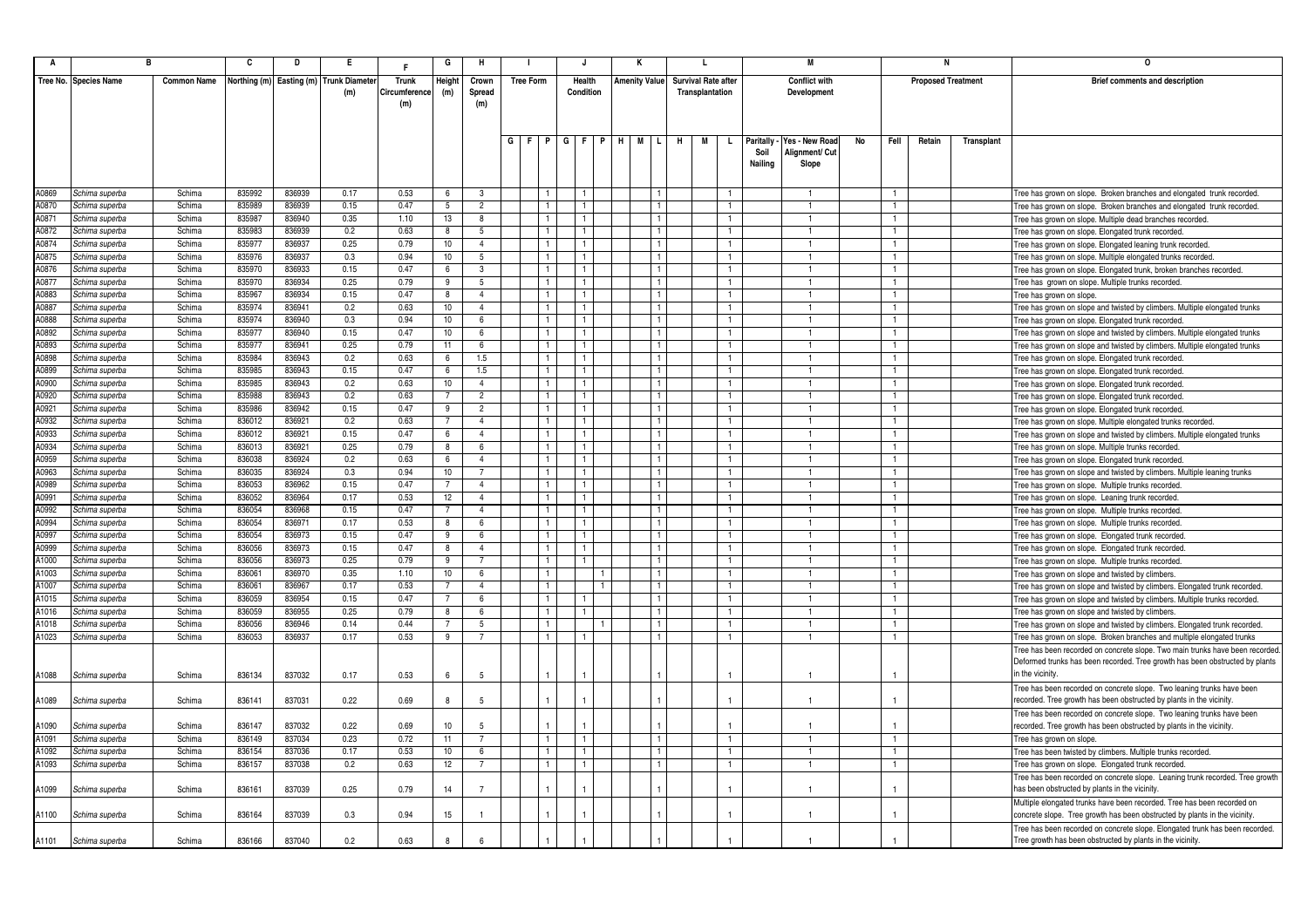| A | B | | C | D | E | F | G | H | I | | | J | | | K | | | L | | | M | | | N | | | O |
|---|---|---|---|---|---|---|---|---|---|---|---|---|---|---|---|---|---|---|---|---|---|---|---|---|---|---|---|
| Tree No. | Species Name | Common Name | Northing (m) | Easting (m) | Trunk Diameter (m) | Trunk Circumference (m) | Height (m) | Crown Spread (m) | Tree Form | | | Health Condition | | | Amenity Value | | | Survival Rate after Transplantation | | | Conflict with Development | | | Proposed Treatment | | | Brief comments and description |
| | | | | | | | | | G | F | P | G | F | P | H | M | L | H | M | L | Paritally - Soil Nailing | Yes - New Road Alignment/ Cut Slope | No | Fell | Retain | Transplant | |
| A0869 | Schima superba | Schima | 835992 | 836939 | 0.17 | 0.53 | 6 | 3 | | | 1 | 1 | | | | | 1 | | | 1 | | 1 | | 1 | | | Tree has grown on slope. Broken branches and elongated trunk recorded. |
| A0870 | Schima superba | Schima | 835989 | 836939 | 0.15 | 0.47 | 5 | 2 | | | 1 | 1 | | | | | 1 | | | 1 | | 1 | | 1 | | | Tree has grown on slope. Broken branches and elongated trunk recorded. |
| A0871 | Schima superba | Schima | 835987 | 836940 | 0.35 | 1.10 | 13 | 8 | | | 1 | 1 | | | | | 1 | | | 1 | | 1 | | 1 | | | Tree has grown on slope. Multiple dead branches recorded. |
| A0872 | Schima superba | Schima | 835983 | 836939 | 0.2 | 0.63 | 8 | 5 | | | 1 | 1 | | | | | 1 | | | 1 | | 1 | | 1 | | | Tree has grown on slope. Elongated trunk recorded. |
| A0874 | Schima superba | Schima | 835977 | 836937 | 0.25 | 0.79 | 10 | 4 | | | 1 | 1 | | | | | 1 | | | 1 | | 1 | | 1 | | | Tree has grown on slope. Elongated leaning trunk recorded. |
| A0875 | Schima superba | Schima | 835976 | 836937 | 0.3 | 0.94 | 10 | 5 | | | 1 | 1 | | | | | 1 | | | 1 | | 1 | | 1 | | | Tree has grown on slope. Multiple elongated trunks recorded. |
| A0876 | Schima superba | Schima | 835970 | 836933 | 0.15 | 0.47 | 6 | 3 | | | 1 | 1 | | | | | 1 | | | 1 | | 1 | | 1 | | | Tree has grown on slope. Elongated trunk, broken branches recorded. |
| A0877 | Schima superba | Schima | 835970 | 836934 | 0.25 | 0.79 | 9 | 5 | | | 1 | 1 | | | | | 1 | | | 1 | | 1 | | 1 | | | Tree has grown on slope. Multiple trunks recorded. |
| A0883 | Schima superba | Schima | 835967 | 836934 | 0.15 | 0.47 | 8 | 4 | | | 1 | 1 | | | | | 1 | | | 1 | | 1 | | 1 | | | Tree has grown on slope. |
| A0887 | Schima superba | Schima | 835974 | 836941 | 0.2 | 0.63 | 10 | 4 | | | 1 | 1 | | | | | 1 | | | 1 | | 1 | | 1 | | | Tree has grown on slope and twisted by climbers. Multiple elongated trunks |
| A0888 | Schima superba | Schima | 835974 | 836940 | 0.3 | 0.94 | 10 | 6 | | | 1 | 1 | | | | | 1 | | | 1 | | 1 | | 1 | | | Tree has grown on slope. Elongated trunk recorded. |
| A0892 | Schima superba | Schima | 835977 | 836940 | 0.15 | 0.47 | 10 | 6 | | | 1 | 1 | | | | | 1 | | | 1 | | 1 | | 1 | | | Tree has grown on slope and twisted by climbers. Multiple elongated trunks |
| A0893 | Schima superba | Schima | 835977 | 836941 | 0.25 | 0.79 | 11 | 6 | | | 1 | 1 | | | | | 1 | | | 1 | | 1 | | 1 | | | Tree has grown on slope and twisted by climbers. Multiple elongated trunks |
| A0898 | Schima superba | Schima | 835984 | 836943 | 0.2 | 0.63 | 6 | 1.5 | | | 1 | 1 | | | | | 1 | | | 1 | | 1 | | 1 | | | Tree has grown on slope. Elongated trunk recorded. |
| A0899 | Schima superba | Schima | 835985 | 836943 | 0.15 | 0.47 | 6 | 1.5 | | | 1 | 1 | | | | | 1 | | | 1 | | 1 | | 1 | | | Tree has grown on slope. Elongated trunk recorded. |
| A0900 | Schima superba | Schima | 835985 | 836943 | 0.2 | 0.63 | 10 | 4 | | | 1 | 1 | | | | | 1 | | | 1 | | 1 | | 1 | | | Tree has grown on slope. Elongated trunk recorded. |
| A0920 | Schima superba | Schima | 835988 | 836943 | 0.2 | 0.63 | 7 | 2 | | | 1 | 1 | | | | | 1 | | | 1 | | 1 | | 1 | | | Tree has grown on slope. Elongated trunk recorded. |
| A0921 | Schima superba | Schima | 835986 | 836942 | 0.15 | 0.47 | 9 | 2 | | | 1 | 1 | | | | | 1 | | | 1 | | 1 | | 1 | | | Tree has grown on slope. Elongated trunk recorded. |
| A0932 | Schima superba | Schima | 836012 | 836921 | 0.2 | 0.63 | 7 | 4 | | | 1 | 1 | | | | | 1 | | | 1 | | 1 | | 1 | | | Tree has grown on slope. Multiple elongated trunks recorded. |
| A0933 | Schima superba | Schima | 836012 | 836921 | 0.15 | 0.47 | 6 | 4 | | | 1 | 1 | | | | | 1 | | | 1 | | 1 | | 1 | | | Tree has grown on slope and twisted by climbers. Multiple elongated trunks |
| A0934 | Schima superba | Schima | 836013 | 836921 | 0.25 | 0.79 | 8 | 6 | | | 1 | 1 | | | | | 1 | | | 1 | | 1 | | 1 | | | Tree has grown on slope. Multiple trunks recorded. |
| A0959 | Schima superba | Schima | 836038 | 836924 | 0.2 | 0.63 | 6 | 4 | | | 1 | 1 | | | | | 1 | | | 1 | | 1 | | 1 | | | Tree has grown on slope. Elongated trunk recorded. |
| A0963 | Schima superba | Schima | 836035 | 836924 | 0.3 | 0.94 | 10 | 7 | | | 1 | 1 | | | | | 1 | | | 1 | | 1 | | 1 | | | Tree has grown on slope and twisted by climbers. Multiple leaning trunks |
| A0989 | Schima superba | Schima | 836053 | 836962 | 0.15 | 0.47 | 7 | 4 | | | 1 | 1 | | | | | 1 | | | 1 | | 1 | | 1 | | | Tree has grown on slope. Multiple trunks recorded. |
| A0991 | Schima superba | Schima | 836052 | 836964 | 0.17 | 0.53 | 12 | 4 | | | 1 | 1 | | | | | 1 | | | 1 | | 1 | | 1 | | | Tree has grown on slope. Leaning trunk recorded. |
| A0992 | Schima superba | Schima | 836054 | 836968 | 0.15 | 0.47 | 7 | 4 | | | 1 | 1 | | | | | 1 | | | 1 | | 1 | | 1 | | | Tree has grown on slope. Multiple trunks recorded. |
| A0994 | Schima superba | Schima | 836054 | 836971 | 0.17 | 0.53 | 8 | 6 | | | 1 | 1 | | | | | 1 | | | 1 | | 1 | | 1 | | | Tree has grown on slope. Multiple trunks recorded. |
| A0997 | Schima superba | Schima | 836054 | 836973 | 0.15 | 0.47 | 9 | 6 | | | 1 | 1 | | | | | 1 | | | 1 | | 1 | | 1 | | | Tree has grown on slope. Elongated trunk recorded. |
| A0999 | Schima superba | Schima | 836056 | 836973 | 0.15 | 0.47 | 8 | 4 | | | 1 | 1 | | | | | 1 | | | 1 | | 1 | | 1 | | | Tree has grown on slope. Elongated trunk recorded. |
| A1000 | Schima superba | Schima | 836056 | 836973 | 0.25 | 0.79 | 9 | 7 | | | 1 | 1 | | | | | 1 | | | 1 | | 1 | | 1 | | | Tree has grown on slope. Multiple trunks recorded. |
| A1003 | Schima superba | Schima | 836061 | 836970 | 0.35 | 1.10 | 10 | 6 | | | 1 | | 1 | | | | 1 | | | 1 | | 1 | | 1 | | | Tree has grown on slope and twisted by climbers. |
| A1007 | Schima superba | Schima | 836061 | 836967 | 0.17 | 0.53 | 7 | 4 | | | 1 | | 1 | | | | 1 | | | 1 | | 1 | | 1 | | | Tree has grown on slope and twisted by climbers. Elongated trunk recorded. |
| A1015 | Schima superba | Schima | 836059 | 836954 | 0.15 | 0.47 | 7 | 6 | | | 1 | 1 | | | | | 1 | | | 1 | | 1 | | 1 | | | Tree has grown on slope and twisted by climbers. Multiple trunks recorded. |
| A1016 | Schima superba | Schima | 836059 | 836955 | 0.25 | 0.79 | 8 | 6 | | | 1 | 1 | | | | | 1 | | | 1 | | 1 | | 1 | | | Tree has grown on slope and twisted by climbers. |
| A1018 | Schima superba | Schima | 836056 | 836946 | 0.14 | 0.44 | 7 | 5 | | | 1 | | 1 | | | | 1 | | | 1 | | 1 | | 1 | | | Tree has grown on slope and twisted by climbers. Elongated trunk recorded. |
| A1023 | Schima superba | Schima | 836053 | 836937 | 0.17 | 0.53 | 9 | 7 | | | 1 | 1 | | | | | 1 | | | 1 | | 1 | | 1 | | | Tree has grown on slope. Broken branches and multiple elongated trunks |
| A1088 | Schima superba | Schima | 836134 | 837032 | 0.17 | 0.53 | 6 | 5 | | | 1 | 1 | | | | | 1 | | | 1 | | 1 | | 1 | | | Tree has been recorded on concrete slope. Two main trunks have been recorded. Deformed trunks has been recorded. Tree growth has been obstructed by plants in the vicinity. |
| A1089 | Schima superba | Schima | 836141 | 837031 | 0.22 | 0.69 | 8 | 5 | | | 1 | 1 | | | | | 1 | | | 1 | | 1 | | 1 | | | Tree has been recorded on concrete slope. Two leaning trunks have been recorded. Tree growth has been obstructed by plants in the vicinity. |
| A1090 | Schima superba | Schima | 836147 | 837032 | 0.22 | 0.69 | 10 | 5 | | | 1 | 1 | | | | | 1 | | | 1 | | 1 | | 1 | | | Tree has been recorded on concrete slope. Two leaning trunks have been recorded. Tree growth has been obstructed by plants in the vicinity. |
| A1091 | Schima superba | Schima | 836149 | 837034 | 0.23 | 0.72 | 11 | 7 | | | 1 | 1 | | | | | 1 | | | 1 | | 1 | | 1 | | | Tree has grown on slope. |
| A1092 | Schima superba | Schima | 836154 | 837036 | 0.17 | 0.53 | 10 | 6 | | | 1 | 1 | | | | | 1 | | | 1 | | 1 | | 1 | | | Tree has been twisted by climbers. Multiple trunks recorded. |
| A1093 | Schima superba | Schima | 836157 | 837038 | 0.2 | 0.63 | 12 | 7 | | | 1 | 1 | | | | | 1 | | | 1 | | 1 | | 1 | | | Tree has grown on slope. Elongated trunk recorded. |
| A1099 | Schima superba | Schima | 836161 | 837039 | 0.25 | 0.79 | 14 | 7 | | | 1 | 1 | | | | | 1 | | | 1 | | 1 | | 1 | | | Tree has been recorded on concrete slope. Leaning trunk recorded. Tree growth has been obstructed by plants in the vicinity. |
| A1100 | Schima superba | Schima | 836164 | 837039 | 0.3 | 0.94 | 15 | 1 | | | 1 | 1 | | | | | 1 | | | 1 | | 1 | | 1 | | | Multiple elongated trunks have been recorded. Tree has been recorded on concrete slope. Tree growth has been obstructed by plants in the vicinity. |
| A1101 | Schima superba | Schima | 836166 | 837040 | 0.2 | 0.63 | 8 | 6 | | | 1 | 1 | | | | | 1 | | | 1 | | 1 | | 1 | | | Tree has been recorded on concrete slope. Elongated trunk has been recorded. Tree growth has been obstructed by plants in the vicinity. |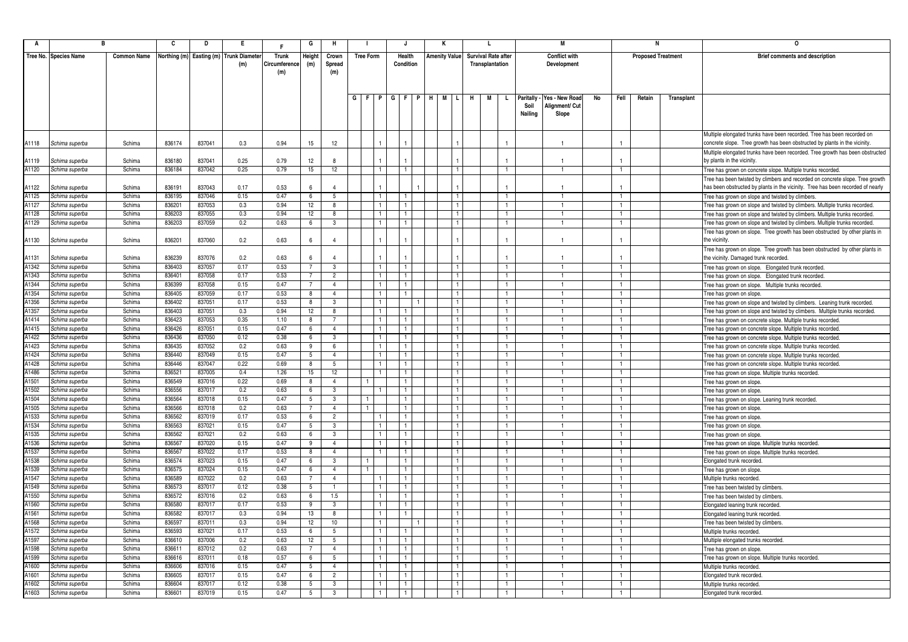| A | B | | C | D | E | F | G | H | I | | | J | | | K | | | L | | | M | | | N | | | O |
|---|---|---|---|---|---|---|---|---|---|---|---|---|---|---|---|---|---|---|---|---|---|---|---|---|---|---|---|
| Tree No. | Species Name | Common Name | Northing (m) | Easting (m) | Trunk Diameter (m) | Trunk Circumference (m) | Height (m) | Crown Spread (m) | Tree Form | | | Health Condition | | | Amenity Value | | | Survival Rate after Transplantation | | | Conflict with Development | | | Proposed Treatment | | | Brief comments and description |
| | | | | | | | | | G | F | P | G | F | P | H | M | L | H | M | L | Paritally - Soil Nailing | Yes - New Road Alignment/ Cut Slope | No | Fell | Retain | Transplant | |
| A1118 | Schima superba | Schima | 836174 | 837041 | 0.3 | 0.94 | 15 | 12 | | | 1 | 1 | | | | | 1 | | | 1 | | 1 | | 1 | | | Multiple elongated trunks have been recorded. Tree has been recorded on concrete slope. Tree growth has been obstructed by plants in the vicinity. |
| A1119 | Schima superba | Schima | 836180 | 837041 | 0.25 | 0.79 | 12 | 8 | | | 1 | 1 | | | | | 1 | | | 1 | | 1 | | 1 | | | Multiple elongated trunks have been recorded. Tree growth has been obstructed by plants in the vicinity. |
| A1120 | Schima superba | Schima | 836184 | 837042 | 0.25 | 0.79 | 15 | 12 | | | 1 | 1 | | | | | 1 | | | 1 | | 1 | | 1 | | | Tree has grown on concrete slope. Multiple trunks recorded. |
| A1122 | Schima superba | Schima | 836191 | 837043 | 0.17 | 0.53 | 6 | 4 | | | 1 | | | 1 | | | 1 | | | 1 | | 1 | | 1 | | | Tree has been twisted by climbers and recorded on concrete slope. Tree growth has been obstructed by plants in the vicinity. Tree has been recorded of nearly |
| A1125 | Schima superba | Schima | 836195 | 837046 | 0.15 | 0.47 | 6 | 5 | | | 1 | 1 | | | | | 1 | | | 1 | | 1 | | 1 | | | Tree has grown on slope and twisted by climbers. |
| A1127 | Schima superba | Schima | 836201 | 837053 | 0.3 | 0.94 | 12 | 8 | | | 1 | 1 | | | | | 1 | | | 1 | | 1 | | 1 | | | Tree has grown on slope and twisted by climbers. Multiple trunks recorded. |
| A1128 | Schima superba | Schima | 836203 | 837055 | 0.3 | 0.94 | 12 | 8 | | | 1 | 1 | | | | | 1 | | | 1 | | 1 | | 1 | | | Tree has grown on slope and twisted by climbers. Multiple trunks recorded. |
| A1129 | Schima superba | Schima | 836203 | 837059 | 0.2 | 0.63 | 6 | 3 | | | 1 | 1 | | | | | 1 | | | 1 | | 1 | | 1 | | | Tree has grown on slope and twisted by climbers. Multiple trunks recorded. |
| A1130 | Schima superba | Schima | 836201 | 837060 | 0.2 | 0.63 | 6 | 4 | | | 1 | 1 | | | | | 1 | | | 1 | | 1 | | 1 | | | Tree has grown on slope. Tree growth has been obstructed by other plants in the vicinity. |
| A1131 | Schima superba | Schima | 836239 | 837076 | 0.2 | 0.63 | 6 | 4 | | | 1 | 1 | | | | | 1 | | | 1 | | 1 | | 1 | | | Tree has grown on slope. Tree growth has been obstructed by other plants in the vicinity. Damaged trunk recorded. |
| A1342 | Schima superba | Schima | 836403 | 837057 | 0.17 | 0.53 | 7 | 3 | | | 1 | 1 | | | | | 1 | | | 1 | | 1 | | 1 | | | Tree has grown on slope. Elongated trunk recorded. |
| A1343 | Schima superba | Schima | 836401 | 837058 | 0.17 | 0.53 | 7 | 2 | | | 1 | 1 | | | | | 1 | | | 1 | | 1 | | 1 | | | Tree has grown on slope. Elongated trunk recorded. |
| A1344 | Schima superba | Schima | 836399 | 837058 | 0.15 | 0.47 | 7 | 4 | | | 1 | 1 | | | | | 1 | | | 1 | | 1 | | 1 | | | Tree has grown on slope. Multiple trunks recorded. |
| A1354 | Schima superba | Schima | 836405 | 837059 | 0.17 | 0.53 | 8 | 4 | | | 1 | 1 | | | | | 1 | | | 1 | | 1 | | 1 | | | Tree has grown on slope. |
| A1356 | Schima superba | Schima | 836402 | 837051 | 0.17 | 0.53 | 8 | 3 | | | 1 | | 1 | | | | 1 | | | 1 | | 1 | | 1 | | | Tree has grown on slope and twisted by climbers. Leaning trunk recorded. |
| A1357 | Schima superba | Schima | 836403 | 837051 | 0.3 | 0.94 | 12 | 8 | | | 1 | 1 | | | | | 1 | | | 1 | | 1 | | 1 | | | Tree has grown on slope and twisted by climbers. Multiple trunks recorded. |
| A1414 | Schima superba | Schima | 836423 | 837053 | 0.35 | 1.10 | 8 | 7 | | | 1 | 1 | | | | | 1 | | | 1 | | 1 | | 1 | | | Tree has grown on concrete slope. Multiple trunks recorded. |
| A1415 | Schima superba | Schima | 836426 | 837051 | 0.15 | 0.47 | 6 | 4 | | | 1 | 1 | | | | | 1 | | | 1 | | 1 | | 1 | | | Tree has grown on concrete slope. Multiple trunks recorded. |
| A1422 | Schima superba | Schima | 836436 | 837050 | 0.12 | 0.38 | 6 | 3 | | | 1 | 1 | | | | | 1 | | | 1 | | 1 | | 1 | | | Tree has grown on concrete slope. Multiple trunks recorded. |
| A1423 | Schima superba | Schima | 836435 | 837052 | 0.2 | 0.63 | 9 | 6 | | | 1 | 1 | | | | | 1 | | | 1 | | 1 | | 1 | | | Tree has grown on concrete slope. Multiple trunks recorded. |
| A1424 | Schima superba | Schima | 836440 | 837049 | 0.15 | 0.47 | 5 | 4 | | | 1 | 1 | | | | | 1 | | | 1 | | 1 | | 1 | | | Tree has grown on concrete slope. Multiple trunks recorded. |
| A1428 | Schima superba | Schima | 836446 | 837047 | 0.22 | 0.69 | 8 | 5 | | | 1 | 1 | | | | | 1 | | | 1 | | 1 | | 1 | | | Tree has grown on concrete slope. Multiple trunks recorded. |
| A1486 | Schima superba | Schima | 836521 | 837005 | 0.4 | 1.26 | 15 | 12 | | | 1 | 1 | | | | | 1 | | | 1 | | 1 | | 1 | | | Tree has grown on slope. Multiple trunks recorded. |
| A1501 | Schima superba | Schima | 836549 | 837016 | 0.22 | 0.69 | 8 | 4 | | 1 | | 1 | | | | | 1 | | | 1 | | 1 | | 1 | | | Tree has grown on slope. |
| A1502 | Schima superba | Schima | 836556 | 837017 | 0.2 | 0.63 | 6 | 3 | | | 1 | 1 | | | | | 1 | | | 1 | | 1 | | 1 | | | Tree has grown on slope. |
| A1504 | Schima superba | Schima | 836564 | 837018 | 0.15 | 0.47 | 5 | 3 | | 1 | | 1 | | | | | 1 | | | 1 | | 1 | | 1 | | | Tree has grown on slope. Leaning trunk recorded. |
| A1505 | Schima superba | Schima | 836566 | 837018 | 0.2 | 0.63 | 7 | 4 | | 1 | | 1 | | | | | 1 | | | 1 | | 1 | | 1 | | | Tree has grown on slope. |
| A1533 | Schima superba | Schima | 836562 | 837019 | 0.17 | 0.53 | 6 | 2 | | | 1 | 1 | | | | | 1 | | | 1 | | 1 | | 1 | | | Tree has grown on slope. |
| A1534 | Schima superba | Schima | 836563 | 837021 | 0.15 | 0.47 | 5 | 3 | | | 1 | 1 | | | | | 1 | | | 1 | | 1 | | 1 | | | Tree has grown on slope. |
| A1535 | Schima superba | Schima | 836562 | 837021 | 0.2 | 0.63 | 6 | 3 | | | 1 | 1 | | | | | 1 | | | 1 | | 1 | | 1 | | | Tree has grown on slope. |
| A1536 | Schima superba | Schima | 836567 | 837020 | 0.15 | 0.47 | 9 | 4 | | | 1 | 1 | | | | | 1 | | | 1 | | 1 | | 1 | | | Tree has grown on slope. Multiple trunks recorded. |
| A1537 | Schima superba | Schima | 836567 | 837022 | 0.17 | 0.53 | 8 | 4 | | | 1 | 1 | | | | | 1 | | | 1 | | 1 | | 1 | | | Tree has grown on slope. Multiple trunks recorded. |
| A1538 | Schima superba | Schima | 836574 | 837023 | 0.15 | 0.47 | 6 | 3 | | 1 | | 1 | | | | | 1 | | | 1 | | 1 | | 1 | | | Elongated trunk recorded. |
| A1539 | Schima superba | Schima | 836575 | 837024 | 0.15 | 0.47 | 6 | 4 | | 1 | | 1 | | | | | 1 | | | 1 | | 1 | | 1 | | | Tree has grown on slope. |
| A1547 | Schima superba | Schima | 836589 | 837022 | 0.2 | 0.63 | 7 | 4 | | | 1 | 1 | | | | | 1 | | | 1 | | 1 | | 1 | | | Multiple trunks recorded. |
| A1549 | Schima superba | Schima | 836573 | 837017 | 0.12 | 0.38 | 5 | 1 | | | 1 | 1 | | | | | 1 | | | 1 | | 1 | | 1 | | | Tree has been twisted by climbers. |
| A1550 | Schima superba | Schima | 836572 | 837016 | 0.2 | 0.63 | 6 | 1.5 | | | 1 | 1 | | | | | 1 | | | 1 | | 1 | | 1 | | | Tree has been twisted by climbers. |
| A1560 | Schima superba | Schima | 836580 | 837017 | 0.17 | 0.53 | 9 | 3 | | | 1 | 1 | | | | | 1 | | | 1 | | 1 | | 1 | | | Elongated leaning trunk recorded. |
| A1561 | Schima superba | Schima | 836582 | 837017 | 0.3 | 0.94 | 13 | 8 | | | 1 | 1 | | | | | 1 | | | 1 | | 1 | | 1 | | | Elongated leaning trunk recorded. |
| A1568 | Schima superba | Schima | 836597 | 837011 | 0.3 | 0.94 | 12 | 10 | | | 1 | | 1 | | | | 1 | | | 1 | | 1 | | 1 | | | Tree has been twisted by climbers. |
| A1572 | Schima superba | Schima | 836593 | 837021 | 0.17 | 0.53 | 6 | 5 | | | 1 | 1 | | | | | 1 | | | 1 | | 1 | | 1 | | | Multiple trunks recorded. |
| A1597 | Schima superba | Schima | 836610 | 837006 | 0.2 | 0.63 | 12 | 5 | | | 1 | 1 | | | | | 1 | | | 1 | | 1 | | 1 | | | Multiple elongated trunks recorded. |
| A1598 | Schima superba | Schima | 836611 | 837012 | 0.2 | 0.63 | 7 | 4 | | | 1 | 1 | | | | | 1 | | | 1 | | 1 | | 1 | | | Tree has grown on slope. |
| A1599 | Schima superba | Schima | 836616 | 837011 | 0.18 | 0.57 | 6 | 5 | | | 1 | 1 | | | | | 1 | | | 1 | | 1 | | 1 | | | Tree has grown on slope. Multiple trunks recorded. |
| A1600 | Schima superba | Schima | 836606 | 837016 | 0.15 | 0.47 | 5 | 4 | | | 1 | 1 | | | | | 1 | | | 1 | | 1 | | 1 | | | Multiple trunks recorded. |
| A1601 | Schima superba | Schima | 836605 | 837017 | 0.15 | 0.47 | 6 | 2 | | | 1 | 1 | | | | | 1 | | | 1 | | 1 | | 1 | | | Elongated trunk recorded. |
| A1602 | Schima superba | Schima | 836604 | 837017 | 0.12 | 0.38 | 5 | 3 | | | 1 | 1 | | | | | 1 | | | 1 | | 1 | | 1 | | | Multiple trunks recorded. |
| A1603 | Schima superba | Schima | 836601 | 837019 | 0.15 | 0.47 | 5 | 3 | | | 1 | 1 | | | | | 1 | | | 1 | | 1 | | 1 | | | Elongated trunk recorded. |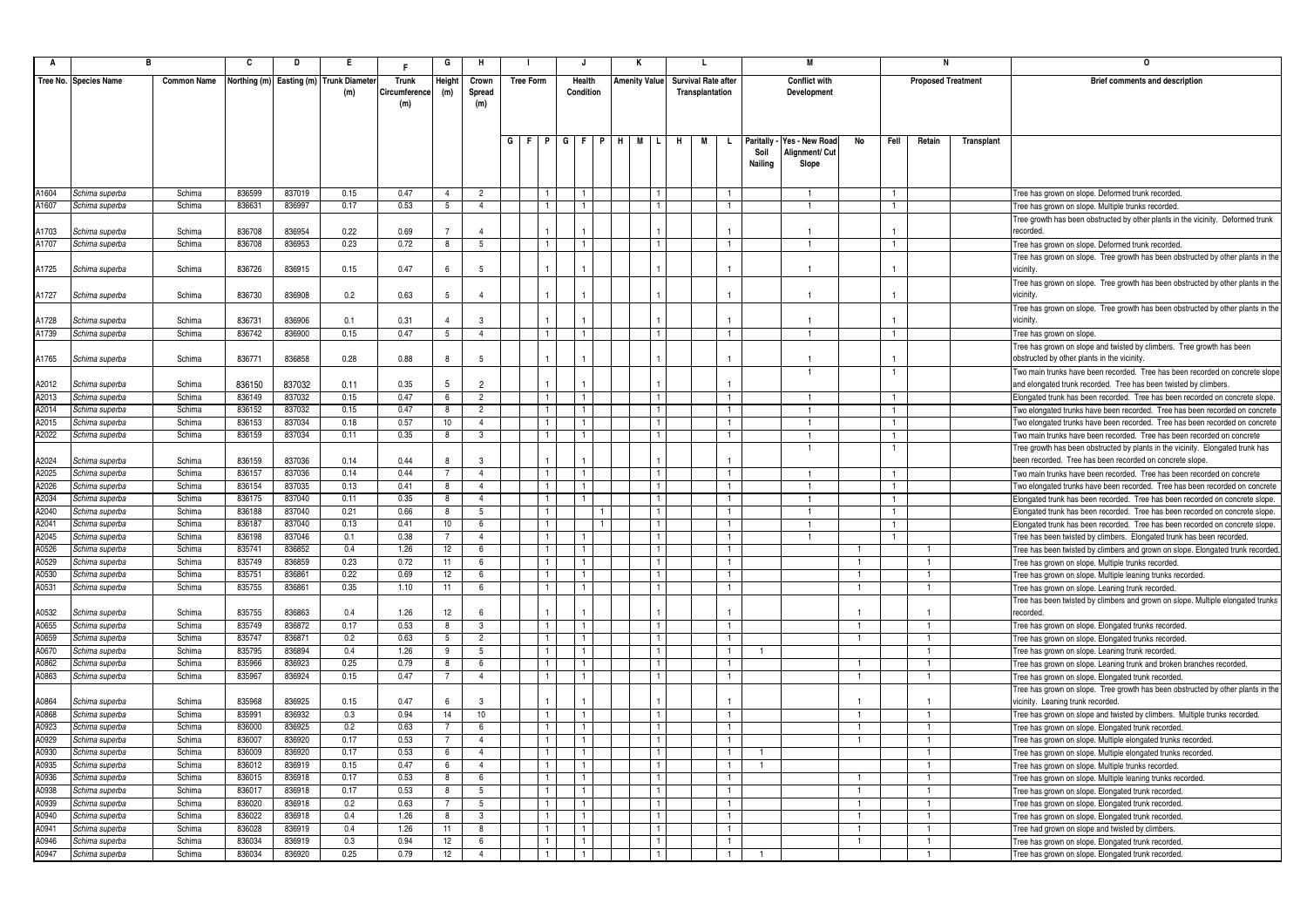| A | B | | C | D | E | F | G | H | I | | | J | | | K | | | L | | | M | | | N | | | O |
|---|---|---|---|---|---|---|---|---|---|---|---|---|---|---|---|---|---|---|---|---|---|---|---|---|---|---|---|
| Tree No. | Species Name | Common Name | Northing (m) | Easting (m) | Trunk Diameter (m) | Trunk Circumference (m) | Height (m) | Crown Spread (m) | Tree Form | | | Health Condition | | | Amenity Value | | | Survival Rate after Transplantation | | | Conflict with Development | | | Proposed Treatment | | | Brief comments and description |
| | | | | | | | | | G | F | P | G | F | P | H | M | L | H | M | L | Paritally - Soil Nailing | Yes - New Road Alignment/ Cut Slope | No | Fell | Retain | Transplant | |
| A1604 | Schima superba | Schima | 836599 | 837019 | 0.15 | 0.47 | 4 | 2 | | | 1 | 1 | | | | | 1 | | | 1 | | 1 | | 1 | | | Tree has grown on slope. Deformed trunk recorded. |
| A1607 | Schima superba | Schima | 836631 | 836997 | 0.17 | 0.53 | 5 | 4 | | | 1 | 1 | | | | | 1 | | | 1 | | 1 | | 1 | | | Tree has grown on slope. Multiple trunks recorded. |
| A1703 | Schima superba | Schima | 836708 | 836954 | 0.22 | 0.69 | 7 | 4 | | | 1 | 1 | | | | | 1 | | | 1 | | 1 | | 1 | | | Tree growth has been obstructed by other plants in the vicinity. Deformed trunk recorded. |
| A1707 | Schima superba | Schima | 836708 | 836953 | 0.23 | 0.72 | 8 | 5 | | | 1 | 1 | | | | | 1 | | | 1 | | 1 | | 1 | | | Tree has grown on slope. Deformed trunk recorded. |
| A1725 | Schima superba | Schima | 836726 | 836915 | 0.15 | 0.47 | 6 | 5 | | | 1 | 1 | | | | | 1 | | | 1 | | 1 | | 1 | | | Tree has grown on slope. Tree growth has been obstructed by other plants in the vicinity. |
| A1727 | Schima superba | Schima | 836730 | 836908 | 0.2 | 0.63 | 5 | 4 | | | 1 | 1 | | | | | 1 | | | 1 | | 1 | | 1 | | | Tree has grown on slope. Tree growth has been obstructed by other plants in the vicinity. |
| A1728 | Schima superba | Schima | 836731 | 836906 | 0.1 | 0.31 | 4 | 3 | | | 1 | 1 | | | | | 1 | | | 1 | | 1 | | 1 | | | Tree has grown on slope. Tree growth has been obstructed by other plants in the vicinity. |
| A1739 | Schima superba | Schima | 836742 | 836900 | 0.15 | 0.47 | 5 | 4 | | | 1 | 1 | | | | | 1 | | | 1 | | 1 | | 1 | | | Tree has grown on slope. |
| A1765 | Schima superba | Schima | 836771 | 836858 | 0.28 | 0.88 | 8 | 5 | | | 1 | 1 | | | | | 1 | | | 1 | | 1 | | 1 | | | Tree has grown on slope and twisted by climbers. Tree growth has been obstructed by other plants in the vicinity. |
| A2012 | Schima superba | Schima | 836150 | 837032 | 0.11 | 0.35 | 5 | 2 | | | 1 | 1 | | | | | 1 | | | 1 | | 1 | | 1 | | | Two main trunks have been recorded. Tree has been recorded on concrete slope and elongated trunk recorded. Tree has been twisted by climbers. |
| A2013 | Schima superba | Schima | 836149 | 837032 | 0.15 | 0.47 | 6 | 2 | | | 1 | 1 | | | | | 1 | | | 1 | | 1 | | 1 | | | Elongated trunk has been recorded. Tree has been recorded on concrete slope. |
| A2014 | Schima superba | Schima | 836152 | 837032 | 0.15 | 0.47 | 8 | 2 | | | 1 | 1 | | | | | 1 | | | 1 | | 1 | | 1 | | | Two elongated trunks have been recorded. Tree has been recorded on concrete |
| A2015 | Schima superba | Schima | 836153 | 837034 | 0.18 | 0.57 | 10 | 4 | | | 1 | 1 | | | | | 1 | | | 1 | | 1 | | 1 | | | Two elongated trunks have been recorded. Tree has been recorded on concrete |
| A2022 | Schima superba | Schima | 836159 | 837034 | 0.11 | 0.35 | 8 | 3 | | | 1 | 1 | | | | | 1 | | | 1 | | 1 | | 1 | | | Two main trunks have been recorded. Tree has been recorded on concrete |
| A2024 | Schima superba | Schima | 836159 | 837036 | 0.14 | 0.44 | 8 | 3 | | | 1 | 1 | | | | | 1 | | | 1 | | 1 | | 1 | | | Tree growth has been obstructed by plants in the vicinity. Elongated trunk has been recorded. Tree has been recorded on concrete slope. |
| A2025 | Schima superba | Schima | 836157 | 837036 | 0.14 | 0.44 | 7 | 4 | | | 1 | 1 | | | | | 1 | | | 1 | | 1 | | 1 | | | Two main trunks have been recorded. Tree has been recorded on concrete |
| A2026 | Schima superba | Schima | 836154 | 837035 | 0.13 | 0.41 | 8 | 4 | | | 1 | 1 | | | | | 1 | | | 1 | | 1 | | 1 | | | Two elongated trunks have been recorded. Tree has been recorded on concrete |
| A2034 | Schima superba | Schima | 836175 | 837040 | 0.11 | 0.35 | 8 | 4 | | | 1 | 1 | | | | | 1 | | | 1 | | 1 | | 1 | | | Elongated trunk has been recorded. Tree has been recorded on concrete slope. |
| A2040 | Schima superba | Schima | 836188 | 837040 | 0.21 | 0.66 | 8 | 5 | | | 1 | | 1 | | | | 1 | | | 1 | | 1 | | 1 | | | Elongated trunk has been recorded. Tree has been recorded on concrete slope. |
| A2041 | Schima superba | Schima | 836187 | 837040 | 0.13 | 0.41 | 10 | 6 | | | 1 | | 1 | | | | 1 | | | 1 | | 1 | | 1 | | | Elongated trunk has been recorded. Tree has been recorded on concrete slope. |
| A2045 | Schima superba | Schima | 836198 | 837046 | 0.1 | 0.38 | 7 | 4 | | | 1 | 1 | | | | | 1 | | | 1 | | 1 | | 1 | | | Tree has been twisted by climbers. Elongated trunk has been recorded. |
| A0526 | Schima superba | Schima | 835741 | 836852 | 0.4 | 1.26 | 12 | 6 | | | 1 | 1 | | | | | 1 | | | 1 | | | 1 | | 1 | | Tree has been twisted by climbers and grown on slope. Elongated trunk recorded. |
| A0529 | Schima superba | Schima | 835749 | 836859 | 0.23 | 0.72 | 11 | 6 | | | 1 | 1 | | | | | 1 | | | 1 | | | 1 | | 1 | | Tree has grown on slope. Multiple trunks recorded. |
| A0530 | Schima superba | Schima | 835751 | 836861 | 0.22 | 0.69 | 12 | 6 | | | 1 | 1 | | | | | 1 | | | 1 | | | 1 | | 1 | | Tree has grown on slope. Multiple leaning trunks recorded. |
| A0531 | Schima superba | Schima | 835755 | 836861 | 0.35 | 1.10 | 11 | 6 | | | 1 | 1 | | | | | 1 | | | 1 | | | 1 | | 1 | | Tree has grown on slope. Leaning trunk recorded. |
| A0532 | Schima superba | Schima | 835755 | 836863 | 0.4 | 1.26 | 12 | 6 | | | 1 | 1 | | | | | 1 | | | 1 | | | 1 | | 1 | | Tree has been twisted by climbers and grown on slope. Multiple elongated trunks recorded. |
| A0655 | Schima superba | Schima | 835749 | 836872 | 0.17 | 0.53 | 8 | 3 | | | 1 | 1 | | | | | 1 | | | 1 | | | 1 | | 1 | | Tree has grown on slope. Elongated trunks recorded. |
| A0659 | Schima superba | Schima | 835747 | 836871 | 0.2 | 0.63 | 5 | 2 | | | 1 | 1 | | | | | 1 | | | 1 | | | 1 | | 1 | | Tree has grown on slope. Elongated trunks recorded. |
| A0670 | Schima superba | Schima | 835795 | 836894 | 0.4 | 1.26 | 9 | 5 | | | 1 | 1 | | | | | 1 | | | 1 | 1 | | | | 1 | | Tree has grown on slope. Leaning trunk recorded. |
| A0862 | Schima superba | Schima | 835966 | 836923 | 0.25 | 0.79 | 8 | 6 | | | 1 | 1 | | | | | 1 | | | 1 | | | 1 | | 1 | | Tree has grown on slope. Leaning trunk and broken branches recorded. |
| A0863 | Schima superba | Schima | 835967 | 836924 | 0.15 | 0.47 | 7 | 4 | | | 1 | 1 | | | | | 1 | | | 1 | | | 1 | | 1 | | Tree has grown on slope. Elongated trunk recorded. |
| A0864 | Schima superba | Schima | 835968 | 836925 | 0.15 | 0.47 | 6 | 3 | | | 1 | 1 | | | | | 1 | | | 1 | | | 1 | | 1 | | Tree has grown on slope. Tree growth has been obstructed by other plants in the vicinity. Leaning trunk recorded. |
| A0868 | Schima superba | Schima | 835991 | 836932 | 0.3 | 0.94 | 14 | 10 | | | 1 | 1 | | | | | 1 | | | 1 | | | 1 | | 1 | | Tree has grown on slope and twisted by climbers. Multiple trunks recorded. |
| A0923 | Schima superba | Schima | 836000 | 836925 | 0.2 | 0.63 | 7 | 6 | | | 1 | 1 | | | | | 1 | | | 1 | | | 1 | | 1 | | Tree has grown on slope. Elongated trunk recorded. |
| A0929 | Schima superba | Schima | 836007 | 836920 | 0.17 | 0.53 | 7 | 4 | | | 1 | 1 | | | | | 1 | | | 1 | | | 1 | | 1 | | Tree has grown on slope. Multiple elongated trunks recorded. |
| A0930 | Schima superba | Schima | 836009 | 836920 | 0.17 | 0.53 | 6 | 4 | | | 1 | 1 | | | | | 1 | | | 1 | 1 | | | | 1 | | Tree has grown on slope. Multiple elongated trunks recorded. |
| A0935 | Schima superba | Schima | 836012 | 836919 | 0.15 | 0.47 | 6 | 4 | | | 1 | 1 | | | | | 1 | | | 1 | 1 | | | | 1 | | Tree has grown on slope. Multiple trunks recorded. |
| A0936 | Schima superba | Schima | 836015 | 836918 | 0.17 | 0.53 | 8 | 6 | | | 1 | 1 | | | | | 1 | | | 1 | | | 1 | | 1 | | Tree has grown on slope. Multiple leaning trunks recorded. |
| A0938 | Schima superba | Schima | 836017 | 836918 | 0.17 | 0.53 | 8 | 5 | | | 1 | 1 | | | | | 1 | | | 1 | | | 1 | | 1 | | Tree has grown on slope. Elongated trunk recorded. |
| A0939 | Schima superba | Schima | 836020 | 836918 | 0.2 | 0.63 | 7 | 5 | | | 1 | 1 | | | | | 1 | | | 1 | | | 1 | | 1 | | Tree has grown on slope. Elongated trunk recorded. |
| A0940 | Schima superba | Schima | 836022 | 836918 | 0.4 | 1.26 | 8 | 3 | | | 1 | 1 | | | | | 1 | | | 1 | | | 1 | | 1 | | Tree has grown on slope. Elongated trunk recorded. |
| A0941 | Schima superba | Schima | 836028 | 836919 | 0.4 | 1.26 | 11 | 8 | | | 1 | 1 | | | | | 1 | | | 1 | | | 1 | | 1 | | Tree had grown on slope and twisted by climbers. |
| A0946 | Schima superba | Schima | 836034 | 836919 | 0.3 | 0.94 | 12 | 6 | | | 1 | 1 | | | | | 1 | | | 1 | | | 1 | | 1 | | Tree has grown on slope. Elongated trunk recorded. |
| A0947 | Schima superba | Schima | 836034 | 836920 | 0.25 | 0.79 | 12 | 4 | | | 1 | 1 | | | | | 1 | | | 1 | 1 | | | | 1 | | Tree has grown on slope. Elongated trunk recorded. |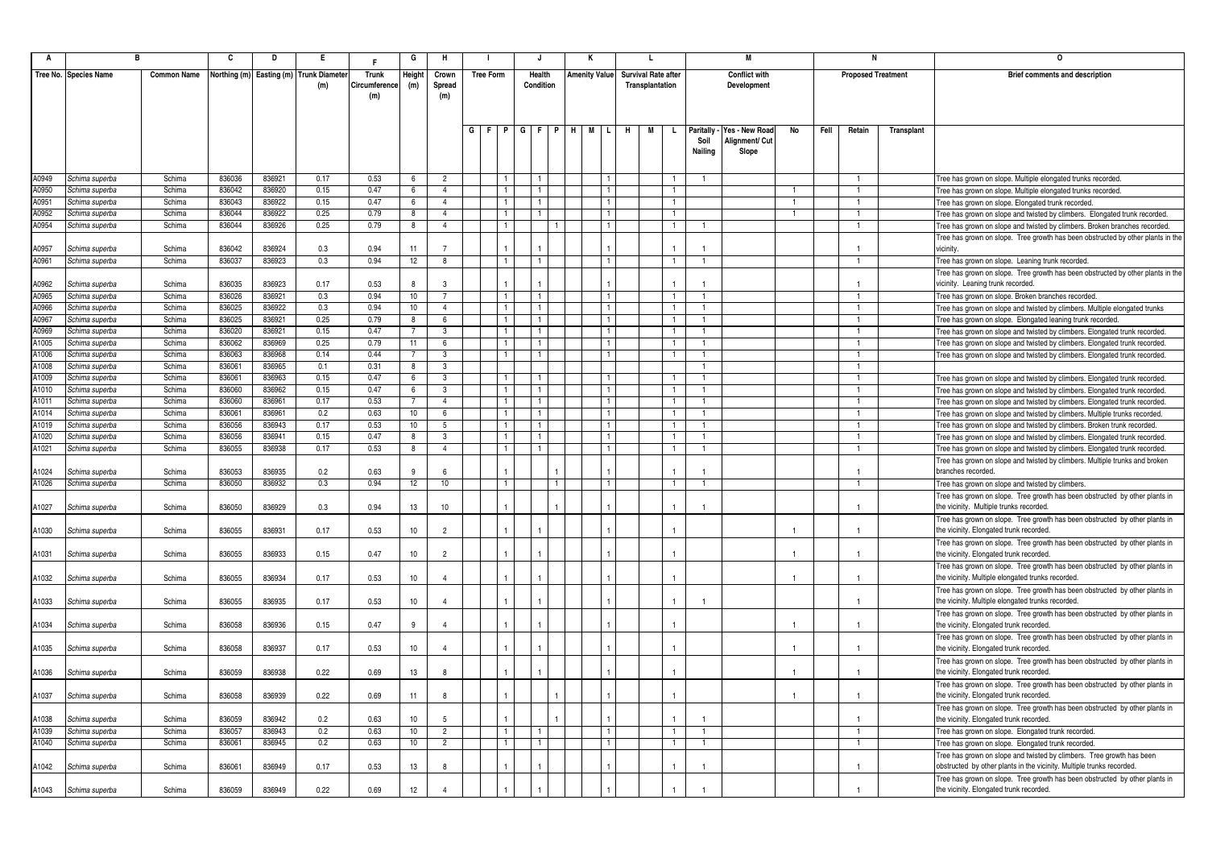| A | B | | C | D | E | F | G | H | I | | | J | | | K | | | L | | | M | | | N | | | O |
|---|---|---|---|---|---|---|---|---|---|---|---|---|---|---|---|---|---|---|---|---|---|---|---|---|---|---|---|
| Tree No. | Species Name | Common Name | Northing (m) | Easting (m) | Trunk Diameter (m) | Trunk Circumference (m) | Height (m) | Crown Spread (m) | Tree Form | | | Health Condition | | | Amenity Value | | | Survival Rate after Transplantation | | | Conflict with Development | | | Proposed Treatment | | | Brief comments and description |
| | | | | | | | | | G | F | P | G | F | P | H | M | L | H | M | L | Paritally - Soil Nailing | Yes - New Road Alignment/ Cut Slope | No | Fell | Retain | Transplant | |
| A0949 | Schima superba | Schima | 836036 | 836921 | 0.17 | 0.53 | 6 | 2 | | | 1 | | 1 | | | | 1 | | | 1 | 1 | | | | 1 | | Tree has grown on slope. Multiple elongated trunks recorded. |
| A0950 | Schima superba | Schima | 836042 | 836920 | 0.15 | 0.47 | 6 | 4 | | | 1 | | 1 | | | | 1 | | | 1 | | | 1 | | 1 | | Tree has grown on slope. Multiple elongated trunks recorded. |
| A0951 | Schima superba | Schima | 836043 | 836922 | 0.15 | 0.47 | 6 | 4 | | | 1 | | 1 | | | | 1 | | | 1 | | | 1 | | 1 | | Tree has grown on slope. Elongated trunk recorded. |
| A0952 | Schima superba | Schima | 836044 | 836922 | 0.25 | 0.79 | 8 | 4 | | | 1 | | 1 | | | | 1 | | | 1 | | | 1 | | 1 | | Tree has grown on slope and twisted by climbers. Elongated trunk recorded. |
| A0954 | Schima superba | Schima | 836044 | 836926 | 0.25 | 0.79 | 8 | 4 | | | 1 | | | 1 | | | 1 | | | 1 | 1 | | | | 1 | | Tree has grown on slope and twisted by climbers. Broken branches recorded. |
| A0957 | Schima superba | Schima | 836042 | 836924 | 0.3 | 0.94 | 11 | 7 | | | 1 | | 1 | | | | 1 | | | 1 | 1 | | | | 1 | | Tree has grown on slope. Tree growth has been obstructed by other plants in the vicinity. |
| A0961 | Schima superba | Schima | 836037 | 836923 | 0.3 | 0.94 | 12 | 8 | | | 1 | | 1 | | | | 1 | | | 1 | 1 | | | | 1 | | Tree has grown on slope. Leaning trunk recorded. |
| A0962 | Schima superba | Schima | 836035 | 836923 | 0.17 | 0.53 | 8 | 3 | | | 1 | | 1 | | | | 1 | | | 1 | 1 | | | | 1 | | Tree has grown on slope. Tree growth has been obstructed by other plants in the vicinity. Leaning trunk recorded. |
| A0965 | Schima superba | Schima | 836026 | 836921 | 0.3 | 0.94 | 10 | 7 | | | 1 | | 1 | | | | 1 | | | 1 | 1 | | | | 1 | | Tree has grown on slope. Broken branches recorded. |
| A0966 | Schima superba | Schima | 836025 | 836922 | 0.3 | 0.94 | 10 | 4 | | | 1 | | 1 | | | | 1 | | | 1 | 1 | | | | 1 | | Tree has grown on slope and twisted by climbers. Multiple elongated trunks |
| A0967 | Schima superba | Schima | 836025 | 836921 | 0.25 | 0.79 | 8 | 6 | | | 1 | | 1 | | | | 1 | | | 1 | 1 | | | | 1 | | Tree has grown on slope. Elongated leaning trunk recorded. |
| A0969 | Schima superba | Schima | 836020 | 836921 | 0.15 | 0.47 | 7 | 3 | | | 1 | | 1 | | | | 1 | | | 1 | 1 | | | | 1 | | Tree has grown on slope and twisted by climbers. Elongated trunk recorded. |
| A1005 | Schima superba | Schima | 836062 | 836969 | 0.25 | 0.79 | 11 | 6 | | | 1 | | 1 | | | | 1 | | | 1 | 1 | | | | 1 | | Tree has grown on slope and twisted by climbers. Elongated trunk recorded. |
| A1006 | Schima superba | Schima | 836063 | 836968 | 0.14 | 0.44 | 7 | 3 | | | 1 | | 1 | | | | 1 | | | 1 | 1 | | | | 1 | | Tree has grown on slope and twisted by climbers. Elongated trunk recorded. |
| A1008 | Schima superba | Schima | 836061 | 836965 | 0.1 | 0.31 | 8 | 3 | | | | | | | | | | | | | 1 | | | | 1 | | |
| A1009 | Schima superba | Schima | 836061 | 836963 | 0.15 | 0.47 | 6 | 3 | | | 1 | | 1 | | | | 1 | | | 1 | 1 | | | | 1 | | Tree has grown on slope and twisted by climbers. Elongated trunk recorded. |
| A1010 | Schima superba | Schima | 836060 | 836962 | 0.15 | 0.47 | 6 | 3 | | | 1 | | 1 | | | | 1 | | | 1 | 1 | | | | 1 | | Tree has grown on slope and twisted by climbers. Elongated trunk recorded. |
| A1011 | Schima superba | Schima | 836060 | 836961 | 0.17 | 0.53 | 7 | 4 | | | 1 | | 1 | | | | 1 | | | 1 | 1 | | | | 1 | | Tree has grown on slope and twisted by climbers. Elongated trunk recorded. |
| A1014 | Schima superba | Schima | 836061 | 836961 | 0.2 | 0.63 | 10 | 6 | | | 1 | | 1 | | | | 1 | | | 1 | 1 | | | | 1 | | Tree has grown on slope and twisted by climbers. Multiple trunks recorded. |
| A1019 | Schima superba | Schima | 836056 | 836943 | 0.17 | 0.53 | 10 | 5 | | | 1 | | 1 | | | | 1 | | | 1 | 1 | | | | 1 | | Tree has grown on slope and twisted by climbers. Broken trunk recorded. |
| A1020 | Schima superba | Schima | 836056 | 836941 | 0.15 | 0.47 | 8 | 3 | | | 1 | | 1 | | | | 1 | | | 1 | 1 | | | | 1 | | Tree has grown on slope and twisted by climbers. Elongated trunk recorded. |
| A1021 | Schima superba | Schima | 836055 | 836938 | 0.17 | 0.53 | 8 | 4 | | | 1 | | 1 | | | | 1 | | | 1 | 1 | | | | 1 | | Tree has grown on slope and twisted by climbers. Elongated trunk recorded. |
| A1024 | Schima superba | Schima | 836053 | 836935 | 0.2 | 0.63 | 9 | 6 | | | 1 | | | 1 | | | 1 | | | 1 | 1 | | | | 1 | | Tree has grown on slope and twisted by climbers. Multiple trunks and broken branches recorded. |
| A1026 | Schima superba | Schima | 836050 | 836932 | 0.3 | 0.94 | 12 | 10 | | | 1 | | | 1 | | | 1 | | | 1 | 1 | | | | 1 | | Tree has grown on slope and twisted by climbers. |
| A1027 | Schima superba | Schima | 836050 | 836929 | 0.3 | 0.94 | 13 | 10 | | | 1 | | | 1 | | | 1 | | | 1 | 1 | | | | 1 | | Tree has grown on slope. Tree growth has been obstructed by other plants in the vicinity. Multiple trunks recorded. |
| A1030 | Schima superba | Schima | 836055 | 836931 | 0.17 | 0.53 | 10 | 2 | | | 1 | | 1 | | | | 1 | | | 1 | | | 1 | | 1 | | Tree has grown on slope. Tree growth has been obstructed by other plants in the vicinity. Elongated trunk recorded. |
| A1031 | Schima superba | Schima | 836055 | 836933 | 0.15 | 0.47 | 10 | 2 | | | 1 | | 1 | | | | 1 | | | 1 | | | 1 | | 1 | | Tree has grown on slope. Tree growth has been obstructed by other plants in the vicinity. Elongated trunk recorded. |
| A1032 | Schima superba | Schima | 836055 | 836934 | 0.17 | 0.53 | 10 | 4 | | | 1 | | 1 | | | | 1 | | | 1 | | | 1 | | 1 | | Tree has grown on slope. Tree growth has been obstructed by other plants in the vicinity. Multiple elongated trunks recorded. |
| A1033 | Schima superba | Schima | 836055 | 836935 | 0.17 | 0.53 | 10 | 4 | | | 1 | | 1 | | | | 1 | | | 1 | 1 | | | | 1 | | Tree has grown on slope. Tree growth has been obstructed by other plants in the vicinity. Multiple elongated trunks recorded. |
| A1034 | Schima superba | Schima | 836058 | 836936 | 0.15 | 0.47 | 9 | 4 | | | 1 | | 1 | | | | 1 | | | 1 | | | 1 | | 1 | | Tree has grown on slope. Tree growth has been obstructed by other plants in the vicinity. Elongated trunk recorded. |
| A1035 | Schima superba | Schima | 836058 | 836937 | 0.17 | 0.53 | 10 | 4 | | | 1 | | 1 | | | | 1 | | | 1 | | | 1 | | 1 | | Tree has grown on slope. Tree growth has been obstructed by other plants in the vicinity. Elongated trunk recorded. |
| A1036 | Schima superba | Schima | 836059 | 836938 | 0.22 | 0.69 | 13 | 8 | | | 1 | | 1 | | | | 1 | | | 1 | | | 1 | | 1 | | Tree has grown on slope. Tree growth has been obstructed by other plants in the vicinity. Elongated trunk recorded. |
| A1037 | Schima superba | Schima | 836058 | 836939 | 0.22 | 0.69 | 11 | 8 | | | 1 | | | 1 | | | 1 | | | 1 | | | 1 | | 1 | | Tree has grown on slope. Tree growth has been obstructed by other plants in the vicinity. Elongated trunk recorded. |
| A1038 | Schima superba | Schima | 836059 | 836942 | 0.2 | 0.63 | 10 | 5 | | | 1 | | | 1 | | | 1 | | | 1 | 1 | | | | 1 | | Tree has grown on slope. Tree growth has been obstructed by other plants in the vicinity. Elongated trunk recorded. |
| A1039 | Schima superba | Schima | 836057 | 836943 | 0.2 | 0.63 | 10 | 2 | | | 1 | | 1 | | | | 1 | | | 1 | 1 | | | | 1 | | Tree has grown on slope. Elongated trunk recorded. |
| A1040 | Schima superba | Schima | 836061 | 836945 | 0.2 | 0.63 | 10 | 2 | | | 1 | | 1 | | | | 1 | | | 1 | 1 | | | | 1 | | Tree has grown on slope. Elongated trunk recorded. |
| A1042 | Schima superba | Schima | 836061 | 836949 | 0.17 | 0.53 | 13 | 8 | | | 1 | | 1 | | | | 1 | | | 1 | 1 | | | | 1 | | Tree has grown on slope and twisted by climbers. Tree growth has been obstructed by other plants in the vicinity. Multiple trunks recorded. |
| A1043 | Schima superba | Schima | 836059 | 836949 | 0.22 | 0.69 | 12 | 4 | | | 1 | | 1 | | | | 1 | | | 1 | 1 | | | | 1 | | Tree has grown on slope. Tree growth has been obstructed by other plants in the vicinity. Elongated trunk recorded. |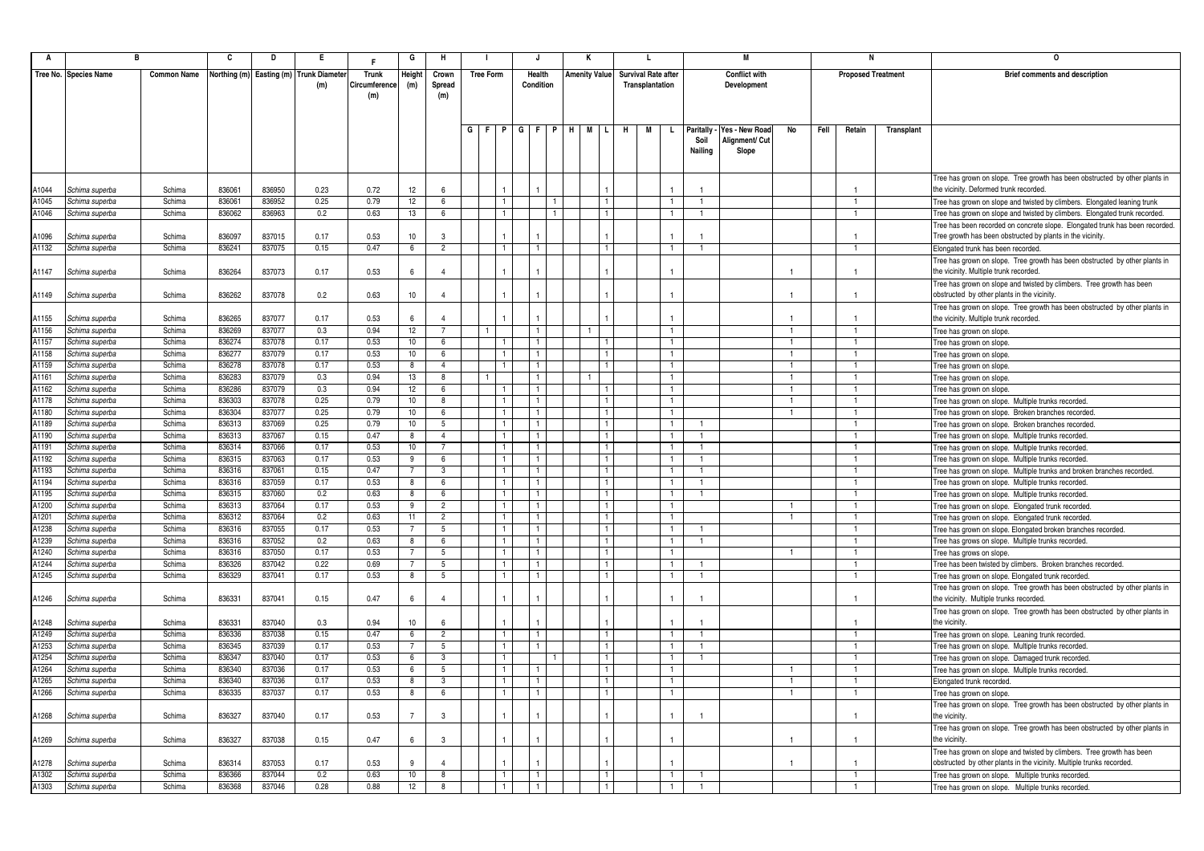| A | B | | C | D | E | F | G | H | I | | | J | | | K | | | L | | | M | | | N | | | O |
|---|---|---|---|---|---|---|---|---|---|---|---|---|---|---|---|---|---|---|---|---|---|---|---|---|---|---|---|
| Tree No. | Species Name | Common Name | Northing (m) | Easting (m) | Trunk Diameter (m) | Trunk Circumference (m) | Height (m) | Crown Spread (m) | Tree Form | | | Health Condition | | | Amenity Value | | | Survival Rate after Transplantation | | | Conflict with Development | | | Proposed Treatment | | | Brief comments and description |
| | | | | | | | | | G | F | P | G | F | P | H | M | L | H | M | L | Paritally - Soil Nailing | Yes - New Road Alignment/ Cut Slope | No | Fell | Retain | Transplant | |
| A1044 | Schima superba | Schima | 836061 | 836950 | 0.23 | 0.72 | 12 | 6 | | | 1 | | 1 | | | | 1 | | | 1 | 1 | | | | 1 | | Tree has grown on slope. Tree growth has been obstructed by other plants in the vicinity. Deformed trunk recorded. |
| A1045 | Schima superba | Schima | 836061 | 836952 | 0.25 | 0.79 | 12 | 6 | | | 1 | | | 1 | | | 1 | | | 1 | 1 | | | | 1 | | Tree has grown on slope and twisted by climbers. Elongated leaning trunk |
| A1046 | Schima superba | Schima | 836062 | 836963 | 0.2 | 0.63 | 13 | 6 | | | 1 | | | 1 | | | 1 | | | 1 | 1 | | | | 1 | | Tree has grown on slope and twisted by climbers. Elongated trunk recorded. |
| A1096 | Schima superba | Schima | 836097 | 837015 | 0.17 | 0.53 | 10 | 3 | | | 1 | | 1 | | | | 1 | | | 1 | 1 | | | | 1 | | Tree has been recorded on concrete slope. Elongated trunk has been recorded. Tree growth has been obstructed by plants in the vicinity. |
| A1132 | Schima superba | Schima | 836241 | 837075 | 0.15 | 0.47 | 6 | 2 | | | 1 | | 1 | | | | 1 | | | 1 | 1 | | | | 1 | | Elongated trunk has been recorded. |
| A1147 | Schima superba | Schima | 836264 | 837073 | 0.17 | 0.53 | 6 | 4 | | | 1 | | 1 | | | | 1 | | | 1 | | | 1 | | 1 | | Tree has grown on slope. Tree growth has been obstructed by other plants in the vicinity. Multiple trunk recorded. |
| A1149 | Schima superba | Schima | 836262 | 837078 | 0.2 | 0.63 | 10 | 4 | | | 1 | | 1 | | | | 1 | | | 1 | | | 1 | | 1 | | Tree has grown on slope and twisted by climbers. Tree growth has been obstructed by other plants in the vicinity. |
| A1155 | Schima superba | Schima | 836265 | 837077 | 0.17 | 0.53 | 6 | 4 | | | 1 | | 1 | | | | 1 | | | 1 | | | 1 | | 1 | | Tree has grown on slope. Tree growth has been obstructed by other plants in the vicinity. Multiple trunks recorded. |
| A1156 | Schima superba | Schima | 836269 | 837077 | 0.3 | 0.94 | 12 | 7 | | 1 | | | 1 | | 1 | | | | | 1 | | | 1 | | 1 | | Tree has grown on slope. |
| A1157 | Schima superba | Schima | 836274 | 837078 | 0.17 | 0.53 | 10 | 6 | | | 1 | | 1 | | | | 1 | | | 1 | | | 1 | | 1 | | Tree has grown on slope. |
| A1158 | Schima superba | Schima | 836277 | 837079 | 0.17 | 0.53 | 10 | 6 | | | 1 | | 1 | | | | 1 | | | 1 | | | 1 | | 1 | | Tree has grown on slope. |
| A1159 | Schima superba | Schima | 836278 | 837078 | 0.17 | 0.53 | 8 | 4 | | | 1 | | 1 | | | | 1 | | | 1 | | | 1 | | 1 | | Tree has grown on slope. |
| A1161 | Schima superba | Schima | 836283 | 837079 | 0.3 | 0.94 | 13 | 8 | | 1 | | | 1 | | 1 | | | | | 1 | | | 1 | | 1 | | Tree has grown on slope. |
| A1162 | Schima superba | Schima | 836286 | 837079 | 0.3 | 0.94 | 12 | 6 | | | 1 | | 1 | | | | 1 | | | 1 | | | 1 | | 1 | | Tree has grown on slope. |
| A1178 | Schima superba | Schima | 836303 | 837078 | 0.25 | 0.79 | 10 | 8 | | | 1 | | 1 | | | | 1 | | | 1 | | | 1 | | 1 | | Tree has grown on slope. Multiple trunks recorded. |
| A1180 | Schima superba | Schima | 836304 | 837077 | 0.25 | 0.79 | 10 | 6 | | | 1 | | 1 | | | | 1 | | | 1 | | | 1 | | 1 | | Tree has grown on slope. Broken branches recorded. |
| A1189 | Schima superba | Schima | 836313 | 837069 | 0.25 | 0.79 | 10 | 5 | | | 1 | | 1 | | | | 1 | | | 1 | 1 | | | | 1 | | Tree has grown on slope. Broken branches recorded. |
| A1190 | Schima superba | Schima | 836313 | 837067 | 0.15 | 0.47 | 8 | 4 | | | 1 | | 1 | | | | 1 | | | 1 | 1 | | | | 1 | | Tree has grown on slope. Multiple trunks recorded. |
| A1191 | Schima superba | Schima | 836314 | 837066 | 0.17 | 0.53 | 10 | 7 | | | 1 | | 1 | | | | 1 | | | 1 | 1 | | | | 1 | | Tree has grown on slope. Multiple trunks recorded. |
| A1192 | Schima superba | Schima | 836315 | 837063 | 0.17 | 0.53 | 9 | 6 | | | 1 | | 1 | | | | 1 | | | 1 | 1 | | | | 1 | | Tree has grown on slope. Multiple trunks recorded. |
| A1193 | Schima superba | Schima | 836316 | 837061 | 0.15 | 0.47 | 7 | 3 | | | 1 | | 1 | | | | 1 | | | 1 | 1 | | | | 1 | | Tree has grown on slope. Multiple trunks and broken branches recorded. |
| A1194 | Schima superba | Schima | 836316 | 837059 | 0.17 | 0.53 | 8 | 6 | | | 1 | | 1 | | | | 1 | | | 1 | 1 | | | | 1 | | Tree has grown on slope. Multiple trunks recorded. |
| A1195 | Schima superba | Schima | 836315 | 837060 | 0.2 | 0.63 | 8 | 6 | | | 1 | | 1 | | | | 1 | | | 1 | 1 | | | | 1 | | Tree has grown on slope. Multiple trunks recorded. |
| A1200 | Schima superba | Schima | 836313 | 837064 | 0.17 | 0.53 | 9 | 2 | | | 1 | | 1 | | | | 1 | | | 1 | | | 1 | | 1 | | Tree has grown on slope. Elongated trunk recorded. |
| A1201 | Schima superba | Schima | 836312 | 837064 | 0.2 | 0.63 | 11 | 2 | | | 1 | | 1 | | | | 1 | | | 1 | | | 1 | | 1 | | Tree has grown on slope. Elongated trunk recorded. |
| A1238 | Schima superba | Schima | 836316 | 837055 | 0.17 | 0.53 | 7 | 5 | | | 1 | | 1 | | | | 1 | | | 1 | 1 | | | | 1 | | Tree has grown on slope. Elongated broken branches recorded. |
| A1239 | Schima superba | Schima | 836316 | 837052 | 0.2 | 0.63 | 8 | 6 | | | 1 | | 1 | | | | 1 | | | 1 | 1 | | | | 1 | | Tree has grown on slope. Multiple trunks recorded. |
| A1240 | Schima superba | Schima | 836316 | 837050 | 0.17 | 0.53 | 7 | 5 | | | 1 | | 1 | | | | 1 | | | 1 | | | 1 | | 1 | | Tree has grows on slope. |
| A1244 | Schima superba | Schima | 836326 | 837042 | 0.22 | 0.69 | 7 | 5 | | | 1 | | 1 | | | | 1 | | | 1 | 1 | | | | 1 | | Tree has been twisted by climbers. Broken branches recorded. |
| A1245 | Schima superba | Schima | 836329 | 837041 | 0.17 | 0.53 | 8 | 5 | | | 1 | | 1 | | | | 1 | | | 1 | 1 | | | | 1 | | Tree has grown on slope. Elongated trunk recorded. |
| A1246 | Schima superba | Schima | 836331 | 837041 | 0.15 | 0.47 | 6 | 4 | | | 1 | | 1 | | | | 1 | | | 1 | 1 | | | | 1 | | Tree has grown on slope. Tree growth has been obstructed by other plants in the vicinity. Multiple trunks recorded. |
| A1248 | Schima superba | Schima | 836331 | 837040 | 0.3 | 0.94 | 10 | 6 | | | 1 | | 1 | | | | 1 | | | 1 | 1 | | | | 1 | | Tree has grown on slope. Tree growth has been obstructed by other plants in the vicinity. |
| A1249 | Schima superba | Schima | 836336 | 837038 | 0.15 | 0.47 | 6 | 2 | | | 1 | | 1 | | | | 1 | | | 1 | 1 | | | | 1 | | Tree has grown on slope. Leaning trunk recorded. |
| A1253 | Schima superba | Schima | 836345 | 837039 | 0.17 | 0.53 | 7 | 5 | | | 1 | | 1 | | | | 1 | | | 1 | 1 | | | | 1 | | Tree has grown on slope. Multiple trunks recorded. |
| A1254 | Schima superba | Schima | 836347 | 837040 | 0.17 | 0.53 | 6 | 3 | | | 1 | | | 1 | | | 1 | | | 1 | 1 | | | | 1 | | Tree has grown on slope. Damaged trunk recorded. |
| A1264 | Schima superba | Schima | 836340 | 837036 | 0.17 | 0.53 | 6 | 5 | | | 1 | | 1 | | | | 1 | | | 1 | | | 1 | | 1 | | Tree has grown on slope. Multiple trunks recorded. |
| A1265 | Schima superba | Schima | 836340 | 837036 | 0.17 | 0.53 | 8 | 3 | | | 1 | | 1 | | | | 1 | | | 1 | | | 1 | | 1 | | Elongated trunk recorded. |
| A1266 | Schima superba | Schima | 836335 | 837037 | 0.17 | 0.53 | 8 | 6 | | | 1 | | 1 | | | | 1 | | | 1 | | | 1 | | 1 | | Tree has grown on slope. |
| A1268 | Schima superba | Schima | 836327 | 837040 | 0.17 | 0.53 | 7 | 3 | | | 1 | | 1 | | | | 1 | | | 1 | 1 | | | | 1 | | Tree has grown on slope. Tree growth has been obstructed by other plants in the vicinity. |
| A1269 | Schima superba | Schima | 836327 | 837038 | 0.15 | 0.47 | 6 | 3 | | | 1 | | 1 | | | | 1 | | | 1 | | | 1 | | 1 | | Tree has grown on slope. Tree growth has been obstructed by other plants in the vicinity. |
| A1278 | Schima superba | Schima | 836314 | 837053 | 0.17 | 0.53 | 9 | 4 | | | 1 | | 1 | | | | 1 | | | 1 | | | 1 | | 1 | | Tree has grown on slope and twisted by climbers. Tree growth has been obstructed by other plants in the vicinity. Multiple trunks recorded. |
| A1302 | Schima superba | Schima | 836366 | 837044 | 0.2 | 0.63 | 10 | 8 | | | 1 | | 1 | | | | 1 | | | 1 | 1 | | | | 1 | | Tree has grown on slope. Multiple trunks recorded. |
| A1303 | Schima superba | Schima | 836368 | 837046 | 0.28 | 0.88 | 12 | 8 | | | 1 | | 1 | | | | 1 | | | 1 | 1 | | | | 1 | | Tree has grown on slope. Multiple trunks recorded. |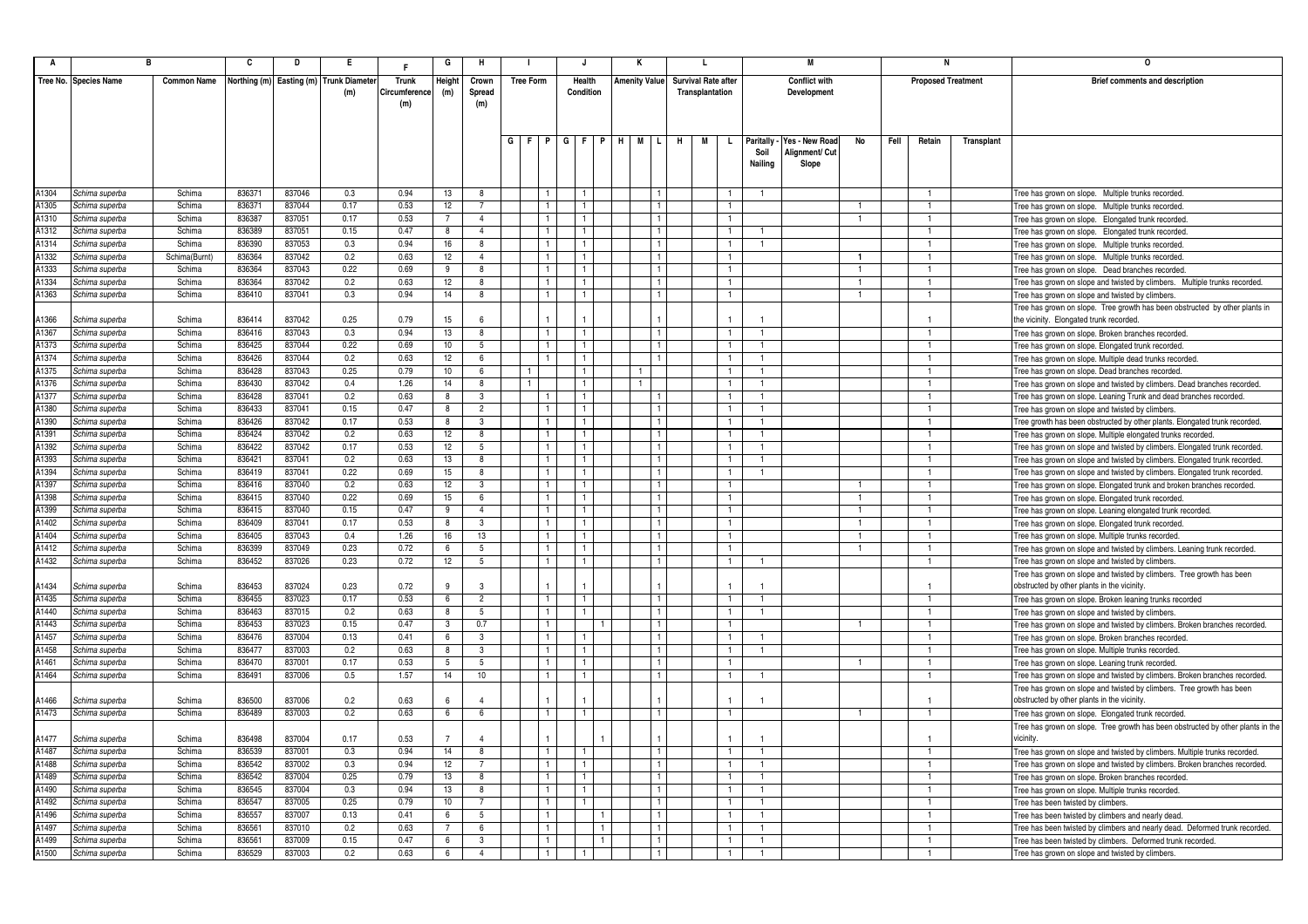| A | B | | C | D | E | F | G | H | I | | | J | | | K | | | L | | | M | | | N | | | O |
|---|---|---|---|---|---|---|---|---|---|---|---|---|---|---|---|---|---|---|---|---|---|---|---|---|---|---|---|
| Tree No. | Species Name | Common Name | Northing (m) | Easting (m) | Trunk Diameter (m) | Trunk Circumference (m) | Height (m) | Crown Spread (m) | Tree Form | | | Health Condition | | | Amenity Value | | | Survival Rate after Transplantation | | | Conflict with Development | | | Proposed Treatment | | | Brief comments and description |
| | | | | | | | | | G | F | P | G | F | P | H | M | L | H | M | L | Paritally - Soil Nailing | Yes - New Road Alignment/ Cut Slope | No | Fell | Retain | Transplant | |
| A1304 | Schima superba | Schima | 836371 | 837046 | 0.3 | 0.94 | 13 | 8 | | | 1 | 1 | | | | | 1 | | | 1 | 1 | | | | 1 | | Tree has grown on slope. Multiple trunks recorded. |
| A1305 | Schima superba | Schima | 836371 | 837044 | 0.17 | 0.53 | 12 | 7 | | | 1 | 1 | | | | | 1 | | | 1 | | | 1 | | 1 | | Tree has grown on slope. Multiple trunks recorded. |
| A1310 | Schima superba | Schima | 836387 | 837051 | 0.17 | 0.53 | 7 | 4 | | | 1 | 1 | | | | | 1 | | | 1 | | | 1 | | 1 | | Tree has grown on slope. Elongated trunk recorded. |
| A1312 | Schima superba | Schima | 836389 | 837051 | 0.15 | 0.47 | 8 | 4 | | | 1 | 1 | | | | | 1 | | | 1 | 1 | | | | 1 | | Tree has grown on slope. Elongated trunk recorded. |
| A1314 | Schima superba | Schima | 836390 | 837053 | 0.3 | 0.94 | 16 | 8 | | | 1 | 1 | | | | | 1 | | | 1 | 1 | | | | 1 | | Tree has grown on slope. Multiple trunks recorded. |
| A1332 | Schima superba | Schima(Burnt) | 836364 | 837042 | 0.2 | 0.63 | 12 | 4 | | | 1 | 1 | | | | | 1 | | | 1 | | | 1 | | 1 | | Tree has grown on slope. Multiple trunks recorded. |
| A1333 | Schima superba | Schima | 836364 | 837043 | 0.22 | 0.69 | 9 | 8 | | | 1 | 1 | | | | | 1 | | | 1 | | | 1 | | 1 | | Tree has grown on slope. Dead branches recorded. |
| A1334 | Schima superba | Schima | 836364 | 837042 | 0.2 | 0.63 | 12 | 8 | | | 1 | 1 | | | | | 1 | | | 1 | | | 1 | | 1 | | Tree has grown on slope and twisted by climbers. Multiple trunks recorded. |
| A1363 | Schima superba | Schima | 836410 | 837041 | 0.3 | 0.94 | 14 | 8 | | | 1 | 1 | | | | | 1 | | | 1 | | | 1 | | 1 | | Tree has grown on slope and twisted by climbers. |
| A1366 | Schima superba | Schima | 836414 | 837042 | 0.25 | 0.79 | 15 | 6 | | | 1 | 1 | | | | | 1 | | | 1 | 1 | | | | 1 | | Tree has grown on slope. Tree growth has been obstructed by other plants in the vicinity. Elongated trunk recorded. |
| A1367 | Schima superba | Schima | 836416 | 837043 | 0.3 | 0.94 | 13 | 8 | | | 1 | 1 | | | | | 1 | | | 1 | 1 | | | | 1 | | Tree has grown on slope. Broken branches recorded. |
| A1373 | Schima superba | Schima | 836425 | 837044 | 0.22 | 0.69 | 10 | 5 | | | 1 | 1 | | | | | 1 | | | 1 | 1 | | | | 1 | | Tree has grown on slope. Elongated trunk recorded. |
| A1374 | Schima superba | Schima | 836426 | 837044 | 0.2 | 0.63 | 12 | 6 | | | 1 | 1 | | | | | 1 | | | 1 | 1 | | | | 1 | | Tree has grown on slope. Multiple dead trunks recorded. |
| A1375 | Schima superba | Schima | 836428 | 837043 | 0.25 | 0.79 | 10 | 6 | | 1 | | 1 | | | | 1 | | | | 1 | 1 | | | | 1 | | Tree has grown on slope. Dead branches recorded. |
| A1376 | Schima superba | Schima | 836430 | 837042 | 0.4 | 1.26 | 14 | 8 | | 1 | | 1 | | | | 1 | | | | 1 | 1 | | | | 1 | | Tree has grown on slope and twisted by climbers. Dead branches recorded. |
| A1377 | Schima superba | Schima | 836428 | 837041 | 0.2 | 0.63 | 8 | 3 | | | 1 | 1 | | | | | 1 | | | 1 | 1 | | | | 1 | | Tree has grown on slope. Leaning Trunk and dead branches recorded. |
| A1380 | Schima superba | Schima | 836433 | 837041 | 0.15 | 0.47 | 8 | 2 | | | 1 | 1 | | | | | 1 | | | 1 | 1 | | | | 1 | | Tree has grown on slope and twisted by climbers. |
| A1390 | Schima superba | Schima | 836426 | 837042 | 0.17 | 0.53 | 8 | 3 | | | 1 | 1 | | | | | 1 | | | 1 | 1 | | | | 1 | | Tree growth has been obstructed by other plants. Elongated trunk recorded. |
| A1391 | Schima superba | Schima | 836424 | 837042 | 0.2 | 0.63 | 12 | 8 | | | 1 | 1 | | | | | 1 | | | 1 | 1 | | | | 1 | | Tree has grown on slope. Multiple elongated trunks recorded. |
| A1392 | Schima superba | Schima | 836422 | 837042 | 0.17 | 0.53 | 12 | 5 | | | 1 | 1 | | | | | 1 | | | 1 | 1 | | | | 1 | | Tree has grown on slope and twisted by climbers. Elongated trunk recorded. |
| A1393 | Schima superba | Schima | 836421 | 837041 | 0.2 | 0.63 | 13 | 8 | | | 1 | 1 | | | | | 1 | | | 1 | 1 | | | | 1 | | Tree has grown on slope and twisted by climbers. Elongated trunk recorded. |
| A1394 | Schima superba | Schima | 836419 | 837041 | 0.22 | 0.69 | 15 | 8 | | | 1 | 1 | | | | | 1 | | | 1 | 1 | | | | 1 | | Tree has grown on slope and twisted by climbers. Elongated trunk recorded. |
| A1397 | Schima superba | Schima | 836416 | 837040 | 0.2 | 0.63 | 12 | 3 | | | 1 | 1 | | | | | 1 | | | 1 | | | 1 | | 1 | | Tree has grown on slope. Elongated trunk and broken branches recorded. |
| A1398 | Schima superba | Schima | 836415 | 837040 | 0.22 | 0.69 | 15 | 6 | | | 1 | 1 | | | | | 1 | | | 1 | | | 1 | | 1 | | Tree has grown on slope. Elongated trunk recorded. |
| A1399 | Schima superba | Schima | 836415 | 837040 | 0.15 | 0.47 | 9 | 4 | | | 1 | 1 | | | | | 1 | | | 1 | | | 1 | | 1 | | Tree has grown on slope. Leaning elongated trunk recorded. |
| A1402 | Schima superba | Schima | 836409 | 837041 | 0.17 | 0.53 | 8 | 3 | | | 1 | 1 | | | | | 1 | | | 1 | | | 1 | | 1 | | Tree has grown on slope. Elongated trunk recorded. |
| A1404 | Schima superba | Schima | 836405 | 837043 | 0.4 | 1.26 | 16 | 13 | | | 1 | 1 | | | | | 1 | | | 1 | | | 1 | | 1 | | Tree has grown on slope. Multiple trunks recorded. |
| A1412 | Schima superba | Schima | 836399 | 837049 | 0.23 | 0.72 | 6 | 5 | | | 1 | 1 | | | | | 1 | | | 1 | | | 1 | | 1 | | Tree has grown on slope and twisted by climbers. Leaning trunk recorded. |
| A1432 | Schima superba | Schima | 836452 | 837026 | 0.23 | 0.72 | 12 | 5 | | | 1 | 1 | | | | | 1 | | | 1 | 1 | | | | 1 | | Tree has grown on slope and twisted by climbers. |
| A1434 | Schima superba | Schima | 836453 | 837024 | 0.23 | 0.72 | 9 | 3 | | | 1 | 1 | | | | | 1 | | | 1 | 1 | | | | 1 | | Tree has grown on slope and twisted by climbers. Tree growth has been obstructed by other plants in the vicinity. |
| A1435 | Schima superba | Schima | 836455 | 837023 | 0.17 | 0.53 | 6 | 2 | | | 1 | 1 | | | | | 1 | | | 1 | 1 | | | | 1 | | Tree has grown on slope. Broken leaning trunks recorded |
| A1440 | Schima superba | Schima | 836463 | 837015 | 0.2 | 0.63 | 8 | 5 | | | 1 | 1 | | | | | 1 | | | 1 | 1 | | | | 1 | | Tree has grown on slope and twisted by climbers. |
| A1443 | Schima superba | Schima | 836453 | 837023 | 0.15 | 0.47 | 3 | 0.7 | | | 1 | | 1 | | | | 1 | | | 1 | | | 1 | | 1 | | Tree has grown on slope and twisted by climbers. Broken branches recorded. |
| A1457 | Schima superba | Schima | 836476 | 837004 | 0.13 | 0.41 | 6 | 3 | | | 1 | 1 | | | | | 1 | | | 1 | 1 | | | | 1 | | Tree has grown on slope. Broken branches recorded. |
| A1458 | Schima superba | Schima | 836477 | 837003 | 0.2 | 0.63 | 8 | 3 | | | 1 | 1 | | | | | 1 | | | 1 | 1 | | | | 1 | | Tree has grown on slope. Multiple trunks recorded. |
| A1461 | Schima superba | Schima | 836470 | 837001 | 0.17 | 0.53 | 5 | 5 | | | 1 | 1 | | | | | 1 | | | 1 | | | 1 | | 1 | | Tree has grown on slope. Leaning trunk recorded. |
| A1464 | Schima superba | Schima | 836491 | 837006 | 0.5 | 1.57 | 14 | 10 | | | 1 | 1 | | | | | 1 | | | 1 | 1 | | | | 1 | | Tree has grown on slope and twisted by climbers. Broken branches recorded. |
| A1466 | Schima superba | Schima | 836500 | 837006 | 0.2 | 0.63 | 6 | 4 | | | 1 | 1 | | | | | 1 | | | 1 | 1 | | | | 1 | | Tree has grown on slope and twisted by climbers. Tree growth has been obstructed by other plants in the vicinity. |
| A1473 | Schima superba | Schima | 836489 | 837003 | 0.2 | 0.63 | 6 | 6 | | | 1 | 1 | | | | | 1 | | | 1 | | | 1 | | 1 | | Tree has grown on slope. Elongated trunk recorded. |
| A1477 | Schima superba | Schima | 836498 | 837004 | 0.17 | 0.53 | 7 | 4 | | | 1 | | 1 | | | | 1 | | | 1 | 1 | | | | 1 | | Tree has grown on slope. Tree growth has been obstructed by other plants in the vicinity. |
| A1487 | Schima superba | Schima | 836539 | 837001 | 0.3 | 0.94 | 14 | 8 | | | 1 | 1 | | | | | 1 | | | 1 | 1 | | | | 1 | | Tree has grown on slope and twisted by climbers. Multiple trunks recorded. |
| A1488 | Schima superba | Schima | 836542 | 837002 | 0.3 | 0.94 | 12 | 7 | | | 1 | 1 | | | | | 1 | | | 1 | 1 | | | | 1 | | Tree has grown on slope and twisted by climbers. Broken branches recorded. |
| A1489 | Schima superba | Schima | 836542 | 837004 | 0.25 | 0.79 | 13 | 8 | | | 1 | 1 | | | | | 1 | | | 1 | 1 | | | | 1 | | Tree has grown on slope. Broken branches recorded. |
| A1490 | Schima superba | Schima | 836545 | 837004 | 0.3 | 0.94 | 13 | 8 | | | 1 | 1 | | | | | 1 | | | 1 | 1 | | | | 1 | | Tree has grown on slope. Multiple trunks recorded. |
| A1492 | Schima superba | Schima | 836547 | 837005 | 0.25 | 0.79 | 10 | 7 | | | 1 | 1 | | | | | 1 | | | 1 | 1 | | | | 1 | | Tree has been twisted by climbers. |
| A1496 | Schima superba | Schima | 836557 | 837007 | 0.13 | 0.41 | 6 | 5 | | | 1 | | 1 | | | | 1 | | | 1 | 1 | | | | 1 | | Tree has been twisted by climbers and nearly dead. |
| A1497 | Schima superba | Schima | 836561 | 837010 | 0.2 | 0.63 | 7 | 6 | | | 1 | | | 1 | | | 1 | | | 1 | 1 | | | | 1 | | Tree has been twisted by climbers and nearly dead. Deformed trunk recorded. |
| A1499 | Schima superba | Schima | 836561 | 837009 | 0.15 | 0.47 | 6 | 3 | | | 1 | | | 1 | | | 1 | | | 1 | 1 | | | | 1 | | Tree has been twisted by climbers. Deformed trunk recorded. |
| A1500 | Schima superba | Schima | 836529 | 837003 | 0.2 | 0.63 | 6 | 4 | | | 1 | 1 | | | | | 1 | | | 1 | 1 | | | | 1 | | Tree has grown on slope and twisted by climbers. |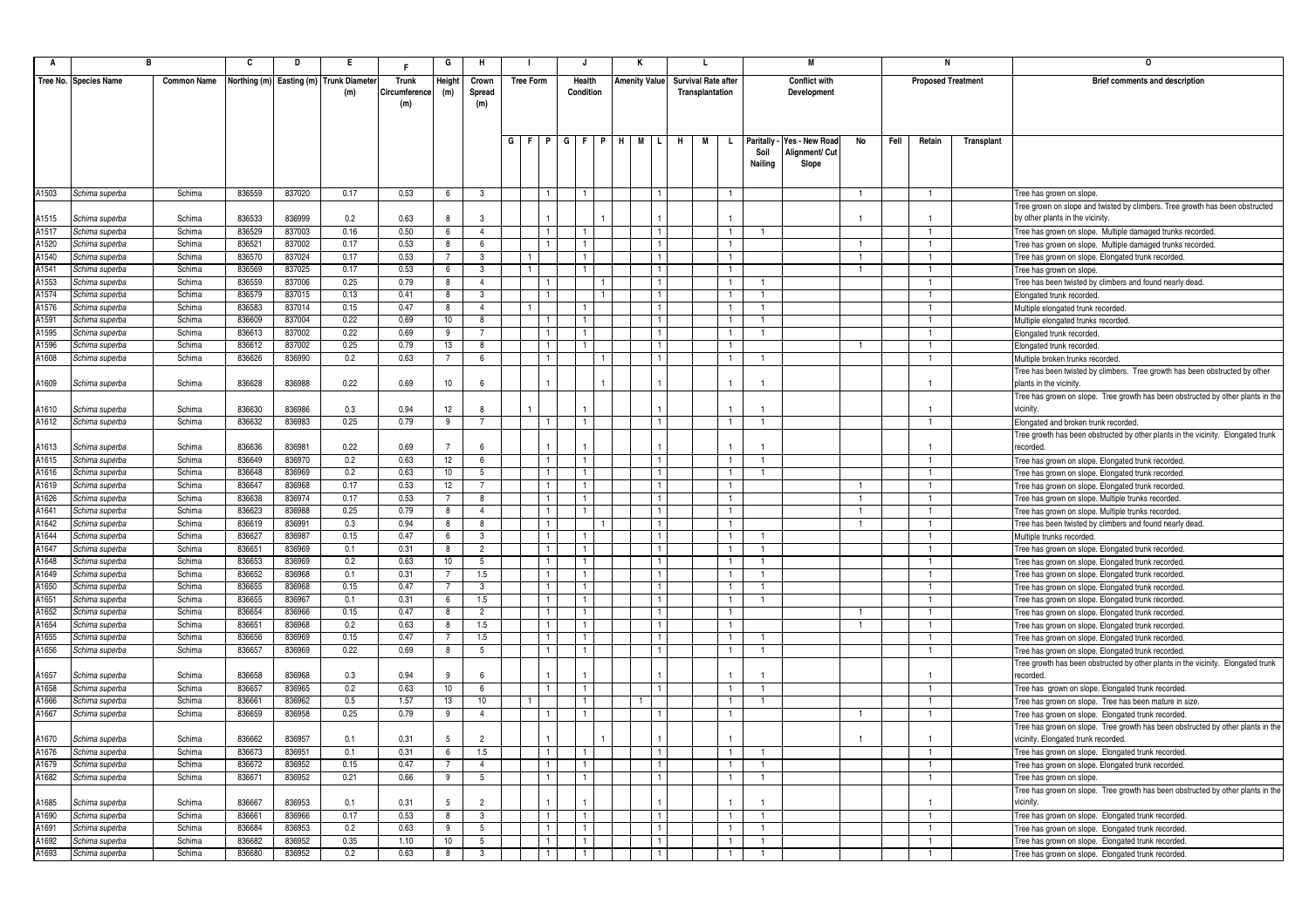| A | B | | C | D | E | F | G | H | I | | | J | | | K | | | L | | | M | | | N | | | O |
|---|---|---|---|---|---|---|---|---|---|---|---|---|---|---|---|---|---|---|---|---|---|---|---|---|---|---|---|
| Tree No. | Species Name | Common Name | Northing (m) | Easting (m) | Trunk Diameter (m) | Trunk Circumference (m) | Height (m) | Crown Spread (m) | Tree Form | | | Health Condition | | | Amenity Value | | | Survival Rate after Transplantation | | | Conflict with Development | | | Proposed Treatment | | | Brief comments and description |
| | | | | | | | | | G | F | P | G | F | P | H | M | L | H | M | L | Paritally - Soil Nailing | Yes - New Road Alignment/ Cut Slope | No | Fell | Retain | Transplant | |
| A1503 | *Schima superba* | Schima | 836559 | 837020 | 0.17 | 0.53 | 6 | 3 | | | 1 | 1 | | | | | 1 | | | 1 | | | 1 | | 1 | | Tree has grown on slope. |
| A1515 | *Schima superba* | Schima | 836533 | 836999 | 0.2 | 0.63 | 8 | 3 | | | 1 | | | 1 | | | 1 | | | 1 | | | 1 | | 1 | | Tree grown on slope and twisted by climbers. Tree growth has been obstructed by other plants in the vicinity. |
| A1517 | *Schima superba* | Schima | 836529 | 837003 | 0.16 | 0.50 | 6 | 4 | | | 1 | 1 | | | | | 1 | | | 1 | 1 | | | | 1 | | Tree has grown on slope. Multiple damaged trunks recorded. |
| A1520 | *Schima superba* | Schima | 836521 | 837002 | 0.17 | 0.53 | 8 | 6 | | | 1 | 1 | | | | | 1 | | | 1 | | | 1 | | 1 | | Tree has grown on slope. Multiple damaged trunks recorded. |
| A1540 | *Schima superba* | Schima | 836570 | 837024 | 0.17 | 0.53 | 7 | 3 | | 1 | | 1 | | | | | 1 | | | 1 | | | 1 | | 1 | | Tree has grown on slope. Elongated trunk recorded. |
| A1541 | *Schima superba* | Schima | 836569 | 837025 | 0.17 | 0.53 | 6 | 3 | | 1 | | 1 | | | | | 1 | | | 1 | | | 1 | | 1 | | Tree has grown on slope. |
| A1553 | *Schima superba* | Schima | 836559 | 837006 | 0.25 | 0.79 | 8 | 4 | | | 1 | | | 1 | | | 1 | | | 1 | 1 | | | | 1 | | Tree has been twisted by climbers and found nearly dead. |
| A1574 | *Schima superba* | Schima | 836579 | 837015 | 0.13 | 0.41 | 8 | 3 | | | 1 | | | 1 | | | 1 | | | 1 | 1 | | | | 1 | | Elongated trunk recorded. |
| A1576 | *Schima superba* | Schima | 836583 | 837014 | 0.15 | 0.47 | 8 | 4 | | 1 | | 1 | | | | | 1 | | | 1 | 1 | | | | 1 | | Multiple elongated trunk recorded. |
| A1591 | *Schima superba* | Schima | 836609 | 837004 | 0.22 | 0.69 | 10 | 8 | | | 1 | 1 | | | | | 1 | | | 1 | 1 | | | | 1 | | Multiple elongated trunks recorded. |
| A1595 | *Schima superba* | Schima | 836613 | 837002 | 0.22 | 0.69 | 9 | 7 | | | 1 | 1 | | | | | 1 | | | 1 | 1 | | | | 1 | | Elongated trunk recorded. |
| A1596 | *Schima superba* | Schima | 836612 | 837002 | 0.25 | 0.79 | 13 | 8 | | | 1 | 1 | | | | | 1 | | | 1 | | | 1 | | 1 | | Elongated trunk recorded. |
| A1608 | *Schima superba* | Schima | 836626 | 836990 | 0.2 | 0.63 | 7 | 6 | | | 1 | | | 1 | | | 1 | | | 1 | 1 | | | | 1 | | Multiple broken trunks recorded. |
| A1609 | *Schima superba* | Schima | 836628 | 836988 | 0.22 | 0.69 | 10 | 6 | | | 1 | | | 1 | | | 1 | | | 1 | 1 | | | | 1 | | Tree has been twisted by climbers. Tree growth has been obstructed by other plants in the vicinity. |
| A1610 | *Schima superba* | Schima | 836630 | 836986 | 0.3 | 0.94 | 12 | 8 | | 1 | | 1 | | | | | 1 | | | 1 | 1 | | | | 1 | | Tree has grown on slope. Tree growth has been obstructed by other plants in the vicinity. |
| A1612 | *Schima superba* | Schima | 836632 | 836983 | 0.25 | 0.79 | 9 | 7 | | | 1 | 1 | | | | | 1 | | | 1 | 1 | | | | 1 | | Elongated and broken trunk recorded. |
| A1613 | *Schima superba* | Schima | 836636 | 836981 | 0.22 | 0.69 | 7 | 6 | | | 1 | 1 | | | | | 1 | | | 1 | 1 | | | | 1 | | Tree growth has been obstructed by other plants in the vicinity. Elongated trunk recorded. |
| A1615 | *Schima superba* | Schima | 836649 | 836970 | 0.2 | 0.63 | 12 | 6 | | | 1 | 1 | | | | | 1 | | | 1 | 1 | | | | 1 | | Tree has grown on slope. Elongated trunk recorded. |
| A1616 | *Schima superba* | Schima | 836648 | 836969 | 0.2 | 0.63 | 10 | 5 | | | 1 | 1 | | | | | 1 | | | 1 | 1 | | | | 1 | | Tree has grown on slope. Elongated trunk recorded. |
| A1619 | *Schima superba* | Schima | 836647 | 836968 | 0.17 | 0.53 | 12 | 7 | | | 1 | 1 | | | | | 1 | | | 1 | | | 1 | | 1 | | Tree has grown on slope. Elongated trunk recorded. |
| A1626 | *Schima superba* | Schima | 836638 | 836974 | 0.17 | 0.53 | 7 | 8 | | | 1 | 1 | | | | | 1 | | | 1 | | | 1 | | 1 | | Tree has grown on slope. Multiple trunks recorded. |
| A1641 | *Schima superba* | Schima | 836623 | 836988 | 0.25 | 0.79 | 8 | 4 | | | 1 | 1 | | | | | 1 | | | 1 | | | 1 | | 1 | | Tree has grown on slope. Multiple trunks recorded. |
| A1642 | *Schima superba* | Schima | 836619 | 836991 | 0.3 | 0.94 | 8 | 8 | | | 1 | | | 1 | | | 1 | | | 1 | | | 1 | | 1 | | Tree has been twisted by climbers and found nearly dead. |
| A1644 | *Schima superba* | Schima | 836627 | 836987 | 0.15 | 0.47 | 6 | 3 | | | 1 | 1 | | | | | 1 | | | 1 | 1 | | | | 1 | | Multiple trunks recorded. |
| A1647 | *Schima superba* | Schima | 836651 | 836969 | 0.1 | 0.31 | 8 | 2 | | | 1 | 1 | | | | | 1 | | | 1 | 1 | | | | 1 | | Tree has grown on slope. Elongated trunk recorded. |
| A1648 | *Schima superba* | Schima | 836653 | 836969 | 0.2 | 0.63 | 10 | 5 | | | 1 | 1 | | | | | 1 | | | 1 | 1 | | | | 1 | | Tree has grown on slope. Elongated trunk recorded. |
| A1649 | *Schima superba* | Schima | 836652 | 836968 | 0.1 | 0.31 | 7 | 1.5 | | | 1 | 1 | | | | | 1 | | | 1 | 1 | | | | 1 | | Tree has grown on slope. Elongated trunk recorded. |
| A1650 | *Schima superba* | Schima | 836655 | 836968 | 0.15 | 0.47 | 7 | 3 | | | 1 | 1 | | | | | 1 | | | 1 | 1 | | | | 1 | | Tree has grown on slope. Elongated trunk recorded. |
| A1651 | *Schima superba* | Schima | 836655 | 836967 | 0.1 | 0.31 | 6 | 1.5 | | | 1 | 1 | | | | | 1 | | | 1 | 1 | | | | 1 | | Tree has grown on slope. Elongated trunk recorded. |
| A1652 | *Schima superba* | Schima | 836654 | 836966 | 0.15 | 0.47 | 8 | 2 | | | 1 | 1 | | | | | 1 | | | 1 | | | 1 | | 1 | | Tree has grown on slope. Elongated trunk recorded. |
| A1654 | *Schima superba* | Schima | 836651 | 836968 | 0.2 | 0.63 | 8 | 1.5 | | | 1 | 1 | | | | | 1 | | | 1 | | | 1 | | 1 | | Tree has grown on slope. Elongated trunk recorded. |
| A1655 | *Schima superba* | Schima | 836656 | 836969 | 0.15 | 0.47 | 7 | 1.5 | | | 1 | 1 | | | | | 1 | | | 1 | 1 | | | | 1 | | Tree has grown on slope. Elongated trunk recorded. |
| A1656 | *Schima superba* | Schima | 836657 | 836969 | 0.22 | 0.69 | 8 | 5 | | | 1 | 1 | | | | | 1 | | | 1 | 1 | | | | 1 | | Tree has grown on slope. Elongated trunk recorded. |
| A1657 | *Schima superba* | Schima | 836658 | 836968 | 0.3 | 0.94 | 9 | 6 | | | 1 | 1 | | | | | 1 | | | 1 | 1 | | | | 1 | | Tree growth has been obstructed by other plants in the vicinity. Elongated trunk recorded. |
| A1658 | *Schima superba* | Schima | 836657 | 836965 | 0.2 | 0.63 | 10 | 6 | | | 1 | 1 | | | | | 1 | | | 1 | 1 | | | | 1 | | Tree has grown on slope. Elongated trunk recorded. |
| A1666 | *Schima superba* | Schima | 836661 | 836962 | 0.5 | 1.57 | 13 | 10 | | 1 | | 1 | | | 1 | | | | | 1 | 1 | | | | 1 | | Tree has grown on slope. Tree has been mature in size. |
| A1667 | *Schima superba* | Schima | 836659 | 836958 | 0.25 | 0.79 | 9 | 4 | | | 1 | 1 | | | | | 1 | | | 1 | | | 1 | | 1 | | Tree has grown on slope. Elongated trunk recorded. |
| A1670 | *Schima superba* | Schima | 836662 | 836957 | 0.1 | 0.31 | 5 | 2 | | | 1 | | | 1 | | | 1 | | | 1 | | | 1 | | 1 | | Tree has grown on slope. Tree growth has been obstructed by other plants in the vicinity. Elongated trunk recorded. |
| A1676 | *Schima superba* | Schima | 836673 | 836951 | 0.1 | 0.31 | 6 | 1.5 | | | 1 | 1 | | | | | 1 | | | 1 | 1 | | | | 1 | | Tree has grown on slope. Elongated trunk recorded. |
| A1679 | *Schima superba* | Schima | 836672 | 836952 | 0.15 | 0.47 | 7 | 4 | | | 1 | 1 | | | | | 1 | | | 1 | 1 | | | | 1 | | Tree has grown on slope. Elongated trunk recorded. |
| A1682 | *Schima superba* | Schima | 836671 | 836952 | 0.21 | 0.66 | 9 | 5 | | | 1 | 1 | | | | | 1 | | | 1 | 1 | | | | 1 | | Tree has grown on slope. |
| A1685 | *Schima superba* | Schima | 836667 | 836953 | 0.1 | 0.31 | 5 | 2 | | | 1 | 1 | | | | | 1 | | | 1 | 1 | | | | 1 | | Tree has grown on slope. Tree growth has been obstructed by other plants in the vicinity. |
| A1690 | *Schima superba* | Schima | 836661 | 836966 | 0.17 | 0.53 | 8 | 3 | | | 1 | 1 | | | | | 1 | | | 1 | 1 | | | | 1 | | Tree has grown on slope. Elongated trunk recorded. |
| A1691 | *Schima superba* | Schima | 836684 | 836953 | 0.2 | 0.63 | 9 | 5 | | | 1 | 1 | | | | | 1 | | | 1 | 1 | | | | 1 | | Tree has grown on slope. Elongated trunk recorded. |
| A1692 | *Schima superba* | Schima | 836682 | 836952 | 0.35 | 1.10 | 10 | 5 | | | 1 | 1 | | | | | 1 | | | 1 | 1 | | | | 1 | | Tree has grown on slope. Elongated trunk recorded. |
| A1693 | *Schima superba* | Schima | 836680 | 836952 | 0.2 | 0.63 | 8 | 3 | | | 1 | 1 | | | | | 1 | | | 1 | 1 | | | | 1 | | Tree has grown on slope. Elongated trunk recorded. |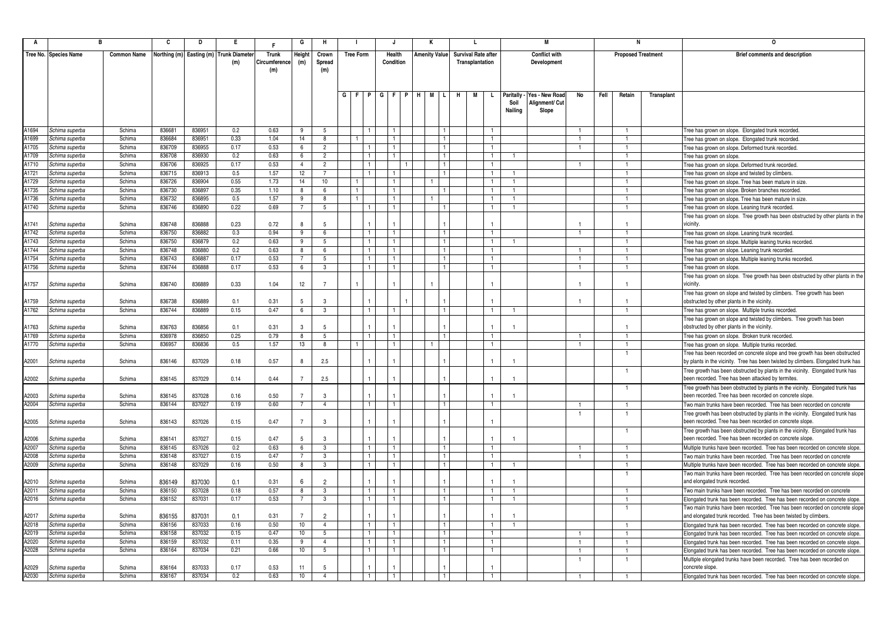| A | B | | C | D | E | F | G | H | I | | | J | | | K | | | L | | | M | | | N | | | O |
|---|---|---|---|---|---|---|---|---|---|---|---|---|---|---|---|---|---|---|---|---|---|---|---|---|---|---|---|
| Tree No. | Species Name | Common Name | Northing (m) | Easting (m) | Trunk Diameter (m) | Trunk Circumference (m) | Height (m) | Crown Spread (m) | Tree Form | | | Health Condition | | | Amenity Value | | | Survival Rate after Transplantation | | | Conflict with Development | | | Proposed Treatment | | | Brief comments and description |
| | | | | | | | | | G | F | P | G | F | P | H | M | L | H | M | L | Paritally - Soil Nailing | Yes - New Road Alignment/ Cut Slope | No | Fell | Retain | Transplant | |
| A1694 | *Schima superba* | Schima | 836681 | 836951 | 0.2 | 0.63 | 9 | 5 | | | 1 | | 1 | | | | 1 | | | 1 | | | 1 | | 1 | | Tree has grown on slope. Elongated trunk recorded. |
| A1699 | *Schima superba* | Schima | 836684 | 836951 | 0.33 | 1.04 | 14 | 8 | | 1 | | | 1 | | | | 1 | | | 1 | | | 1 | | 1 | | Tree has grown on slope. Elongated trunk recorded. |
| A1705 | *Schima superba* | Schima | 836709 | 836955 | 0.17 | 0.53 | 6 | 2 | | | 1 | | 1 | | | | 1 | | | 1 | | | 1 | | 1 | | Tree has grown on slope. Deformed trunk recorded. |
| A1709 | *Schima superba* | Schima | 836708 | 836930 | 0.2 | 0.63 | 6 | 2 | | | 1 | | 1 | | | | 1 | | | 1 | 1 | | | | 1 | | Tree has grown on slope. |
| A1710 | *Schima superba* | Schima | 836706 | 836925 | 0.17 | 0.53 | 4 | 2 | | | 1 | | | 1 | | | 1 | | | 1 | | | 1 | | 1 | | Tree has grown on slope. Deformed trunk recorded. |
| A1721 | *Schima superba* | Schima | 836715 | 836913 | 0.5 | 1.57 | 12 | 7 | | | 1 | | 1 | | | | 1 | | | 1 | 1 | | | | 1 | | Tree has grown on slope and twisted by climbers. |
| A1729 | *Schima superba* | Schima | 836726 | 836904 | 0.55 | 1.73 | 14 | 10 | | 1 | | | 1 | | | 1 | | | | 1 | 1 | | | | 1 | | Tree has grown on slope. Tree has been mature in size. |
| A1735 | *Schima superba* | Schima | 836730 | 836897 | 0.35 | 1.10 | 8 | 6 | | 1 | | | 1 | | | | 1 | | | 1 | 1 | | | | 1 | | Tree has grown on slope. Broken branches recorded. |
| A1736 | *Schima superba* | Schima | 836732 | 836895 | 0.5 | 1.57 | 9 | 8 | | 1 | | | 1 | | | 1 | | | | 1 | 1 | | | | 1 | | Tree has grown on slope. Tree has been mature in size. |
| A1740 | *Schima superba* | Schima | 836746 | 836890 | 0.22 | 0.69 | 7 | 5 | | | 1 | | 1 | | | | 1 | | | 1 | 1 | | | | 1 | | Tree has grown on slope. Leaning trunk recorded. |
| A1741 | *Schima superba* | Schima | 836748 | 836888 | 0.23 | 0.72 | 8 | 5 | | | 1 | | 1 | | | | 1 | | | 1 | | | 1 | | 1 | | Tree has grown on slope. Tree growth has been obstructed by other plants in the vicinity. |
| A1742 | *Schima superba* | Schima | 836750 | 836882 | 0.3 | 0.94 | 9 | 6 | | | 1 | | 1 | | | | 1 | | | 1 | | | 1 | | 1 | | Tree has grown on slope. Leaning trunk recorded. |
| A1743 | *Schima superba* | Schima | 836750 | 836879 | 0.2 | 0.63 | 9 | 5 | | | 1 | | 1 | | | | 1 | | | 1 | 1 | | | | 1 | | Tree has grown on slope. Multiple leaning trunks recorded. |
| A1744 | *Schima superba* | Schima | 836748 | 836880 | 0.2 | 0.63 | 8 | 6 | | | 1 | | 1 | | | | 1 | | | 1 | | | 1 | | 1 | | Tree has grown on slope. Leaning trunk recorded. |
| A1754 | *Schima superba* | Schima | 836743 | 836887 | 0.17 | 0.53 | 7 | 5 | | | 1 | | 1 | | | | 1 | | | 1 | | | 1 | | 1 | | Tree has grown on slope. Multiple leaning trunks recorded. |
| A1756 | *Schima superba* | Schima | 836744 | 836888 | 0.17 | 0.53 | 6 | 3 | | | 1 | | 1 | | | | 1 | | | 1 | | | 1 | | 1 | | Tree has grown on slope. |
| A1757 | *Schima superba* | Schima | 836740 | 836889 | 0.33 | 1.04 | 12 | 7 | | 1 | | | 1 | | | 1 | | | | 1 | | | 1 | | 1 | | Tree has grown on slope. Tree growth has been obstructed by other plants in the vicinity. |
| A1759 | *Schima superba* | Schima | 836738 | 836889 | 0.1 | 0.31 | 5 | 3 | | | 1 | | | 1 | | | 1 | | | 1 | | | 1 | | 1 | | Tree has grown on slope and twisted by climbers. Tree growth has been obstructed by other plants in the vicinity. |
| A1762 | *Schima superba* | Schima | 836744 | 836889 | 0.15 | 0.47 | 6 | 3 | | | 1 | | 1 | | | | 1 | | | 1 | 1 | | | | 1 | | Tree has grown on slope. Multiple trunks recorded. |
| A1763 | *Schima superba* | Schima | 836763 | 836856 | 0.1 | 0.31 | 3 | 5 | | | 1 | | 1 | | | | 1 | | | 1 | 1 | | | | 1 | | Tree has grown on slope and twisted by climbers. Tree growth has been obstructed by other plants in the vicinity. |
| A1769 | *Schima superba* | Schima | 836978 | 836850 | 0.25 | 0.79 | 8 | 5 | | | 1 | | 1 | | | | 1 | | | 1 | | | 1 | | 1 | | Tree has grown on slope. Broken trunk recorded. |
| A1770 | *Schima superba* | Schima | 836957 | 836836 | 0.5 | 1.57 | 13 | 8 | | 1 | | | 1 | | | 1 | | | | 1 | | | 1 | | 1 | | Tree has grown on slope. Multiple trunks recorded. |
| A2001 | *Schima superba* | Schima | 836146 | 837029 | 0.18 | 0.57 | 8 | 2.5 | | | 1 | | 1 | | | | 1 | | | 1 | 1 | | | | 1 | | Tree has been recorded on concrete slope and tree growth has been obstructed by plants in the vicinity. Tree has been twisted by climbers. Elongated trunk has |
| A2002 | *Schima superba* | Schima | 836145 | 837029 | 0.14 | 0.44 | 7 | 2.5 | | | 1 | | 1 | | | | 1 | | | 1 | 1 | | | | 1 | | Tree growth has been obstructed by plants in the vicinity. Elongated trunk has been recorded. Tree has been attacked by termites. |
| A2003 | *Schima superba* | Schima | 836145 | 837028 | 0.16 | 0.50 | 7 | 3 | | | 1 | | 1 | | | | 1 | | | 1 | 1 | | | | 1 | | Tree growth has been obstructed by plants in the vicinity. Elongated trunk has been recorded. Tree has been recorded on concrete slope. |
| A2004 | *Schima superba* | Schima | 836144 | 837027 | 0.19 | 0.60 | 7 | 4 | | | 1 | | 1 | | | | 1 | | | 1 | | | 1 | | 1 | | Two main trunks have been recorded. Tree has been recorded on concrete |
| A2005 | *Schima superba* | Schima | 836143 | 837026 | 0.15 | 0.47 | 7 | 3 | | | 1 | | 1 | | | | 1 | | | 1 | | | 1 | | 1 | | Tree growth has been obstructed by plants in the vicinity. Elongated trunk has been recorded. Tree has been recorded on concrete slope. |
| A2006 | *Schima superba* | Schima | 836141 | 837027 | 0.15 | 0.47 | 5 | 3 | | | 1 | | 1 | | | | 1 | | | 1 | 1 | | | | 1 | | Tree growth has been obstructed by plants in the vicinity. Elongated trunk has been recorded. Tree has been recorded on concrete slope. |
| A2007 | *Schima superba* | Schima | 836145 | 837026 | 0.2 | 0.63 | 6 | 3 | | | 1 | | 1 | | | | 1 | | | 1 | | | 1 | | 1 | | Multiple trunks have been recorded. Tree has been recorded on concrete slope. |
| A2008 | *Schima superba* | Schima | 836148 | 837027 | 0.15 | 0.47 | 7 | 3 | | | 1 | | 1 | | | | 1 | | | 1 | | | 1 | | 1 | | Two main trunks have been recorded. Tree has been recorded on concrete |
| A2009 | *Schima superba* | Schima | 836148 | 837029 | 0.16 | 0.50 | 8 | 3 | | | 1 | | 1 | | | | 1 | | | 1 | 1 | | | | 1 | | Multiple trunks have been recorded. Tree has been recorded on concrete slope. |
| A2010 | *Schima superba* | Schima | 836149 | 837030 | 0.1 | 0.31 | 6 | 2 | | | 1 | | 1 | | | | 1 | | | 1 | 1 | | | | 1 | | Two main trunks have been recorded. Tree has been recorded on concrete slope and elongated trunk recorded. |
| A2011 | *Schima superba* | Schima | 836150 | 837028 | 0.18 | 0.57 | 8 | 3 | | | 1 | | 1 | | | | 1 | | | 1 | 1 | | | | 1 | | Two main trunks have been recorded. Tree has been recorded on concrete |
| A2016 | *Schima superba* | Schima | 836152 | 837031 | 0.17 | 0.53 | 7 | 3 | | | 1 | | 1 | | | | 1 | | | 1 | 1 | | | | 1 | | Elongated trunk has been recorded. Tree has been recorded on concrete slope. |
| A2017 | *Schima superba* | Schima | 836155 | 837031 | 0.1 | 0.31 | 7 | 2 | | | 1 | | 1 | | | | 1 | | | 1 | 1 | | | | 1 | | Two main trunks have been recorded. Tree has been recorded on concrete slope and elongated trunk recorded. Tree has been twisted by climbers. |
| A2018 | *Schima superba* | Schima | 836156 | 837033 | 0.16 | 0.50 | 10 | 4 | | | 1 | | 1 | | | | 1 | | | 1 | 1 | | | | 1 | | Elongated trunk has been recorded. Tree has been recorded on concrete slope. |
| A2019 | *Schima superba* | Schima | 836158 | 837032 | 0.15 | 0.47 | 10 | 5 | | | 1 | | 1 | | | | 1 | | | 1 | | | 1 | | 1 | | Elongated trunk has been recorded. Tree has been recorded on concrete slope. |
| A2020 | *Schima superba* | Schima | 836159 | 837032 | 0.11 | 0.35 | 9 | 4 | | | 1 | | 1 | | | | 1 | | | 1 | | | 1 | | 1 | | Elongated trunk has been recorded. Tree has been recorded on concrete slope. |
| A2028 | *Schima superba* | Schima | 836164 | 837034 | 0.21 | 0.66 | 10 | 5 | | | 1 | | 1 | | | | 1 | | | 1 | | | 1 | | 1 | | Elongated trunk has been recorded. Tree has been recorded on concrete slope. |
| A2029 | *Schima superba* | Schima | 836164 | 837033 | 0.17 | 0.53 | 11 | 5 | | | 1 | | 1 | | | | 1 | | | 1 | | | 1 | | 1 | | Multiple elongated trunks have been recorded. Tree has been recorded on concrete slope. |
| A2030 | *Schima superba* | Schima | 836167 | 837034 | 0.2 | 0.63 | 10 | 4 | | | 1 | | 1 | | | | 1 | | | 1 | | | 1 | | 1 | | Elongated trunk has been recorded. Tree has been recorded on concrete slope. |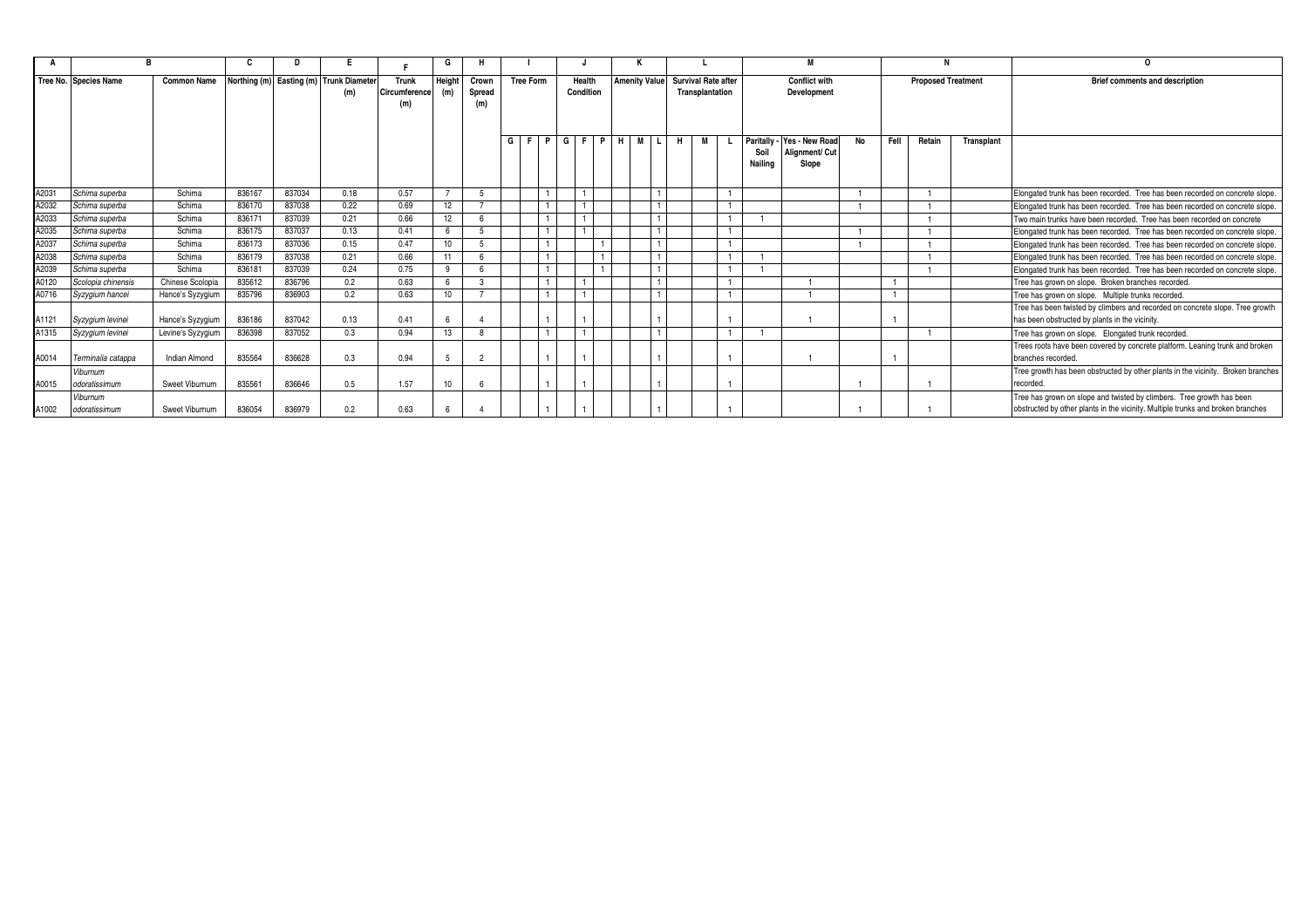| A | B | | C | D | E | F | G | H | I | | | J | | | K | | | L | | | M | | | N | | | O |
|---|---|---|---|---|---|---|---|---|---|---|---|---|---|---|---|---|---|---|---|---|---|---|---|---|---|---|---|
| Tree No. | Species Name | Common Name | Northing (m) | Easting (m) | Trunk Diameter (m) | Trunk Circumference (m) | Height (m) | Crown Spread (m) | Tree Form | | | Health Condition | | | Amenity Value | | | Survival Rate after Transplantation | | | Conflict with Development | | | Proposed Treatment | | | Brief comments and description |
| | | | | | | | | | G | F | P | G | F | P | H | M | L | H | M | L | Paritally - Soil Nailing | Yes - New Road Alignment/ Cut Slope | No | Fell | Retain | Transplant | |
| A2031 | *Schima superba* | Schima | 836167 | 837034 | 0.18 | 0.57 | 7 | 5 | | | 1 | | 1 | | | | 1 | | | 1 | | | 1 | | 1 | | Elongated trunk has been recorded. Tree has been recorded on concrete slope. |
| A2032 | *Schima superba* | Schima | 836170 | 837038 | 0.22 | 0.69 | 12 | 7 | | | 1 | | 1 | | | | 1 | | | 1 | | | 1 | | 1 | | Elongated trunk has been recorded. Tree has been recorded on concrete slope. |
| A2033 | *Schima superba* | Schima | 836171 | 837039 | 0.21 | 0.66 | 12 | 6 | | | 1 | | 1 | | | | 1 | | | 1 | 1 | | | | 1 | | Two main trunks have been recorded. Tree has been recorded on concrete |
| A2035 | *Schima superba* | Schima | 836175 | 837037 | 0.13 | 0.41 | 6 | 5 | | | 1 | | 1 | | | | 1 | | | 1 | | | 1 | | 1 | | Elongated trunk has been recorded. Tree has been recorded on concrete slope. |
| A2037 | *Schima superba* | Schima | 836173 | 837036 | 0.15 | 0.47 | 10 | 5 | | | 1 | | | 1 | | | 1 | | | 1 | | | 1 | | 1 | | Elongated trunk has been recorded. Tree has been recorded on concrete slope. |
| A2038 | *Schima superba* | Schima | 836179 | 837038 | 0.21 | 0.66 | 11 | 6 | | | 1 | | | 1 | | | 1 | | | 1 | 1 | | | | 1 | | Elongated trunk has been recorded. Tree has been recorded on concrete slope. |
| A2039 | *Schima superba* | Schima | 836181 | 837039 | 0.24 | 0.75 | 9 | 6 | | | 1 | | | 1 | | | 1 | | | 1 | 1 | | | | 1 | | Elongated trunk has been recorded. Tree has been recorded on concrete slope. |
| A0120 | *Scolopia chinensis* | Chinese Scolopia | 835612 | 836796 | 0.2 | 0.63 | 6 | 3 | | | 1 | | 1 | | | | 1 | | | 1 | | 1 | | 1 | | | Tree has grown on slope. Broken branches recorded. |
| A0716 | *Syzygium hancei* | Hance's Syzygium | 835796 | 836903 | 0.2 | 0.63 | 10 | 7 | | | 1 | | 1 | | | | 1 | | | 1 | | 1 | | 1 | | | Tree has grown on slope. Multiple trunks recorded. |
| A1121 | *Syzygium levinei* | Hance's Syzygium | 836186 | 837042 | 0.13 | 0.41 | 6 | 4 | | | 1 | | 1 | | | | 1 | | | 1 | | 1 | | 1 | | | Tree has been twisted by climbers and recorded on concrete slope. Tree growth has been obstructed by plants in the vicinity. |
| A1315 | *Syzygium levinei* | Levine's Syzygium | 836398 | 837052 | 0.3 | 0.94 | 13 | 8 | | | 1 | | 1 | | | | 1 | | | 1 | 1 | | | | 1 | | Tree has grown on slope. Elongated trunk recorded. |
| A0014 | *Terminalia catappa* | Indian Almond | 835564 | 836628 | 0.3 | 0.94 | 5 | 2 | | | 1 | | 1 | | | | 1 | | | 1 | | 1 | | 1 | | | Trees roots have been covered by concrete platform. Leaning trunk and broken branches recorded. |
| A0015 | *Viburnum odoratissimum* | Sweet Viburnum | 835561 | 836646 | 0.5 | 1.57 | 10 | 6 | | | 1 | | 1 | | | | 1 | | | 1 | | | 1 | | 1 | | Tree growth has been obstructed by other plants in the vicinity. Broken branches recorded. |
| A1002 | *Viburnum odoratissimum* | Sweet Viburnum | 836054 | 836979 | 0.2 | 0.63 | 6 | 4 | | | 1 | | 1 | | | | 1 | | | 1 | | | 1 | | 1 | | Tree has grown on slope and twisted by climbers. Tree growth has been obstructed by other plants in the vicinity. Multiple trunks and broken branches |